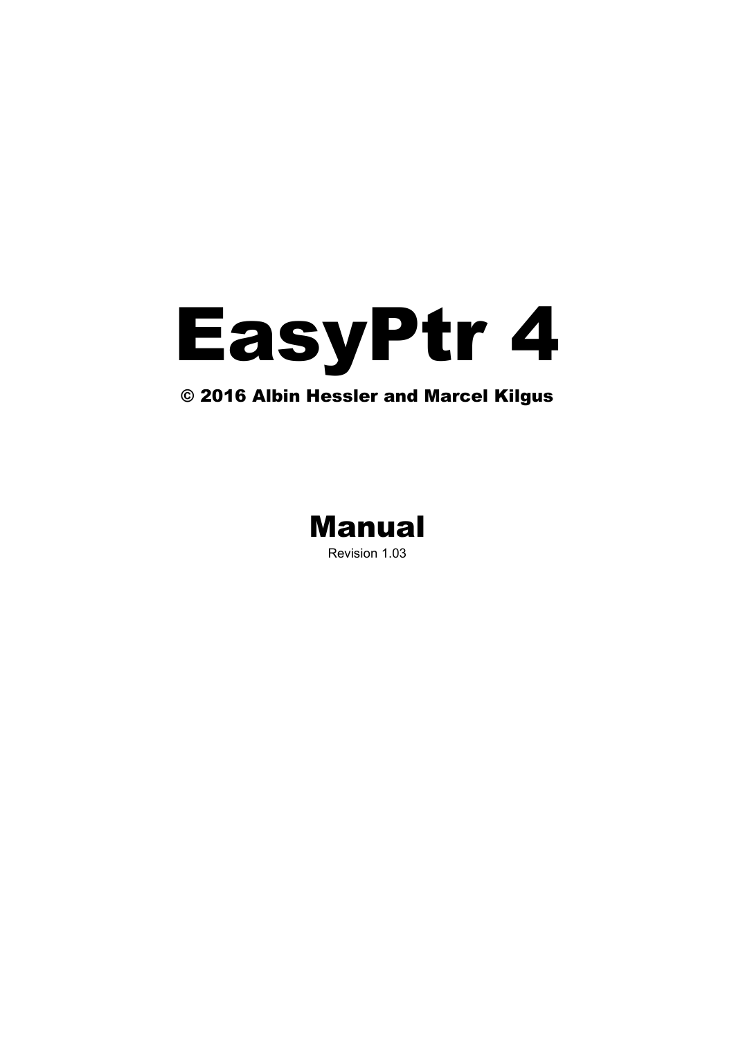# EasyPtr 4

**© 2016 Albin Hessler and Marcel Kilgus**

## Manual

Revision 1.03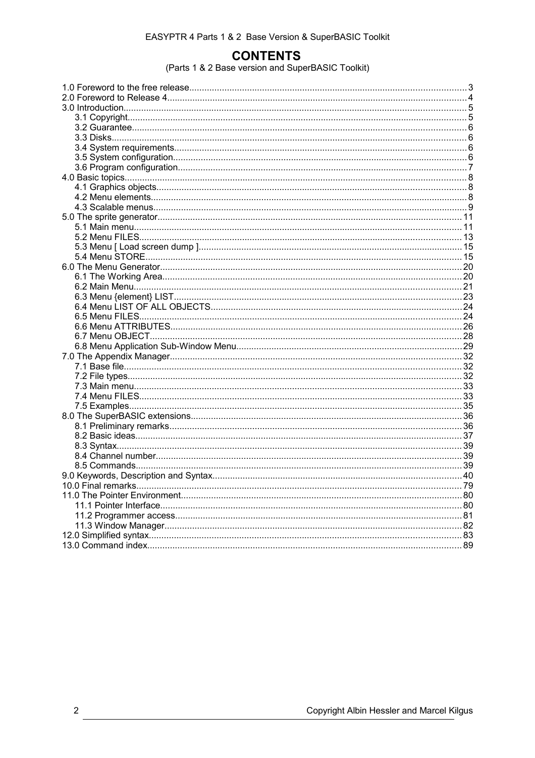# CONTENTS

(Parts 1 & 2 Base version and SuperBASIC Toolkit)

1.0 Foreword to the free release............................................................ 3
2.0 Foreword to Release 4............................................................ 4
3.0 Introduction............................................................ 5
- 3.1 Copyright............................................................ 5
- 3.2 Guarantee............................................................ 6
- 3.3 Disks............................................................ 6
- 3.4 System requirements............................................................ 6
- 3.5 System configuration............................................................ 6
- 3.6 Program configuration............................................................ 7

4.0 Basic topics............................................................ 8
- 4.1 Graphics objects............................................................ 8
- 4.2 Menu elements............................................................ 8
- 4.3 Scalable menus............................................................ 9

5.0 The sprite generator............................................................ 11
- 5.1 Main menu............................................................ 11
- 5.2 Menu FILES............................................................ 13
- 5.3 Menu [ Load screen dump ]............................................................ 15
- 5.4 Menu STORE............................................................ 15

6.0 The Menu Generator............................................................ 20
- 6.1 The Working Area............................................................ 20
- 6.2 Main Menu............................................................ 21
- 6.3 Menu {element} LIST............................................................ 23
- 6.4 Menu LIST OF ALL OBJECTS............................................................ 24
- 6.5 Menu FILES............................................................ 24
- 6.6 Menu ATTRIBUTES............................................................ 26
- 6.7 Menu OBJECT............................................................ 28
- 6.8 Menu Application Sub-Window Menu............................................................ 29

7.0 The Appendix Manager............................................................ 32
- 7.1 Base file............................................................ 32
- 7.2 File types............................................................ 32
- 7.3 Main menu............................................................ 33
- 7.4 Menu FILES............................................................ 33
- 7.5 Examples............................................................ 35

8.0 The SuperBASIC extensions............................................................ 36
- 8.1 Preliminary remarks............................................................ 36
- 8.2 Basic ideas............................................................ 37
- 8.3 Syntax............................................................ 39
- 8.4 Channel number............................................................ 39
- 8.5 Commands............................................................ 39

9.0 Keywords, Description and Syntax............................................................ 40
10.0 Final remarks............................................................ 79
11.0 The Pointer Environment............................................................ 80
- 11.1 Pointer Interface............................................................ 80
- 11.2 Programmer access............................................................ 81
- 11.3 Window Manager............................................................ 82

12.0 Simplified syntax............................................................ 83
13.0 Command index............................................................ 89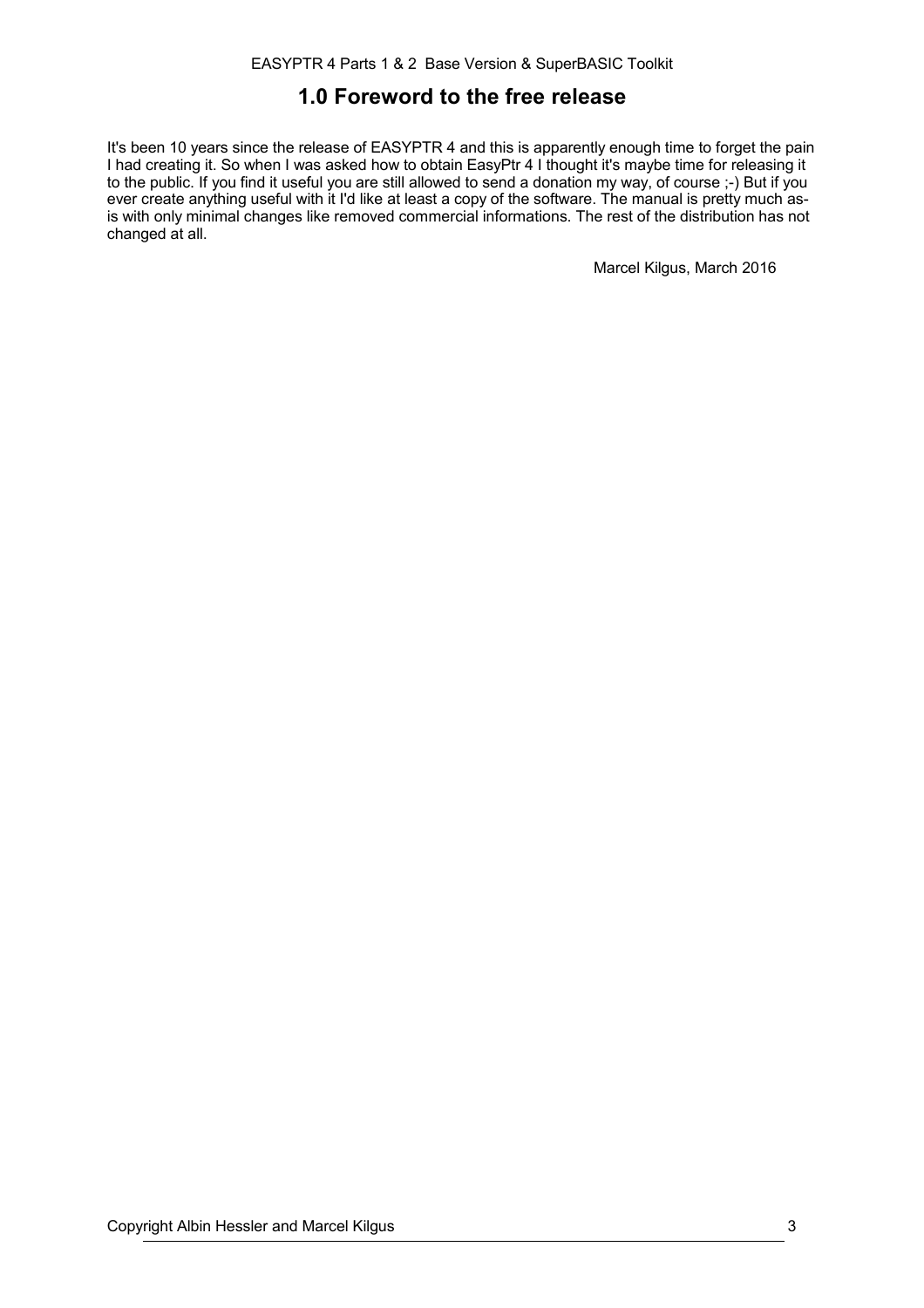# 1.0 Foreword to the free release

It's been 10 years since the release of EASYPTR 4 and this is apparently enough time to forget the pain I had creating it. So when I was asked how to obtain EasyPtr 4 I thought it's maybe time for releasing it to the public. If you find it useful you are still allowed to send a donation my way, of course ;-) But if you ever create anything useful with it I'd like at least a copy of the software. The manual is pretty much as-is with only minimal changes like removed commercial informations. The rest of the distribution has not changed at all.

Marcel Kilgus, March 2016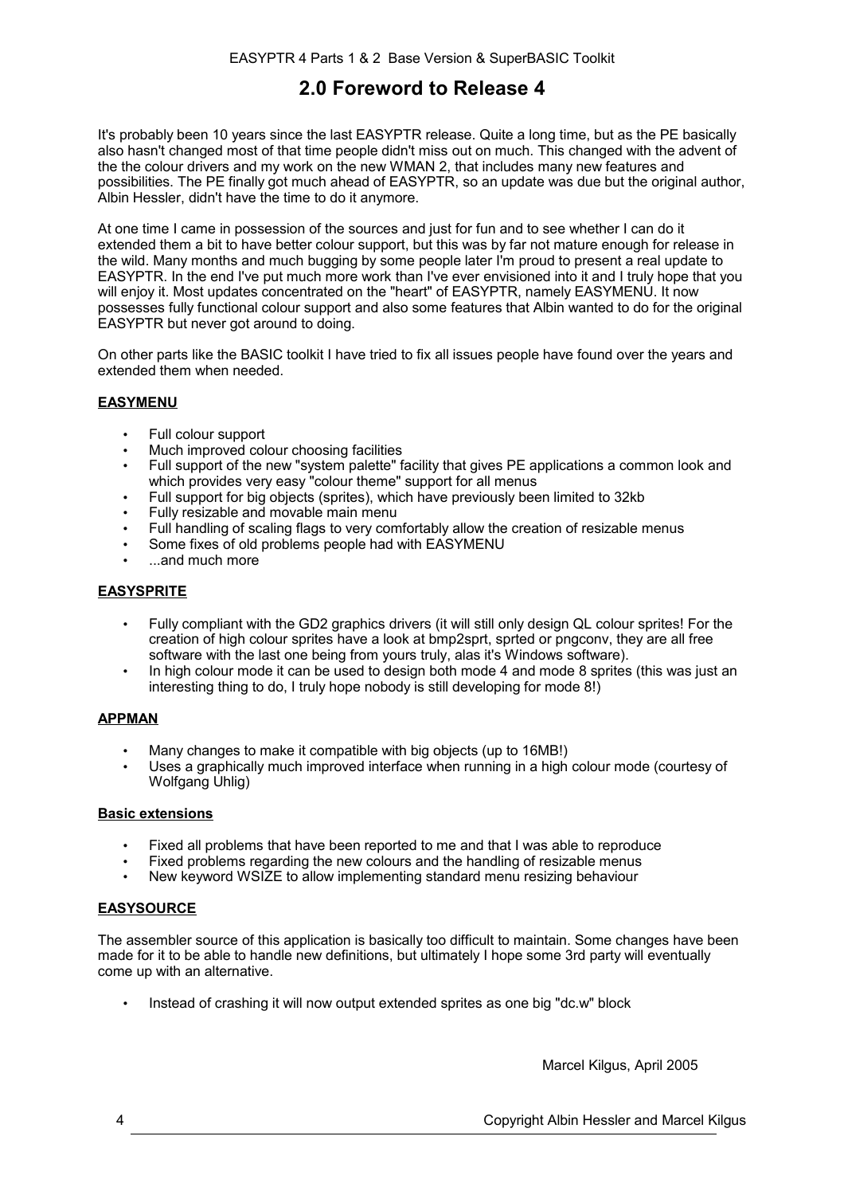## 2.0 Foreword to Release 4

It's probably been 10 years since the last EASYPTR release. Quite a long time, but as the PE basically also hasn't changed most of that time people didn't miss out on much. This changed with the advent of the the colour drivers and my work on the new WMAN 2, that includes many new features and possibilities. The PE finally got much ahead of EASYPTR, so an update was due but the original author, Albin Hessler, didn't have the time to do it anymore.

At one time I came in possession of the sources and just for fun and to see whether I can do it extended them a bit to have better colour support, but this was by far not mature enough for release in the wild. Many months and much bugging by some people later I'm proud to present a real update to EASYPTR. In the end I've put much more work than I've ever envisioned into it and I truly hope that you will enjoy it. Most updates concentrated on the "heart" of EASYPTR, namely EASYMENU. It now possesses fully functional colour support and also some features that Albin wanted to do for the original EASYPTR but never got around to doing.

On other parts like the BASIC toolkit I have tried to fix all issues people have found over the years and extended them when needed.

**EASYMENU**

- Full colour support
- Much improved colour choosing facilities
- Full support of the new "system palette" facility that gives PE applications a common look and which provides very easy "colour theme" support for all menus
- Full support for big objects (sprites), which have previously been limited to 32kb
- Fully resizable and movable main menu
- Full handling of scaling flags to very comfortably allow the creation of resizable menus
- Some fixes of old problems people had with EASYMENU
- ...and much more

**EASYSPRITE**

- Fully compliant with the GD2 graphics drivers (it will still only design QL colour sprites! For the creation of high colour sprites have a look at bmp2sprt, sprted or pngconv, they are all free software with the last one being from yours truly, alas it's Windows software).
- In high colour mode it can be used to design both mode 4 and mode 8 sprites (this was just an interesting thing to do, I truly hope nobody is still developing for mode 8!)

**APPMAN**

- Many changes to make it compatible with big objects (up to 16MB!)
- Uses a graphically much improved interface when running in a high colour mode (courtesy of Wolfgang Uhlig)

**Basic extensions**

- Fixed all problems that have been reported to me and that I was able to reproduce
- Fixed problems regarding the new colours and the handling of resizable menus
- New keyword WSIZE to allow implementing standard menu resizing behaviour

**EASYSOURCE**

The assembler source of this application is basically too difficult to maintain. Some changes have been made for it to be able to handle new definitions, but ultimately I hope some 3rd party will eventually come up with an alternative.

- Instead of crashing it will now output extended sprites as one big "dc.w" block

Marcel Kilgus, April 2005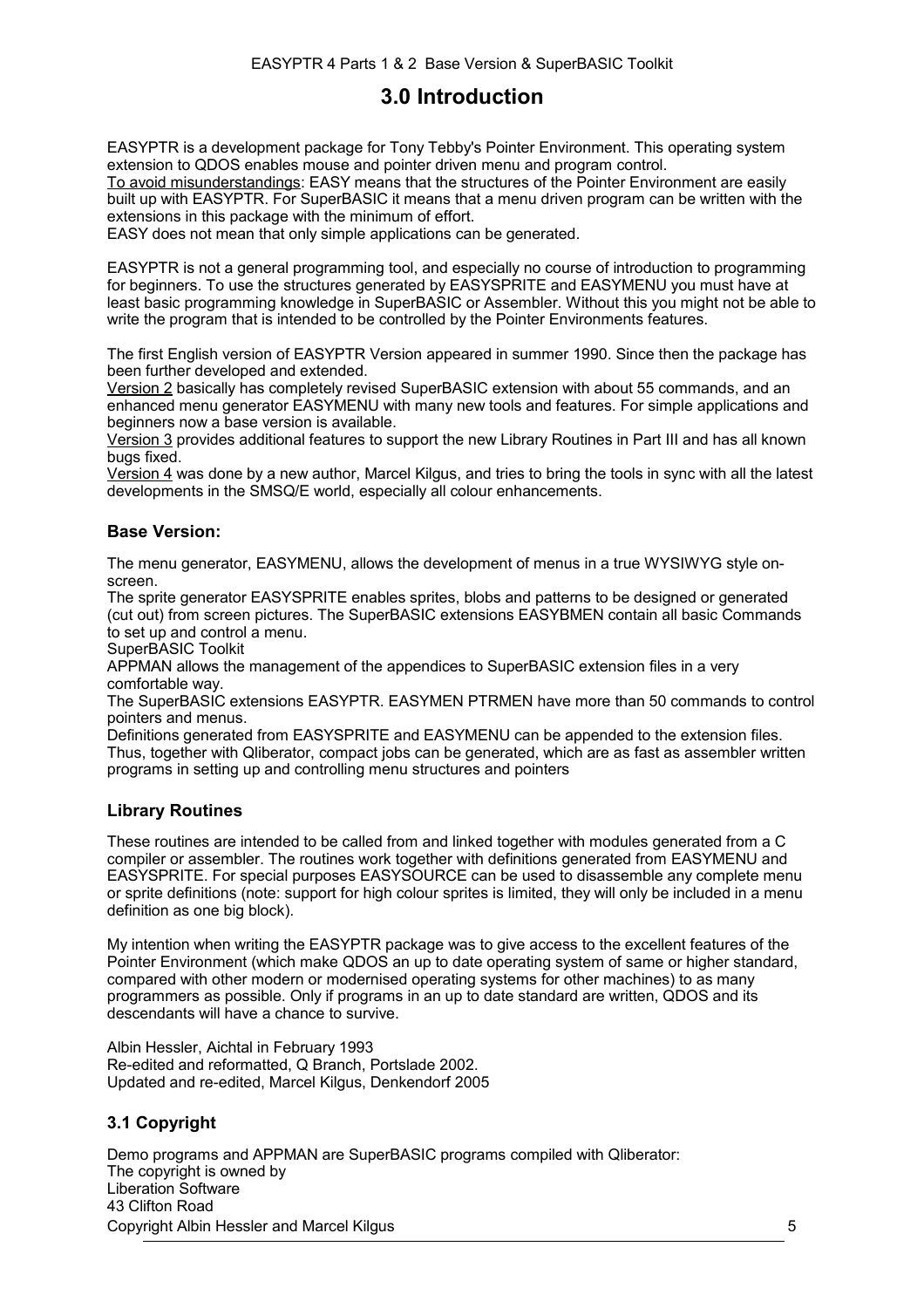# 3.0 Introduction

EASYPTR is a development package for Tony Tebby's Pointer Environment. This operating system extension to QDOS enables mouse and pointer driven menu and program control.
To avoid misunderstandings: EASY means that the structures of the Pointer Environment are easily built up with EASYPTR. For SuperBASIC it means that a menu driven program can be written with the extensions in this package with the minimum of effort.
EASY does not mean that only simple applications can be generated.

EASYPTR is not a general programming tool, and especially no course of introduction to programming for beginners. To use the structures generated by EASYSPRITE and EASYMENU you must have at least basic programming knowledge in SuperBASIC or Assembler. Without this you might not be able to write the program that is intended to be controlled by the Pointer Environments features.

The first English version of EASYPTR Version appeared in summer 1990. Since then the package has been further developed and extended.
Version 2 basically has completely revised SuperBASIC extension with about 55 commands, and an enhanced menu generator EASYMENU with many new tools and features. For simple applications and beginners now a base version is available.
Version 3 provides additional features to support the new Library Routines in Part III and has all known bugs fixed.
Version 4 was done by a new author, Marcel Kilgus, and tries to bring the tools in sync with all the latest developments in the SMSQ/E world, especially all colour enhancements.

### Base Version:

The menu generator, EASYMENU, allows the development of menus in a true WYSIWYG style on-screen.
The sprite generator EASYSPRITE enables sprites, blobs and patterns to be designed or generated (cut out) from screen pictures. The SuperBASIC extensions EASYBMEN contain all basic Commands to set up and control a menu.
SuperBASIC Toolkit
APPMAN allows the management of the appendices to SuperBASIC extension files in a very comfortable way.
The SuperBASIC extensions EASYPTR. EASYMEN PTRMEN have more than 50 commands to control pointers and menus.
Definitions generated from EASYSPRITE and EASYMENU can be appended to the extension files. Thus, together with Qliberator, compact jobs can be generated, which are as fast as assembler written programs in setting up and controlling menu structures and pointers

### Library Routines

These routines are intended to be called from and linked together with modules generated from a C compiler or assembler. The routines work together with definitions generated from EASYMENU and EASYSPRITE. For special purposes EASYSOURCE can be used to disassemble any complete menu or sprite definitions (note: support for high colour sprites is limited, they will only be included in a menu definition as one big block).

My intention when writing the EASYPTR package was to give access to the excellent features of the Pointer Environment (which make QDOS an up to date operating system of same or higher standard, compared with other modern or modernised operating systems for other machines) to as many programmers as possible. Only if programs in an up to date standard are written, QDOS and its descendants will have a chance to survive.

Albin Hessler, Aichtal in February 1993
Re-edited and reformatted, Q Branch, Portslade 2002.
Updated and re-edited, Marcel Kilgus, Denkendorf 2005

## 3.1 Copyright

Demo programs and APPMAN are SuperBASIC programs compiled with Qliberator:
The copyright is owned by
Liberation Software
43 Clifton Road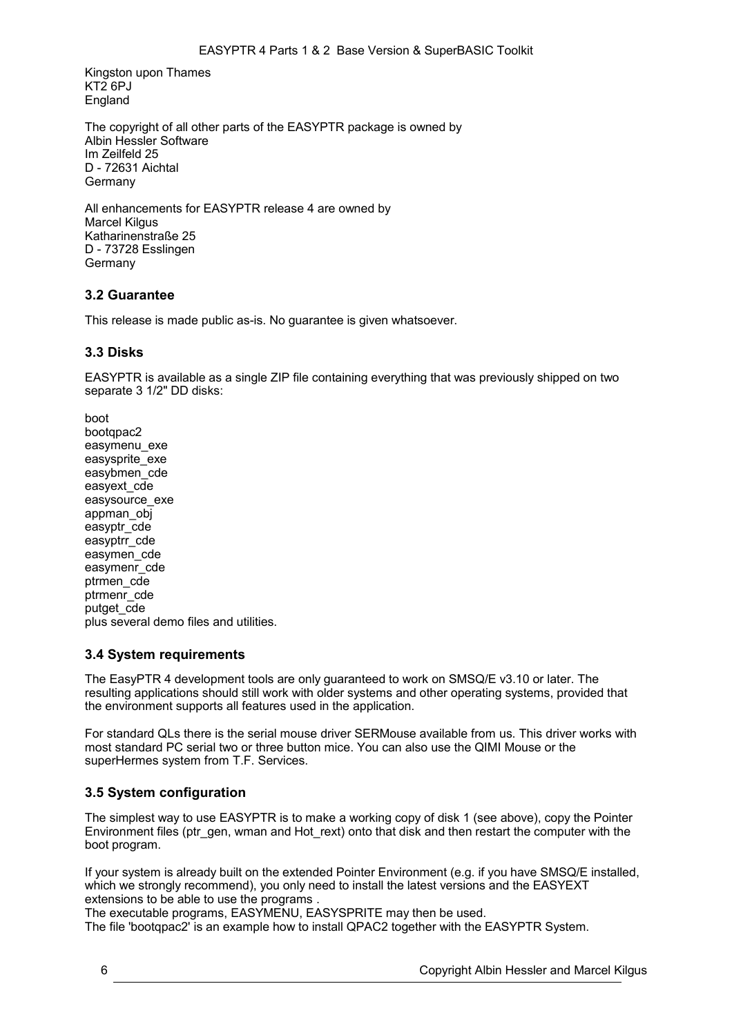Kingston upon Thames
KT2 6PJ
England

The copyright of all other parts of the EASYPTR package is owned by
Albin Hessler Software
Im Zeilfeld 25
D - 72631 Aichtal
Germany

All enhancements for EASYPTR release 4 are owned by
Marcel Kilgus
Katharinenstraße 25
D - 73728 Esslingen
Germany

### 3.2 Guarantee

This release is made public as-is. No guarantee is given whatsoever.

### 3.3 Disks

EASYPTR is available as a single ZIP file containing everything that was previously shipped on two separate 3 1/2" DD disks:

boot
bootqpac2
easymenu_exe
easysprite_exe
easybmen_cde
easyext_cde
easysource_exe
appman_obj
easyptr_cde
easyptrr_cde
easymen_cde
easymenr_cde
ptrmen_cde
ptrmenr_cde
putget_cde
plus several demo files and utilities.

### 3.4 System requirements

The EasyPTR 4 development tools are only guaranteed to work on SMSQ/E v3.10 or later. The resulting applications should still work with older systems and other operating systems, provided that the environment supports all features used in the application.

For standard QLs there is the serial mouse driver SERMouse available from us. This driver works with most standard PC serial two or three button mice. You can also use the QIMI Mouse or the superHermes system from T.F. Services.

### 3.5 System configuration

The simplest way to use EASYPTR is to make a working copy of disk 1 (see above), copy the Pointer Environment files (ptr_gen, wman and Hot_rext) onto that disk and then restart the computer with the boot program.

If your system is already built on the extended Pointer Environment (e.g. if you have SMSQ/E installed, which we strongly recommend), you only need to install the latest versions and the EASYEXT extensions to be able to use the programs .
The executable programs, EASYMENU, EASYSPRITE may then be used.
The file 'bootqpac2' is an example how to install QPAC2 together with the EASYPTR System.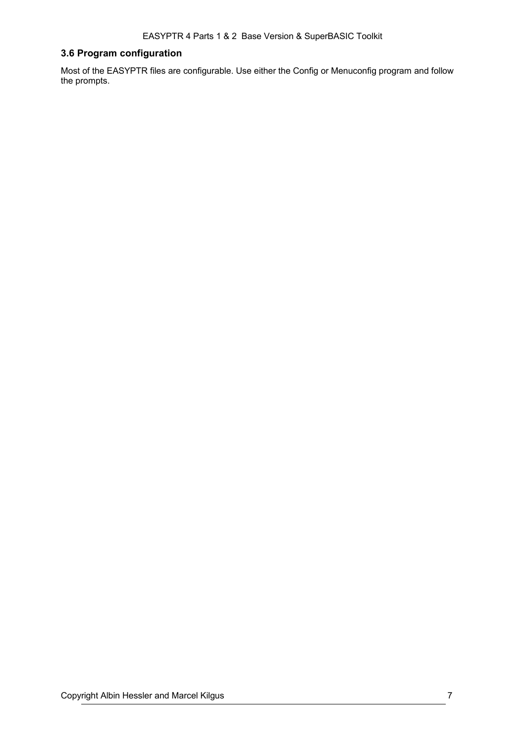### 3.6 Program configuration

Most of the EASYPTR files are configurable. Use either the Config or Menuconfig program and follow the prompts.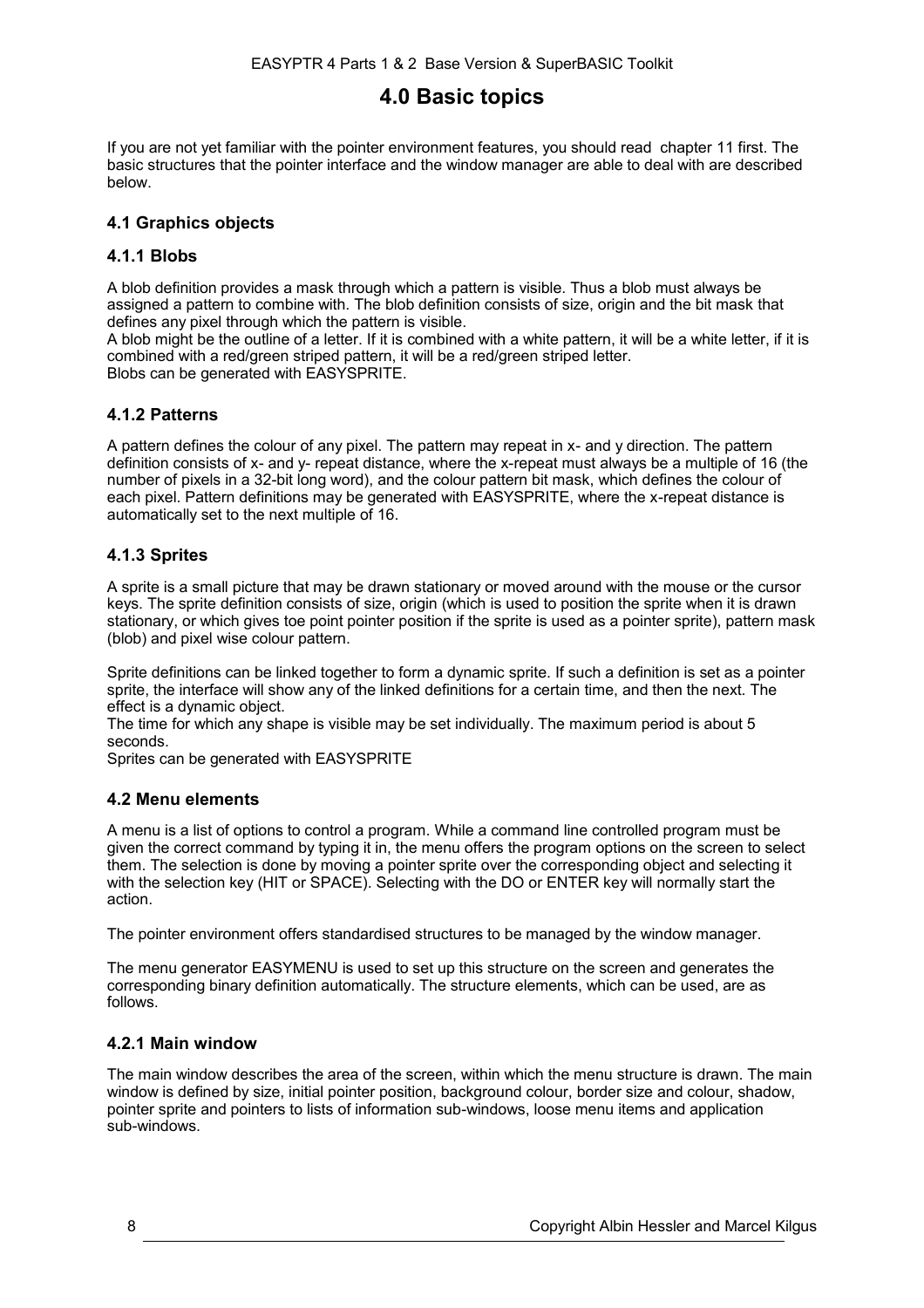# 4.0 Basic topics

If you are not yet familiar with the pointer environment features, you should read chapter 11 first. The basic structures that the pointer interface and the window manager are able to deal with are described below.

## 4.1 Graphics objects

### 4.1.1 Blobs

A blob definition provides a mask through which a pattern is visible. Thus a blob must always be assigned a pattern to combine with. The blob definition consists of size, origin and the bit mask that defines any pixel through which the pattern is visible.
A blob might be the outline of a letter. If it is combined with a white pattern, it will be a white letter, if it is combined with a red/green striped pattern, it will be a red/green striped letter.
Blobs can be generated with EASYSPRITE.

### 4.1.2 Patterns

A pattern defines the colour of any pixel. The pattern may repeat in x- and y direction. The pattern definition consists of x- and y- repeat distance, where the x-repeat must always be a multiple of 16 (the number of pixels in a 32-bit long word), and the colour pattern bit mask, which defines the colour of each pixel. Pattern definitions may be generated with EASYSPRITE, where the x-repeat distance is automatically set to the next multiple of 16.

### 4.1.3 Sprites

A sprite is a small picture that may be drawn stationary or moved around with the mouse or the cursor keys. The sprite definition consists of size, origin (which is used to position the sprite when it is drawn stationary, or which gives toe point pointer position if the sprite is used as a pointer sprite), pattern mask (blob) and pixel wise colour pattern.

Sprite definitions can be linked together to form a dynamic sprite. If such a definition is set as a pointer sprite, the interface will show any of the linked definitions for a certain time, and then the next. The effect is a dynamic object.
The time for which any shape is visible may be set individually. The maximum period is about 5 seconds.
Sprites can be generated with EASYSPRITE

## 4.2 Menu elements

A menu is a list of options to control a program. While a command line controlled program must be given the correct command by typing it in, the menu offers the program options on the screen to select them. The selection is done by moving a pointer sprite over the corresponding object and selecting it with the selection key (HIT or SPACE). Selecting with the DO or ENTER key will normally start the action.

The pointer environment offers standardised structures to be managed by the window manager.

The menu generator EASYMENU is used to set up this structure on the screen and generates the corresponding binary definition automatically. The structure elements, which can be used, are as follows.

### 4.2.1 Main window

The main window describes the area of the screen, within which the menu structure is drawn. The main window is defined by size, initial pointer position, background colour, border size and colour, shadow, pointer sprite and pointers to lists of information sub-windows, loose menu items and application sub-windows.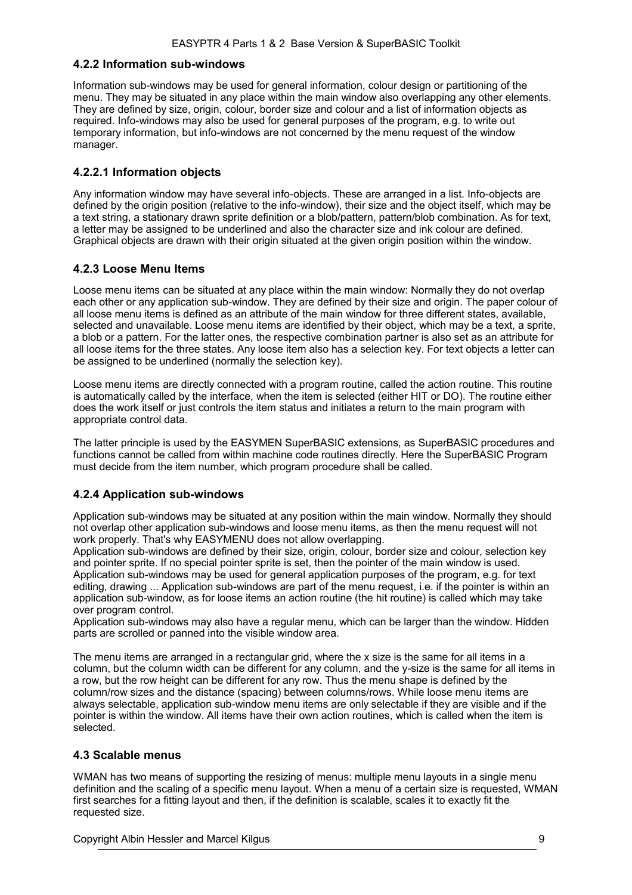### 4.2.2 Information sub-windows

Information sub-windows may be used for general information, colour design or partitioning of the menu. They may be situated in any place within the main window also overlapping any other elements. They are defined by size, origin, colour, border size and colour and a list of information objects as required. Info-windows may also be used for general purposes of the program, e.g. to write out temporary information, but info-windows are not concerned by the menu request of the window manager.

### 4.2.2.1 Information objects

Any information window may have several info-objects. These are arranged in a list. Info-objects are defined by the origin position (relative to the info-window), their size and the object itself, which may be a text string, a stationary drawn sprite definition or a blob/pattern, pattern/blob combination. As for text, a letter may be assigned to be underlined and also the character size and ink colour are defined. Graphical objects are drawn with their origin situated at the given origin position within the window.

### 4.2.3 Loose Menu Items

Loose menu items can be situated at any place within the main window: Normally they do not overlap each other or any application sub-window. They are defined by their size and origin. The paper colour of all loose menu items is defined as an attribute of the main window for three different states, available, selected and unavailable. Loose menu items are identified by their object, which may be a text, a sprite, a blob or a pattern. For the latter ones, the respective combination partner is also set as an attribute for all loose items for the three states. Any loose item also has a selection key. For text objects a letter can be assigned to be underlined (normally the selection key).

Loose menu items are directly connected with a program routine, called the action routine. This routine is automatically called by the interface, when the item is selected (either HIT or DO). The routine either does the work itself or just controls the item status and initiates a return to the main program with appropriate control data.

The latter principle is used by the EASYMEN SuperBASIC extensions, as SuperBASIC procedures and functions cannot be called from within machine code routines directly. Here the SuperBASIC Program must decide from the item number, which program procedure shall be called.

### 4.2.4 Application sub-windows

Application sub-windows may be situated at any position within the main window. Normally they should not overlap other application sub-windows and loose menu items, as then the menu request will not work properly. That's why EASYMENU does not allow overlapping.
Application sub-windows are defined by their size, origin, colour, border size and colour, selection key and pointer sprite. If no special pointer sprite is set, then the pointer of the main window is used.
Application sub-windows may be used for general application purposes of the program, e.g. for text editing, drawing ... Application sub-windows are part of the menu request, i.e. if the pointer is within an application sub-window, as for loose items an action routine (the hit routine) is called which may take over program control.
Application sub-windows may also have a regular menu, which can be larger than the window. Hidden parts are scrolled or panned into the visible window area.

The menu items are arranged in a rectangular grid, where the x size is the same for all items in a column, but the column width can be different for any column, and the y-size is the same for all items in a row, but the row height can be different for any row. Thus the menu shape is defined by the column/row sizes and the distance (spacing) between columns/rows. While loose menu items are always selectable, application sub-window menu items are only selectable if they are visible and if the pointer is within the window. All items have their own action routines, which is called when the item is selected.

## 4.3 Scalable menus

WMAN has two means of supporting the resizing of menus: multiple menu layouts in a single menu definition and the scaling of a specific menu layout. When a menu of a certain size is requested, WMAN first searches for a fitting layout and then, if the definition is scalable, scales it to exactly fit the requested size.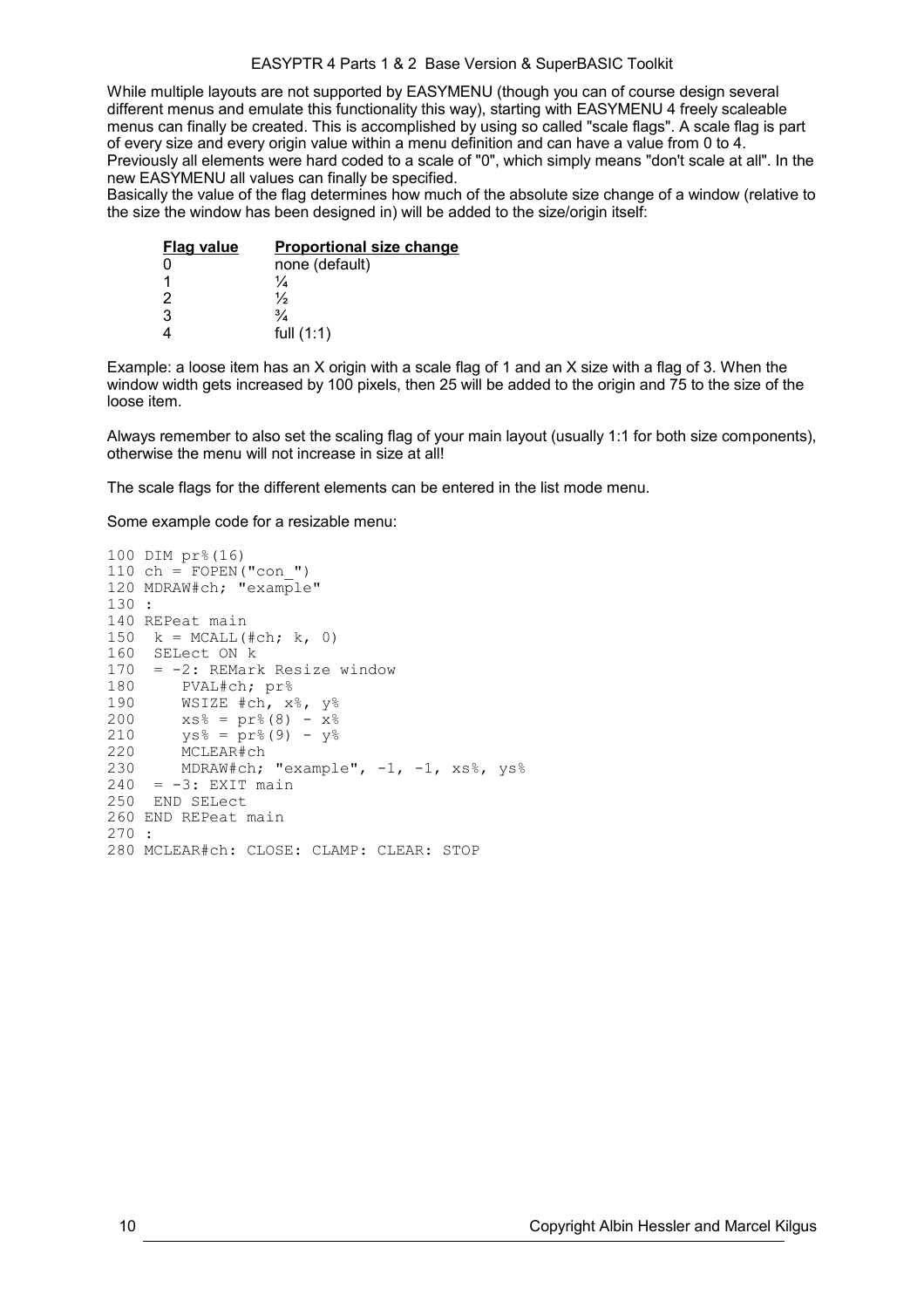While multiple layouts are not supported by EASYMENU (though you can of course design several different menus and emulate this functionality this way), starting with EASYMENU 4 freely scaleable menus can finally be created. This is accomplished by using so called "scale flags". A scale flag is part of every size and every origin value within a menu definition and can have a value from 0 to 4. Previously all elements were hard coded to a scale of "0", which simply means "don't scale at all". In the new EASYMENU all values can finally be specified.

Basically the value of the flag determines how much of the absolute size change of a window (relative to the size the window has been designed in) will be added to the size/origin itself:

| Flag value | Proportional size change |
|---|---|
| 0 | none (default) |
| 1 | ¼ |
| 2 | ½ |
| 3 | ¾ |
| 4 | full (1:1) |

Example: a loose item has an X origin with a scale flag of 1 and an X size with a flag of 3. When the window width gets increased by 100 pixels, then 25 will be added to the origin and 75 to the size of the loose item.

Always remember to also set the scaling flag of your main layout (usually 1:1 for both size components), otherwise the menu will not increase in size at all!

The scale flags for the different elements can be entered in the list mode menu.

Some example code for a resizable menu:

```
100 DIM pr%(16)
110 ch = FOPEN("con_")
120 MDRAW#ch; "example"
130 :
140 REPeat main
150  k = MCALL(#ch; k, 0)
160  SELect ON k
170  = -2: REMark Resize window
180      PVAL#ch; pr%
190      WSIZE #ch, x%, y%
200      xs% = pr%(8) - x%
210      ys% = pr%(9) - y%
220      MCLEAR#ch
230      MDRAW#ch; "example", -1, -1, xs%, ys%
240  = -3: EXIT main
250  END SELect
260 END REPeat main
270 :
280 MCLEAR#ch: CLOSE: CLAMP: CLEAR: STOP
```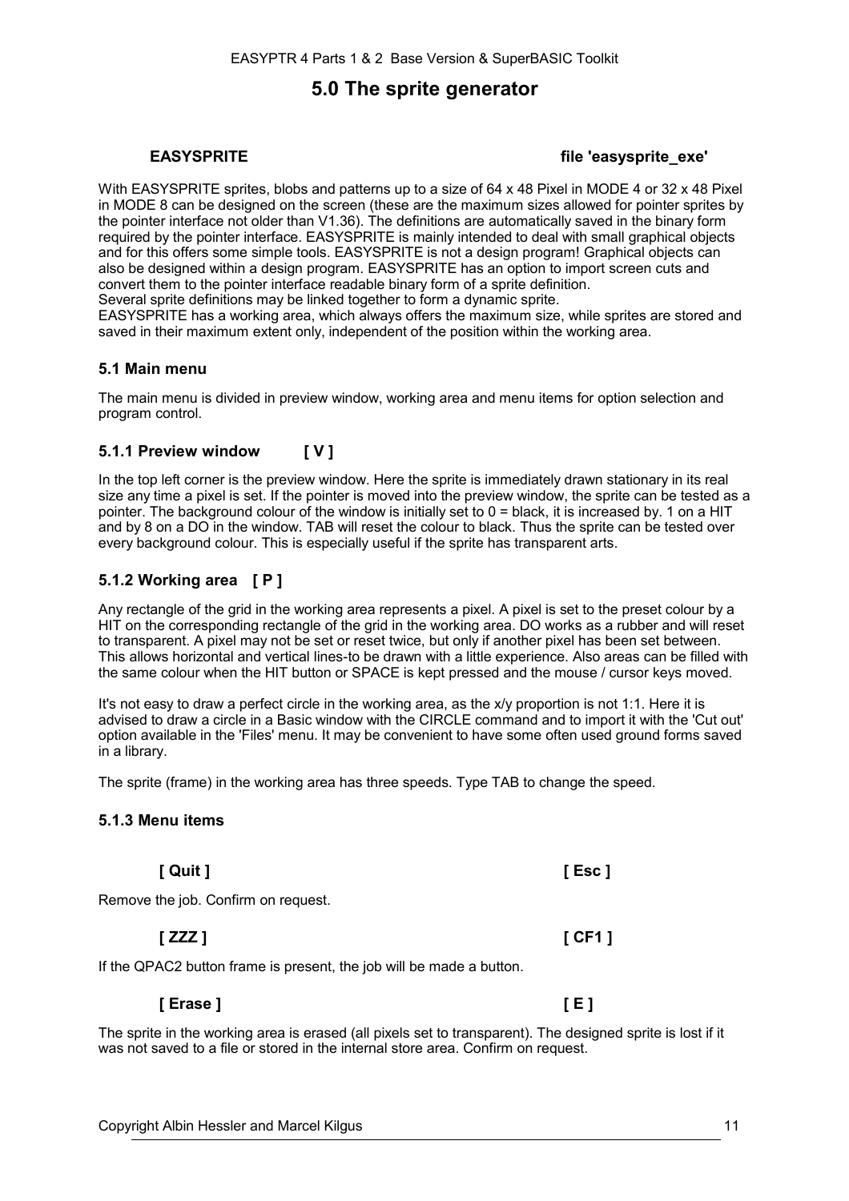# 5.0 The sprite generator

**EASYSPRITE** **file 'easysprite_exe'**

With EASYSPRITE sprites, blobs and patterns up to a size of 64 x 48 Pixel in MODE 4 or 32 x 48 Pixel in MODE 8 can be designed on the screen (these are the maximum sizes allowed for pointer sprites by the pointer interface not older than V1.36). The definitions are automatically saved in the binary form required by the pointer interface. EASYSPRITE is mainly intended to deal with small graphical objects and for this offers some simple tools. EASYSPRITE is not a design program! Graphical objects can also be designed within a design program. EASYSPRITE has an option to import screen cuts and convert them to the pointer interface readable binary form of a sprite definition.
Several sprite definitions may be linked together to form a dynamic sprite.
EASYSPRITE has a working area, which always offers the maximum size, while sprites are stored and saved in their maximum extent only, independent of the position within the working area.

## 5.1 Main menu

The main menu is divided in preview window, working area and menu items for option selection and program control.

### 5.1.1 Preview window [ V ]

In the top left corner is the preview window. Here the sprite is immediately drawn stationary in its real size any time a pixel is set. If the pointer is moved into the preview window, the sprite can be tested as a pointer. The background colour of the window is initially set to 0 = black, it is increased by. 1 on a HIT and by 8 on a DO in the window. TAB will reset the colour to black. Thus the sprite can be tested over every background colour. This is especially useful if the sprite has transparent arts.

### 5.1.2 Working area [ P ]

Any rectangle of the grid in the working area represents a pixel. A pixel is set to the preset colour by a HIT on the corresponding rectangle of the grid in the working area. DO works as a rubber and will reset to transparent. A pixel may not be set or reset twice, but only if another pixel has been set between. This allows horizontal and vertical lines-to be drawn with a little experience. Also areas can be filled with the same colour when the HIT button or SPACE is kept pressed and the mouse / cursor keys moved.

It's not easy to draw a perfect circle in the working area, as the x/y proportion is not 1:1. Here it is advised to draw a circle in a Basic window with the CIRCLE command and to import it with the 'Cut out' option available in the 'Files' menu. It may be convenient to have some often used ground forms saved in a library.

The sprite (frame) in the working area has three speeds. Type TAB to change the speed.

### 5.1.3 Menu items

**[ Quit ]** **[ Esc ]**

Remove the job. Confirm on request.

**[ ZZZ ]** **[ CF1 ]**

If the QPAC2 button frame is present, the job will be made a button.

**[ Erase ]** **[ E ]**

The sprite in the working area is erased (all pixels set to transparent). The designed sprite is lost if it was not saved to a file or stored in the internal store area. Confirm on request.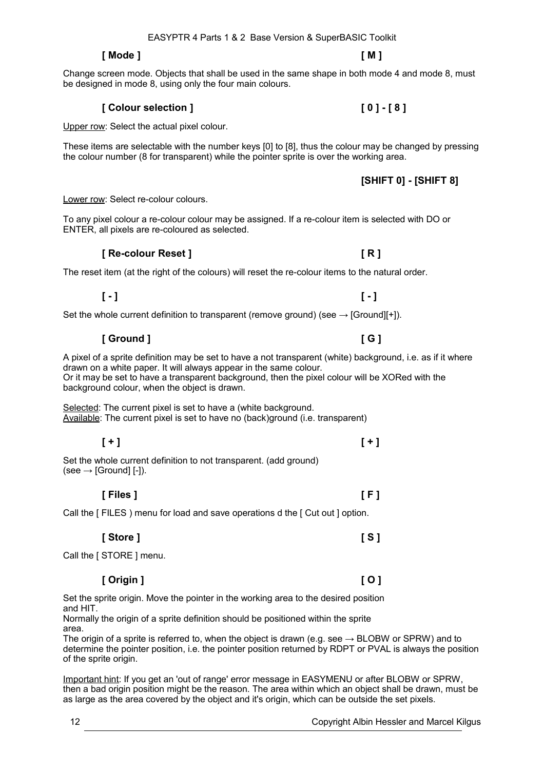**[ Mode ]** **[ M ]**

Change screen mode. Objects that shall be used in the same shape in both mode 4 and mode 8, must be designed in mode 8, using only the four main colours.

**[ Colour selection ]** **[ 0 ] - [ 8 ]**

Upper row: Select the actual pixel colour.

These items are selectable with the number keys [0] to [8], thus the colour may be changed by pressing the colour number (8 for transparent) while the pointer sprite is over the working area.

**[SHIFT 0] - [SHIFT 8]**

Lower row: Select re-colour colours.

To any pixel colour a re-colour colour may be assigned. If a re-colour item is selected with DO or ENTER, all pixels are re-coloured as selected.

**[ Re-colour Reset ]** **[ R ]**

The reset item (at the right of the colours) will reset the re-colour items to the natural order.

**[ - ]** **[ - ]**

Set the whole current definition to transparent (remove ground) (see → [Ground][+]).

**[ Ground ]** **[ G ]**

A pixel of a sprite definition may be set to have a not transparent (white) background, i.e. as if it where drawn on a white paper. It will always appear in the same colour.
Or it may be set to have a transparent background, then the pixel colour will be XORed with the background colour, when the object is drawn.

Selected: The current pixel is set to have a (white background.
Available: The current pixel is set to have no (back)ground (i.e. transparent)

**[ + ]** **[ + ]**

Set the whole current definition to not transparent. (add ground)
(see → [Ground] [-]).

**[ Files ]** **[ F ]**

Call the [ FILES ) menu for load and save operations d the [ Cut out ] option.

**[ Store ]** **[ S ]**

Call the [ STORE ] menu.

**[ Origin ]** **[ O ]**

Set the sprite origin. Move the pointer in the working area to the desired position and HIT.
Normally the origin of a sprite definition should be positioned within the sprite area.
The origin of a sprite is referred to, when the object is drawn (e.g. see → BLOBW or SPRW) and to determine the pointer position, i.e. the pointer position returned by RDPT or PVAL is always the position of the sprite origin.

Important hint: If you get an 'out of range' error message in EASYMENU or after BLOBW or SPRW, then a bad origin position might be the reason. The area within which an object shall be drawn, must be as large as the area covered by the object and it's origin, which can be outside the set pixels.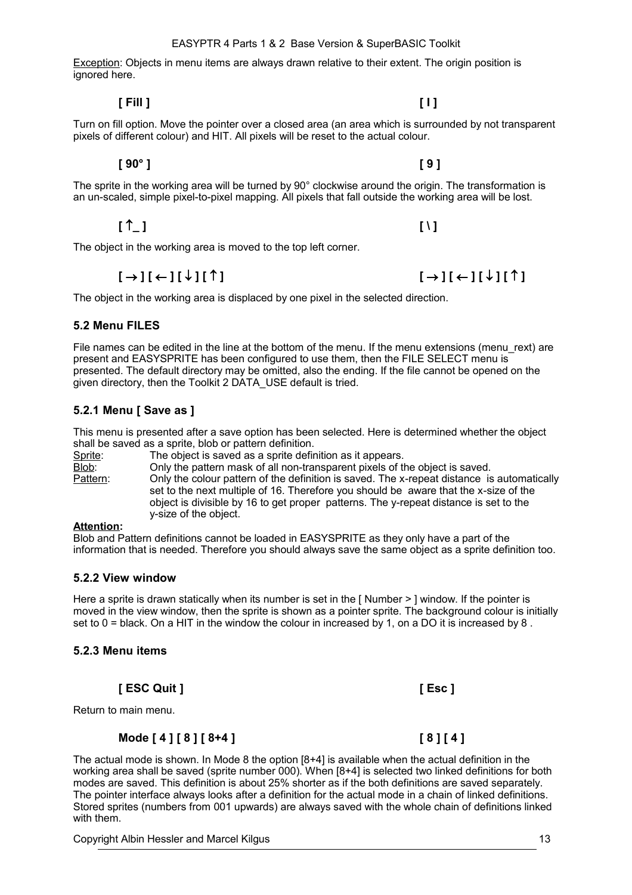Exception: Objects in menu items are always drawn relative to their extent. The origin position is ignored here.

**[ Fill ]** **[ I ]**

Turn on fill option. Move the pointer over a closed area (an area which is surrounded by not transparent pixels of different colour) and HIT. All pixels will be reset to the actual colour.

**[ 90° ]** **[ 9 ]**

The sprite in the working area will be turned by 90° clockwise around the origin. The transformation is an un-scaled, simple pixel-to-pixel mapping. All pixels that fall outside the working area will be lost.

**[ ↑_ ]** **[ \ ]**

The object in the working area is moved to the top left corner.

**[ → ] [ ← ] [ ↓ ] [ ↑ ]** **[ → ] [ ← ] [ ↓ ] [ ↑ ]**

The object in the working area is displaced by one pixel in the selected direction.

### 5.2 Menu FILES

File names can be edited in the line at the bottom of the menu. If the menu extensions (menu_rext) are present and EASYSPRITE has been configured to use them, then the FILE SELECT menu is presented. The default directory may be omitted, also the ending. If the file cannot be opened on the given directory, then the Toolkit 2 DATA_USE default is tried.

### 5.2.1 Menu [ Save as ]

This menu is presented after a save option has been selected. Here is determined whether the object shall be saved as a sprite, blob or pattern definition.

Sprite: The object is saved as a sprite definition as it appears.
Blob: Only the pattern mask of all non-transparent pixels of the object is saved.
Pattern: Only the colour pattern of the definition is saved. The x-repeat distance is automatically set to the next multiple of 16. Therefore you should be aware that the x-size of the object is divisible by 16 to get proper patterns. The y-repeat distance is set to the y-size of the object.

**Attention:**
Blob and Pattern definitions cannot be loaded in EASYSPRITE as they only have a part of the information that is needed. Therefore you should always save the same object as a sprite definition too.

### 5.2.2 View window

Here a sprite is drawn statically when its number is set in the [ Number > ] window. If the pointer is moved in the view window, then the sprite is shown as a pointer sprite. The background colour is initially set to 0 = black. On a HIT in the window the colour in increased by 1, on a DO it is increased by 8 .

### 5.2.3 Menu items

**[ ESC Quit ]** **[ Esc ]**

Return to main menu.

**Mode [ 4 ] [ 8 ] [ 8+4 ]** **[ 8 ] [ 4 ]**

The actual mode is shown. In Mode 8 the option [8+4] is available when the actual definition in the working area shall be saved (sprite number 000). When [8+4] is selected two linked definitions for both modes are saved. This definition is about 25% shorter as if the both definitions are saved separately. The pointer interface always looks after a definition for the actual mode in a chain of linked definitions. Stored sprites (numbers from 001 upwards) are always saved with the whole chain of definitions linked with them.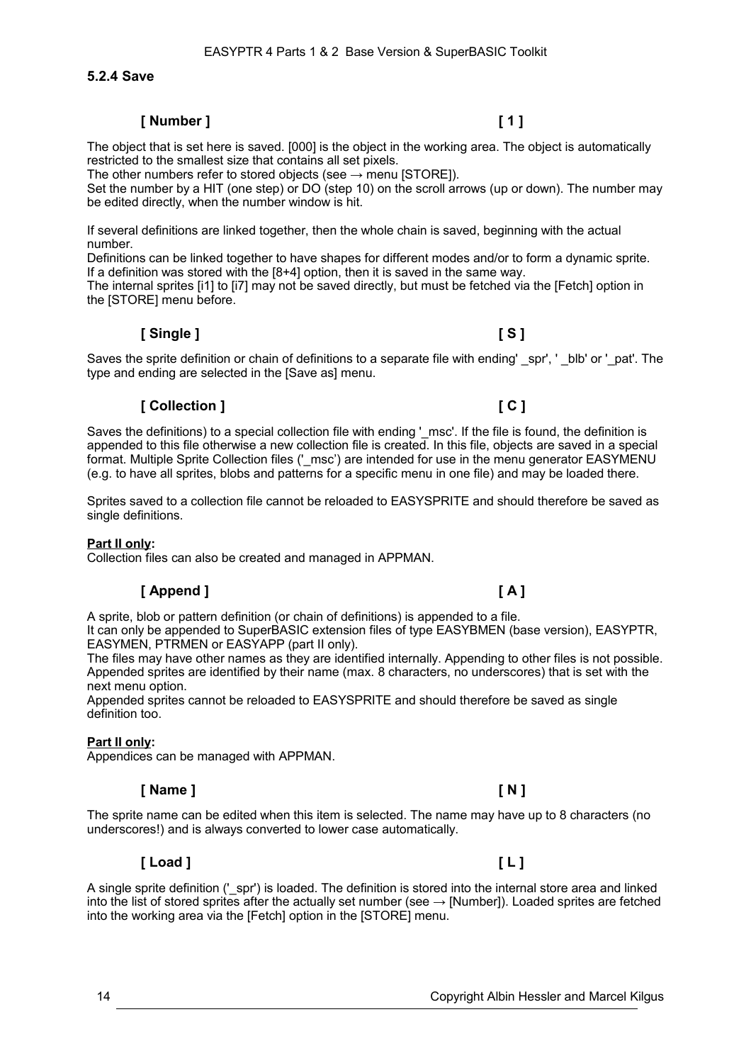### 5.2.4 Save

**[ Number ]** **[ 1 ]**

The object that is set here is saved. [000] is the object in the working area. The object is automatically restricted to the smallest size that contains all set pixels.
The other numbers refer to stored objects (see → menu [STORE]).
Set the number by a HIT (one step) or DO (step 10) on the scroll arrows (up or down). The number may be edited directly, when the number window is hit.

If several definitions are linked together, then the whole chain is saved, beginning with the actual number.
Definitions can be linked together to have shapes for different modes and/or to form a dynamic sprite.
If a definition was stored with the [8+4] option, then it is saved in the same way.
The internal sprites [i1] to [i7] may not be saved directly, but must be fetched via the [Fetch] option in the [STORE] menu before.

**[ Single ]** **[ S ]**

Saves the sprite definition or chain of definitions to a separate file with ending' _spr', ' _blb' or '_pat'. The type and ending are selected in the [Save as] menu.

**[ Collection ]** **[ C ]**

Saves the definitions) to a special collection file with ending '_msc'. If the file is found, the definition is appended to this file otherwise a new collection file is created. In this file, objects are saved in a special format. Multiple Sprite Collection files ('_msc') are intended for use in the menu generator EASYMENU (e.g. to have all sprites, blobs and patterns for a specific menu in one file) and may be loaded there.

Sprites saved to a collection file cannot be reloaded to EASYSPRITE and should therefore be saved as single definitions.

**Part II only:**
Collection files can also be created and managed in APPMAN.

**[ Append ]** **[ A ]**

A sprite, blob or pattern definition (or chain of definitions) is appended to a file.
It can only be appended to SuperBASIC extension files of type EASYBMEN (base version), EASYPTR, EASYMEN, PTRMEN or EASYAPP (part II only).
The files may have other names as they are identified internally. Appending to other files is not possible.
Appended sprites are identified by their name (max. 8 characters, no underscores) that is set with the next menu option.
Appended sprites cannot be reloaded to EASYSPRITE and should therefore be saved as single definition too.

**Part II only:**
Appendices can be managed with APPMAN.

**[ Name ]** **[ N ]**

The sprite name can be edited when this item is selected. The name may have up to 8 characters (no underscores!) and is always converted to lower case automatically.

**[ Load ]** **[ L ]**

A single sprite definition ('_spr') is loaded. The definition is stored into the internal store area and linked into the list of stored sprites after the actually set number (see → [Number]). Loaded sprites are fetched into the working area via the [Fetch] option in the [STORE] menu.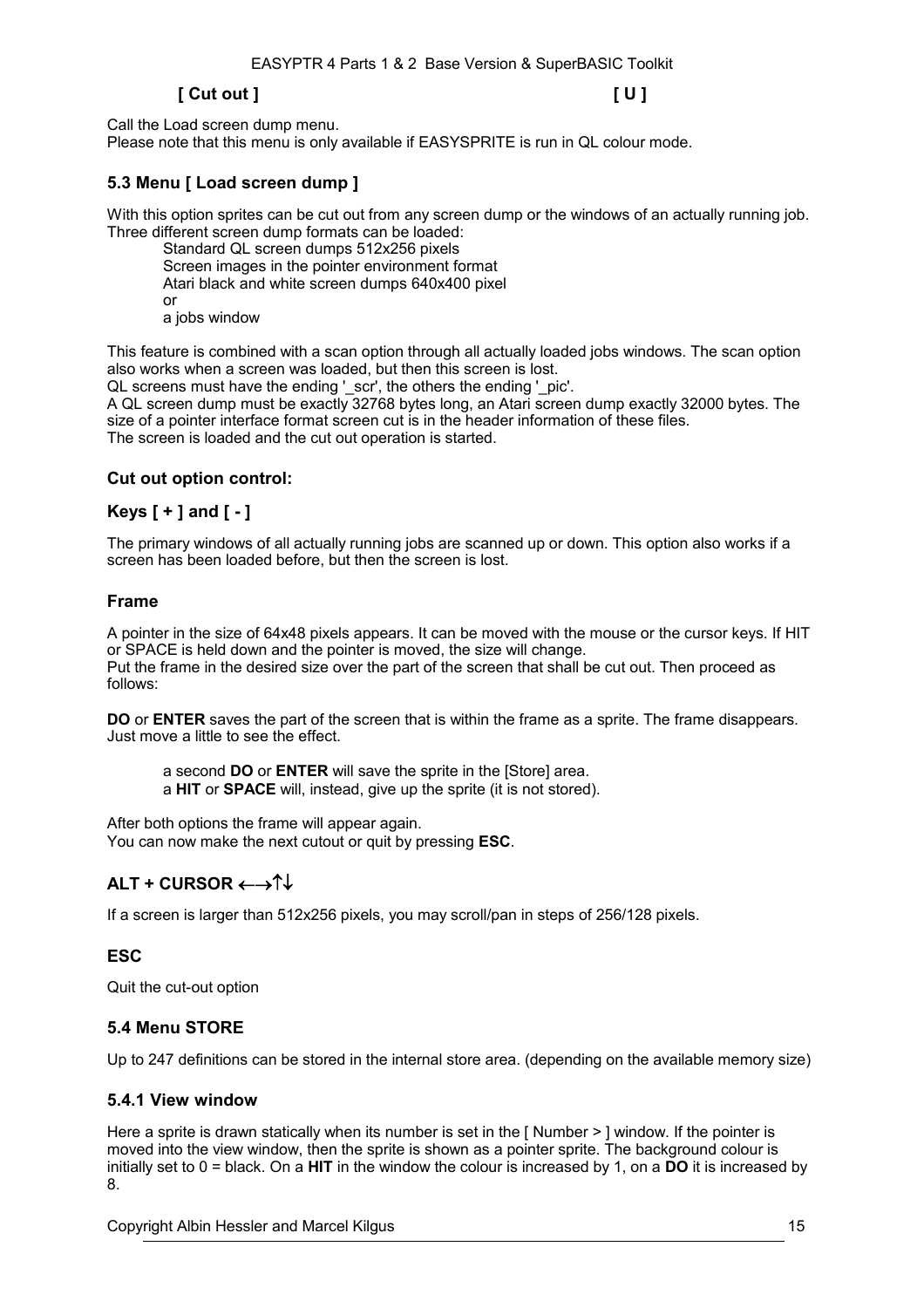**[ Cut out ]** **[ U ]**

Call the Load screen dump menu.
Please note that this menu is only available if EASYSPRITE is run in QL colour mode.

### 5.3 Menu [ Load screen dump ]

With this option sprites can be cut out from any screen dump or the windows of an actually running job. Three different screen dump formats can be loaded:

Standard QL screen dumps 512x256 pixels
Screen images in the pointer environment format
Atari black and white screen dumps 640x400 pixel
or
a jobs window

This feature is combined with a scan option through all actually loaded jobs windows. The scan option also works when a screen was loaded, but then this screen is lost.
QL screens must have the ending '_scr', the others the ending '_pic'.
A QL screen dump must be exactly 32768 bytes long, an Atari screen dump exactly 32000 bytes. The size of a pointer interface format screen cut is in the header information of these files.
The screen is loaded and the cut out operation is started.

#### Cut out option control:

#### Keys [ + ] and [ - ]

The primary windows of all actually running jobs are scanned up or down. This option also works if a screen has been loaded before, but then the screen is lost.

#### Frame

A pointer in the size of 64x48 pixels appears. It can be moved with the mouse or the cursor keys. If HIT or SPACE is held down and the pointer is moved, the size will change.
Put the frame in the desired size over the part of the screen that shall be cut out. Then proceed as follows:

**DO** or **ENTER** saves the part of the screen that is within the frame as a sprite. The frame disappears. Just move a little to see the effect.

a second **DO** or **ENTER** will save the sprite in the [Store] area.
a **HIT** or **SPACE** will, instead, give up the sprite (it is not stored).

After both options the frame will appear again.
You can now make the next cutout or quit by pressing **ESC**.

#### ALT + CURSOR ←→↑↓

If a screen is larger than 512x256 pixels, you may scroll/pan in steps of 256/128 pixels.

#### ESC

Quit the cut-out option

### 5.4 Menu STORE

Up to 247 definitions can be stored in the internal store area. (depending on the available memory size)

#### 5.4.1 View window

Here a sprite is drawn statically when its number is set in the [ Number > ] window. If the pointer is moved into the view window, then the sprite is shown as a pointer sprite. The background colour is initially set to 0 = black. On a **HIT** in the window the colour is increased by 1, on a **DO** it is increased by 8.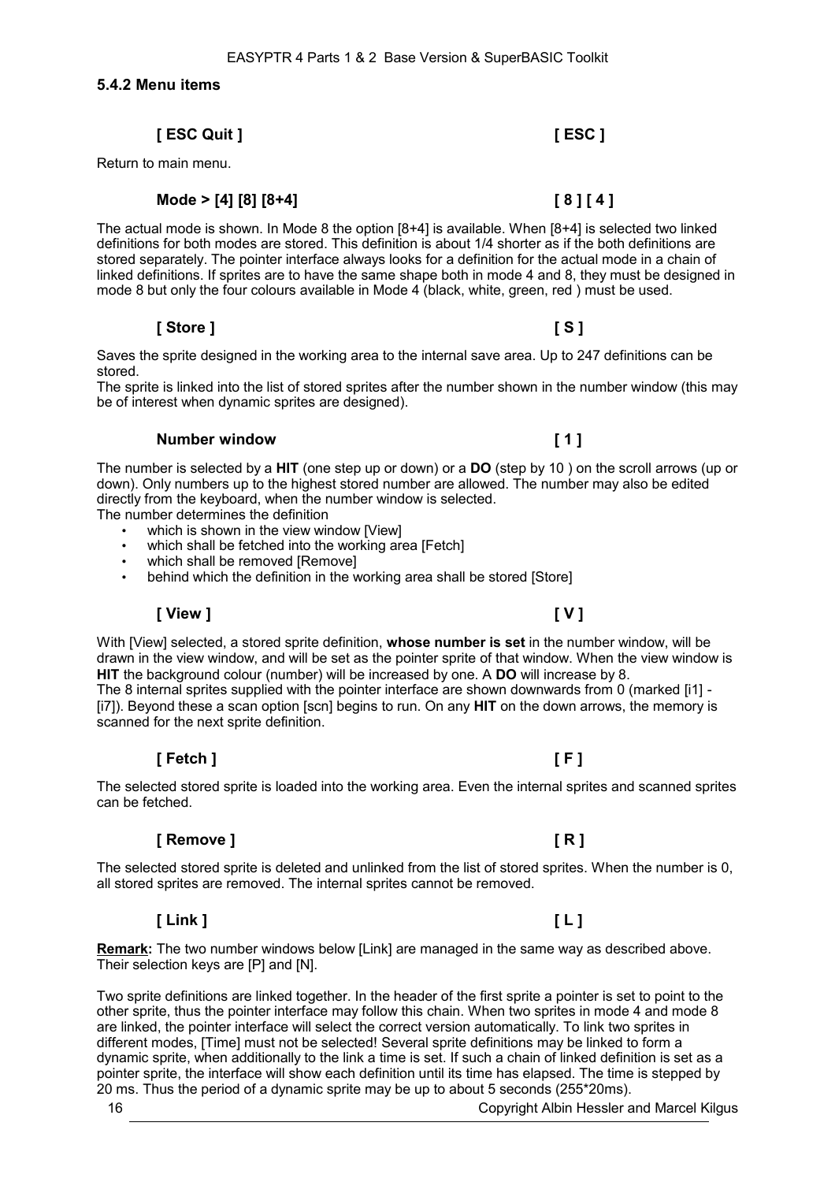### 5.4.2 Menu items

**[ ESC Quit ]** **[ ESC ]**

Return to main menu.

**Mode > [4] [8] [8+4]** **[ 8 ] [ 4 ]**

The actual mode is shown. In Mode 8 the option [8+4] is available. When [8+4] is selected two linked definitions for both modes are stored. This definition is about 1/4 shorter as if the both definitions are stored separately. The pointer interface always looks for a definition for the actual mode in a chain of linked definitions. If sprites are to have the same shape both in mode 4 and 8, they must be designed in mode 8 but only the four colours available in Mode 4 (black, white, green, red ) must be used.

**[ Store ]** **[ S ]**

Saves the sprite designed in the working area to the internal save area. Up to 247 definitions can be stored.
The sprite is linked into the list of stored sprites after the number shown in the number window (this may be of interest when dynamic sprites are designed).

**Number window** **[ 1 ]**

The number is selected by a **HIT** (one step up or down) or a **DO** (step by 10 ) on the scroll arrows (up or down). Only numbers up to the highest stored number are allowed. The number may also be edited directly from the keyboard, when the number window is selected.
The number determines the definition

- which is shown in the view window [View]
- which shall be fetched into the working area [Fetch]
- which shall be removed [Remove]
- behind which the definition in the working area shall be stored [Store]

**[ View ]** **[ V ]**

With [View] selected, a stored sprite definition, **whose number is set** in the number window, will be drawn in the view window, and will be set as the pointer sprite of that window. When the view window is **HIT** the background colour (number) will be increased by one. A **DO** will increase by 8.
The 8 internal sprites supplied with the pointer interface are shown downwards from 0 (marked [i1] - [i7]). Beyond these a scan option [scn] begins to run. On any **HIT** on the down arrows, the memory is scanned for the next sprite definition.

**[ Fetch ]** **[ F ]**

The selected stored sprite is loaded into the working area. Even the internal sprites and scanned sprites can be fetched.

**[ Remove ]** **[ R ]**

The selected stored sprite is deleted and unlinked from the list of stored sprites. When the number is 0, all stored sprites are removed. The internal sprites cannot be removed.

**[ Link ]** **[ L ]**

**Remark:** The two number windows below [Link] are managed in the same way as described above. Their selection keys are [P] and [N].

Two sprite definitions are linked together. In the header of the first sprite a pointer is set to point to the other sprite, thus the pointer interface may follow this chain. When two sprites in mode 4 and mode 8 are linked, the pointer interface will select the correct version automatically. To link two sprites in different modes, [Time] must not be selected! Several sprite definitions may be linked to form a dynamic sprite, when additionally to the link a time is set. If such a chain of linked definition is set as a pointer sprite, the interface will show each definition until its time has elapsed. The time is stepped by 20 ms. Thus the period of a dynamic sprite may be up to about 5 seconds (255*20ms).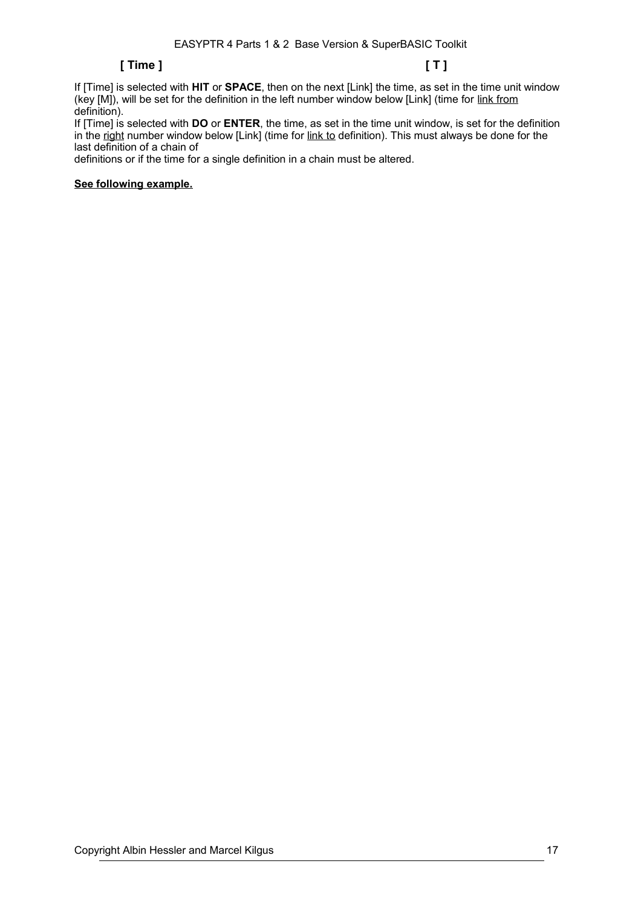**[ Time ]** **[ T ]**

If [Time] is selected with **HIT** or **SPACE**, then on the next [Link] the time, as set in the time unit window (key [M]), will be set for the definition in the left number window below [Link] (time for link from definition).

If [Time] is selected with **DO** or **ENTER**, the time, as set in the time unit window, is set for the definition in the right number window below [Link] (time for link to definition). This must always be done for the last definition of a chain of definitions or if the time for a single definition in a chain must be altered.

**See following example.**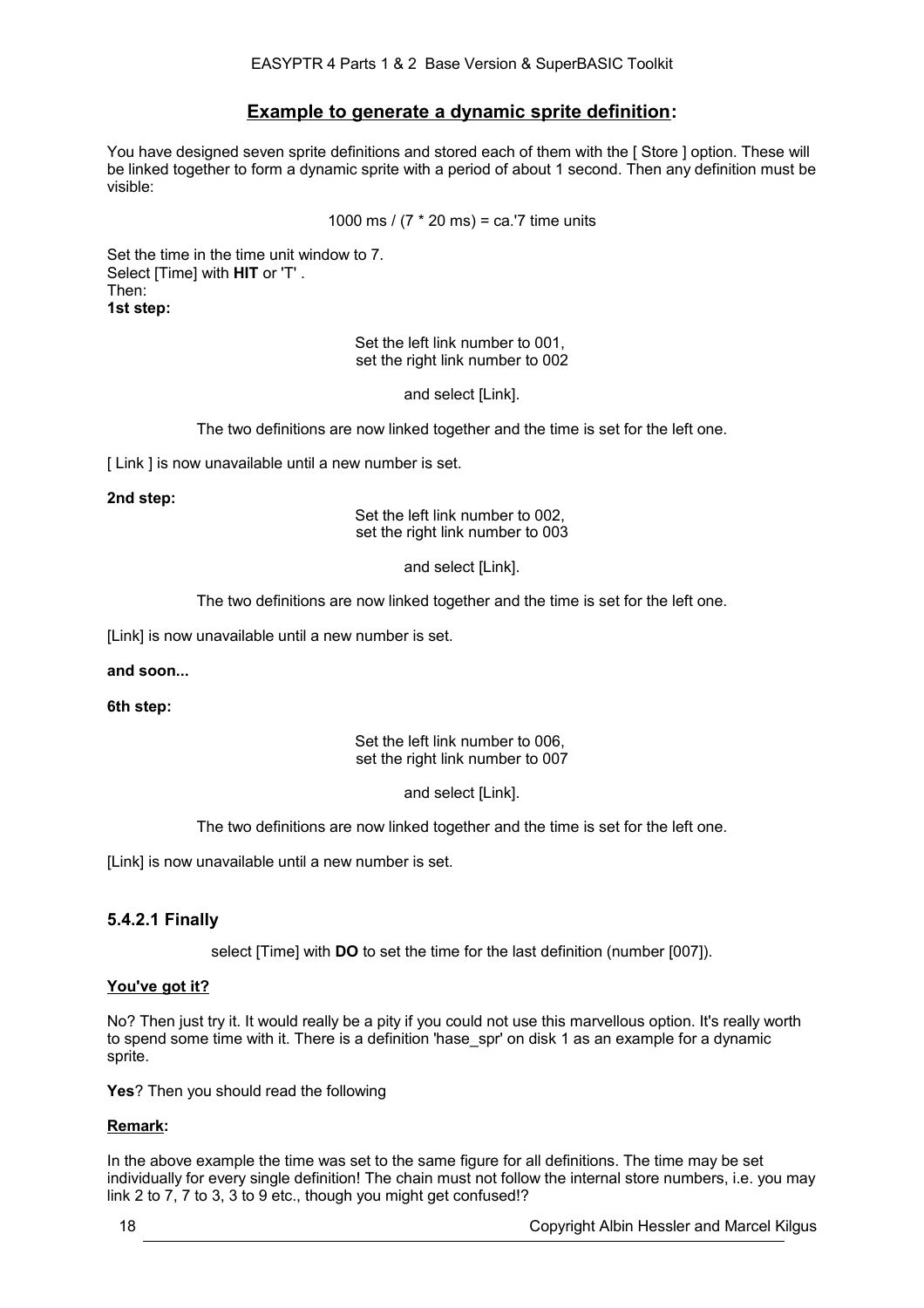## Example to generate a dynamic sprite definition:

You have designed seven sprite definitions and stored each of them with the [ Store ] option. These will be linked together to form a dynamic sprite with a period of about 1 second. Then any definition must be visible:

1000 ms / (7 * 20 ms) = ca.'7 time units

Set the time in the time unit window to 7.
Select [Time] with **HIT** or 'T' .
Then:
**1st step:**

Set the left link number to 001,
set the right link number to 002

and select [Link].

The two definitions are now linked together and the time is set for the left one.

[ Link ] is now unavailable until a new number is set.

**2nd step:**

Set the left link number to 002,
set the right link number to 003

and select [Link].

The two definitions are now linked together and the time is set for the left one.

[Link] is now unavailable until a new number is set.

**and soon...**

**6th step:**

Set the left link number to 006,
set the right link number to 007

and select [Link].

The two definitions are now linked together and the time is set for the left one.

[Link] is now unavailable until a new number is set.

### 5.4.2.1 Finally

select [Time] with **DO** to set the time for the last definition (number [007]).

**You've got it?**

No? Then just try it. It would really be a pity if you could not use this marvellous option. It's really worth to spend some time with it. There is a definition 'hase_spr' on disk 1 as an example for a dynamic sprite.

**Yes**? Then you should read the following

**Remark:**

In the above example the time was set to the same figure for all definitions. The time may be set individually for every single definition! The chain must not follow the internal store numbers, i.e. you may link 2 to 7, 7 to 3, 3 to 9 etc., though you might get confused!?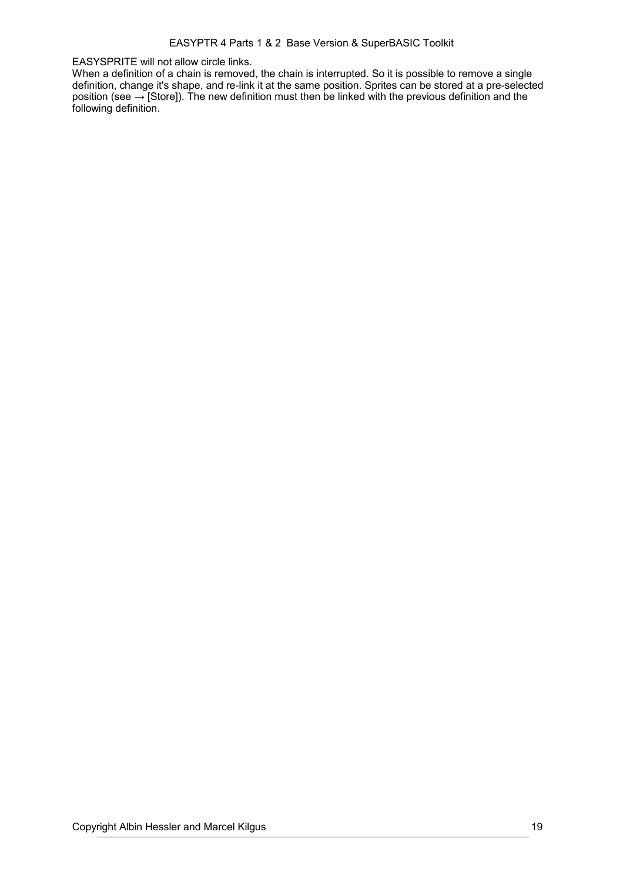EASYSPRITE will not allow circle links.
When a definition of a chain is removed, the chain is interrupted. So it is possible to remove a single definition, change it's shape, and re-link it at the same position. Sprites can be stored at a pre-selected position (see → [Store]). The new definition must then be linked with the previous definition and the following definition.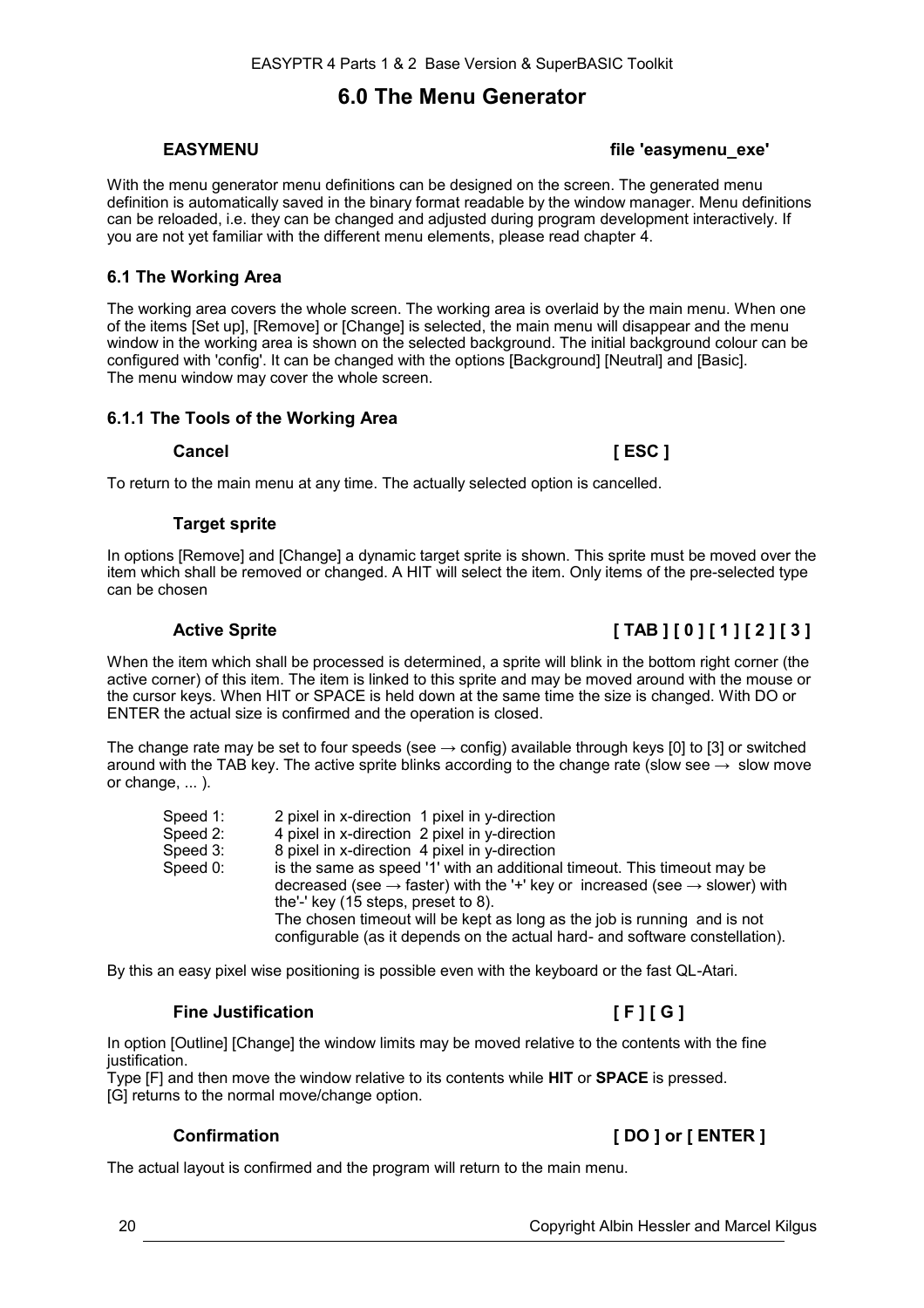# 6.0 The Menu Generator

**EASYMENU** **file 'easymenu_exe'**

With the menu generator menu definitions can be designed on the screen. The generated menu definition is automatically saved in the binary format readable by the window manager. Menu definitions can be reloaded, i.e. they can be changed and adjusted during program development interactively. If you are not yet familiar with the different menu elements, please read chapter 4.

## 6.1 The Working Area

The working area covers the whole screen. The working area is overlaid by the main menu. When one of the items [Set up], [Remove] or [Change] is selected, the main menu will disappear and the menu window in the working area is shown on the selected background. The initial background colour can be configured with 'config'. It can be changed with the options [Background] [Neutral] and [Basic].
The menu window may cover the whole screen.

### 6.1.1 The Tools of the Working Area

**Cancel** **[ ESC ]**

To return to the main menu at any time. The actually selected option is cancelled.

**Target sprite**

In options [Remove] and [Change] a dynamic target sprite is shown. This sprite must be moved over the item which shall be removed or changed. A HIT will select the item. Only items of the pre-selected type can be chosen

**Active Sprite** **[ TAB ] [ 0 ] [ 1 ] [ 2 ] [ 3 ]**

When the item which shall be processed is determined, a sprite will blink in the bottom right corner (the active corner) of this item. The item is linked to this sprite and may be moved around with the mouse or the cursor keys. When HIT or SPACE is held down at the same time the size is changed. With DO or ENTER the actual size is confirmed and the operation is closed.

The change rate may be set to four speeds (see → config) available through keys [0] to [3] or switched around with the TAB key. The active sprite blinks according to the change rate (slow see → slow move or change, ... ).

| | |
|---|---|
| Speed 1: | 2 pixel in x-direction 1 pixel in y-direction |
| Speed 2: | 4 pixel in x-direction 2 pixel in y-direction |
| Speed 3: | 8 pixel in x-direction 4 pixel in y-direction |
| Speed 0: | is the same as speed '1' with an additional timeout. This timeout may be decreased (see → faster) with the '+' key or increased (see → slower) with the'-' key (15 steps, preset to 8). The chosen timeout will be kept as long as the job is running and is not configurable (as it depends on the actual hard- and software constellation). |

By this an easy pixel wise positioning is possible even with the keyboard or the fast QL-Atari.

**Fine Justification** **[ F ] [ G ]**

In option [Outline] [Change] the window limits may be moved relative to the contents with the fine justification.
Type [F] and then move the window relative to its contents while **HIT** or **SPACE** is pressed.
[G] returns to the normal move/change option.

**Confirmation** **[ DO ] or [ ENTER ]**

The actual layout is confirmed and the program will return to the main menu.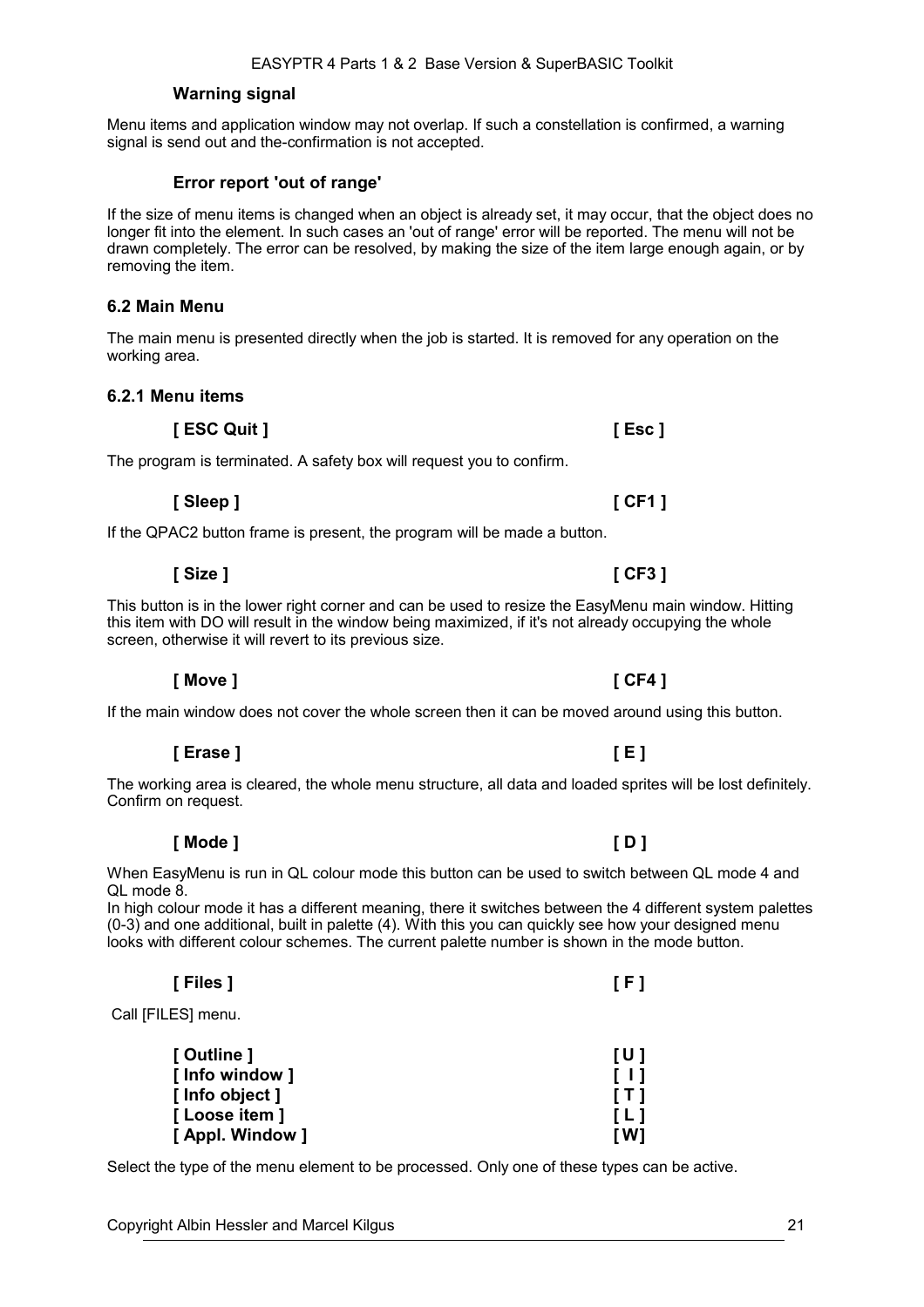### Warning signal

Menu items and application window may not overlap. If such a constellation is confirmed, a warning signal is send out and the-confirmation is not accepted.

### Error report 'out of range'

If the size of menu items is changed when an object is already set, it may occur, that the object does no longer fit into the element. In such cases an 'out of range' error will be reported. The menu will not be drawn completely. The error can be resolved, by making the size of the item large enough again, or by removing the item.

## 6.2 Main Menu

The main menu is presented directly when the job is started. It is removed for any operation on the working area.

## 6.2.1 Menu items

**[ ESC Quit ]** **[ Esc ]**

The program is terminated. A safety box will request you to confirm.

**[ Sleep ]** **[ CF1 ]**

If the QPAC2 button frame is present, the program will be made a button.

**[ Size ]** **[ CF3 ]**

This button is in the lower right corner and can be used to resize the EasyMenu main window. Hitting this item with DO will result in the window being maximized, if it's not already occupying the whole screen, otherwise it will revert to its previous size.

**[ Move ]** **[ CF4 ]**

If the main window does not cover the whole screen then it can be moved around using this button.

**[ Erase ]** **[ E ]**

The working area is cleared, the whole menu structure, all data and loaded sprites will be lost definitely. Confirm on request.

**[ Mode ]** **[ D ]**

When EasyMenu is run in QL colour mode this button can be used to switch between QL mode 4 and QL mode 8.
In high colour mode it has a different meaning, there it switches between the 4 different system palettes (0-3) and one additional, built in palette (4). With this you can quickly see how your designed menu looks with different colour schemes. The current palette number is shown in the mode button.

**[ Files ]** **[ F ]**

Call [FILES] menu.

**[ Outline ]** **[ U ]**
**[ Info window ]** **[ I ]**
**[ Info object ]** **[ T ]**
**[ Loose item ]** **[ L ]**
**[ Appl. Window ]** **[ W]**

Select the type of the menu element to be processed. Only one of these types can be active.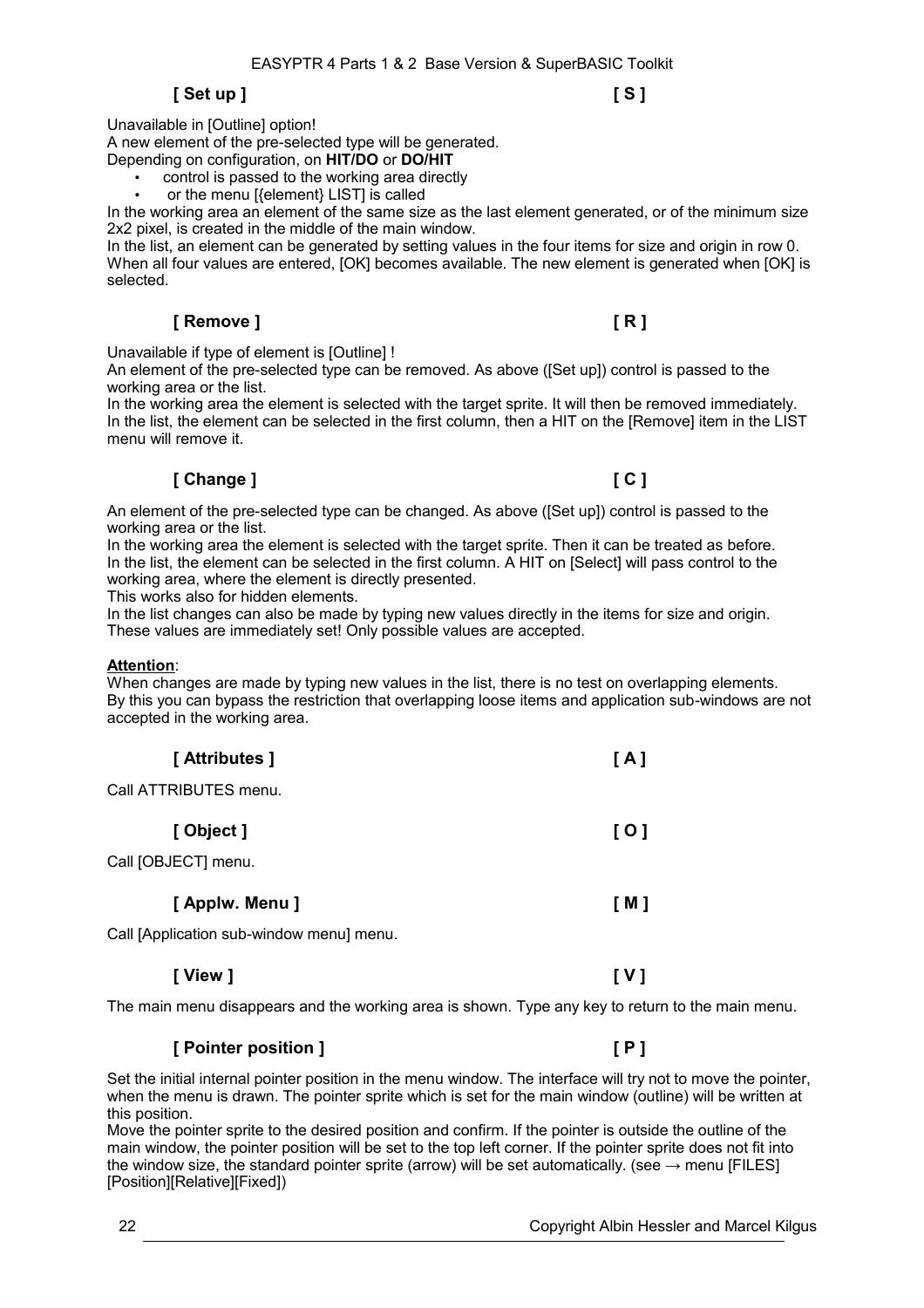### [ Set up ]    [ S ]

Unavailable in [Outline] option!
A new element of the pre-selected type will be generated.
Depending on configuration, on **HIT/DO** or **DO/HIT**

- control is passed to the working area directly
- or the menu [{element} LIST] is called

In the working area an element of the same size as the last element generated, or of the minimum size 2x2 pixel, is created in the middle of the main window.
In the list, an element can be generated by setting values in the four items for size and origin in row 0. When all four values are entered, [OK] becomes available. The new element is generated when [OK] is selected.

### [ Remove ]    [ R ]

Unavailable if type of element is [Outline] !
An element of the pre-selected type can be removed. As above ([Set up]) control is passed to the working area or the list.
In the working area the element is selected with the target sprite. It will then be removed immediately.
In the list, the element can be selected in the first column, then a HIT on the [Remove] item in the LIST menu will remove it.

### [ Change ]    [ C ]

An element of the pre-selected type can be changed. As above ([Set up]) control is passed to the working area or the list.
In the working area the element is selected with the target sprite. Then it can be treated as before.
In the list, the element can be selected in the first column. A HIT on [Select] will pass control to the working area, where the element is directly presented.
This works also for hidden elements.
In the list changes can also be made by typing new values directly in the items for size and origin. These values are immediately set! Only possible values are accepted.

**Attention**:
When changes are made by typing new values in the list, there is no test on overlapping elements. By this you can bypass the restriction that overlapping loose items and application sub-windows are not accepted in the working area.

### [ Attributes ]    [ A ]

Call ATTRIBUTES menu.

### [ Object ]    [ O ]

Call [OBJECT] menu.

### [ Applw. Menu ]    [ M ]

Call [Application sub-window menu] menu.

### [ View ]    [ V ]

The main menu disappears and the working area is shown. Type any key to return to the main menu.

### [ Pointer position ]    [ P ]

Set the initial internal pointer position in the menu window. The interface will try not to move the pointer, when the menu is drawn. The pointer sprite which is set for the main window (outline) will be written at this position.
Move the pointer sprite to the desired position and confirm. If the pointer is outside the outline of the main window, the pointer position will be set to the top left corner. If the pointer sprite does not fit into the window size, the standard pointer sprite (arrow) will be set automatically. (see → menu [FILES] [Position][Relative][Fixed])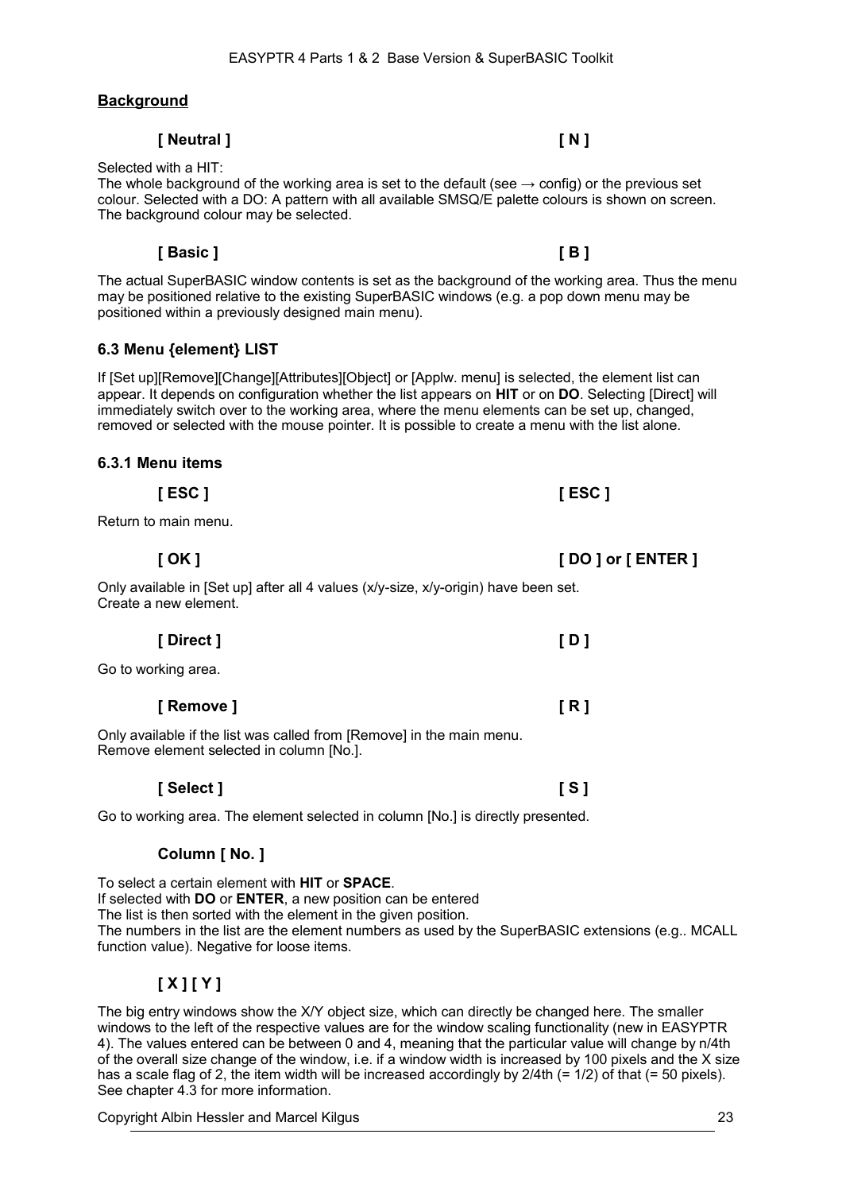**Background**

**[ Neutral ]** **[ N ]**

Selected with a HIT:
The whole background of the working area is set to the default (see → config) or the previous set colour. Selected with a DO: A pattern with all available SMSQ/E palette colours is shown on screen. The background colour may be selected.

**[ Basic ]** **[ B ]**

The actual SuperBASIC window contents is set as the background of the working area. Thus the menu may be positioned relative to the existing SuperBASIC windows (e.g. a pop down menu may be positioned within a previously designed main menu).

### 6.3 Menu {element} LIST

If [Set up][Remove][Change][Attributes][Object] or [Applw. menu] is selected, the element list can appear. It depends on configuration whether the list appears on **HIT** or on **DO**. Selecting [Direct] will immediately switch over to the working area, where the menu elements can be set up, changed, removed or selected with the mouse pointer. It is possible to create a menu with the list alone.

### 6.3.1 Menu items

**[ ESC ]** **[ ESC ]**

Return to main menu.

**[ OK ]** **[ DO ] or [ ENTER ]**

Only available in [Set up] after all 4 values (x/y-size, x/y-origin) have been set.
Create a new element.

**[ Direct ]** **[ D ]**

Go to working area.

**[ Remove ]** **[ R ]**

Only available if the list was called from [Remove] in the main menu.
Remove element selected in column [No.].

**[ Select ]** **[ S ]**

Go to working area. The element selected in column [No.] is directly presented.

**Column [ No. ]**

To select a certain element with **HIT** or **SPACE**.
If selected with **DO** or **ENTER**, a new position can be entered
The list is then sorted with the element in the given position.
The numbers in the list are the element numbers as used by the SuperBASIC extensions (e.g.. MCALL function value). Negative for loose items.

**[ X ] [ Y ]**

The big entry windows show the X/Y object size, which can directly be changed here. The smaller windows to the left of the respective values are for the window scaling functionality (new in EASYPTR 4). The values entered can be between 0 and 4, meaning that the particular value will change by n/4th of the overall size change of the window, i.e. if a window width is increased by 100 pixels and the X size has a scale flag of 2, the item width will be increased accordingly by 2/4th (= 1/2) of that (= 50 pixels). See chapter 4.3 for more information.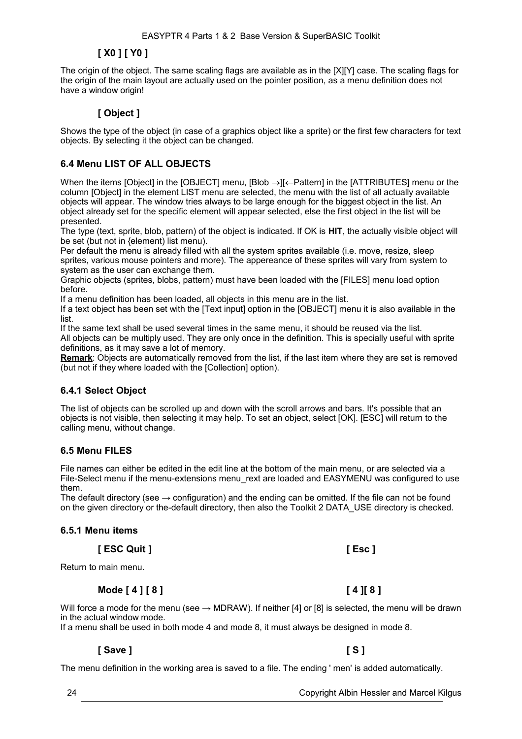#### [ X0 ] [ Y0 ]

The origin of the object. The same scaling flags are available as in the [X][Y] case. The scaling flags for the origin of the main layout are actually used on the pointer position, as a menu definition does not have a window origin!

#### [ Object ]

Shows the type of the object (in case of a graphics object like a sprite) or the first few characters for text objects. By selecting it the object can be changed.

## 6.4 Menu LIST OF ALL OBJECTS

When the items [Object] in the [OBJECT] menu, [Blob →][←Pattern] in the [ATTRIBUTES] menu or the column [Object] in the element LIST menu are selected, the menu with the list of all actually available objects will appear. The window tries always to be large enough for the biggest object in the list. An object already set for the specific element will appear selected, else the first object in the list will be presented.
The type (text, sprite, blob, pattern) of the object is indicated. If OK is **HIT**, the actually visible object will be set (but not in {element} list menu).
Per default the menu is already filled with all the system sprites available (i.e. move, resize, sleep sprites, various mouse pointers and more). The appereance of these sprites will vary from system to system as the user can exchange them.
Graphic objects (sprites, blobs, pattern) must have been loaded with the [FILES] menu load option before.
If a menu definition has been loaded, all objects in this menu are in the list.
If a text object has been set with the [Text input] option in the [OBJECT] menu it is also available in the list.
If the same text shall be used several times in the same menu, it should be reused via the list.
All objects can be multiply used. They are only once in the definition. This is specially useful with sprite definitions, as it may save a lot of memory.
**Remark**: Objects are automatically removed from the list, if the last item where they are set is removed (but not if they where loaded with the [Collection] option).

### 6.4.1 Select Object

The list of objects can be scrolled up and down with the scroll arrows and bars. It's possible that an objects is not visible, then selecting it may help. To set an object, select [OK]. [ESC] will return to the calling menu, without change.

## 6.5 Menu FILES

File names can either be edited in the edit line at the bottom of the main menu, or are selected via a File-Select menu if the menu-extensions menu_rext are loaded and EASYMENU was configured to use them.
The default directory (see → configuration) and the ending can be omitted. If the file can not be found on the given directory or the-default directory, then also the Toolkit 2 DATA_USE directory is checked.

### 6.5.1 Menu items

#### [ ESC Quit ] [ Esc ]

Return to main menu.

#### Mode [ 4 ] [ 8 ] [ 4 ][ 8 ]

Will force a mode for the menu (see → MDRAW). If neither [4] or [8] is selected, the menu will be drawn in the actual window mode.
If a menu shall be used in both mode 4 and mode 8, it must always be designed in mode 8.

#### [ Save ] [ S ]

The menu definition in the working area is saved to a file. The ending ' men' is added automatically.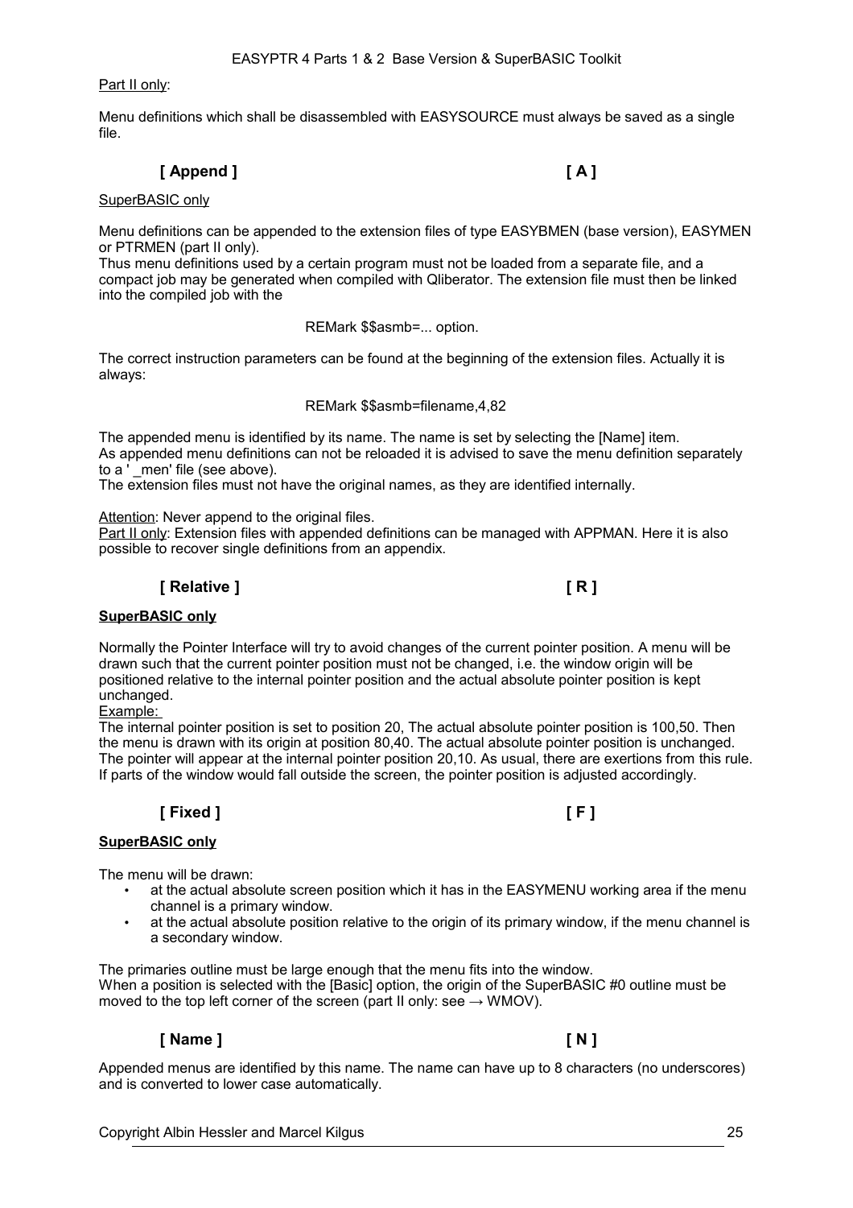Part II only:

Menu definitions which shall be disassembled with EASYSOURCE must always be saved as a single file.

### [ Append ] [ A ]

SuperBASIC only

Menu definitions can be appended to the extension files of type EASYBMEN (base version), EASYMEN or PTRMEN (part II only).
Thus menu definitions used by a certain program must not be loaded from a separate file, and a compact job may be generated when compiled with Qliberator. The extension file must then be linked into the compiled job with the

REMark $$asmb=... option.

The correct instruction parameters can be found at the beginning of the extension files. Actually it is always:

REMark $$asmb=filename,4,82

The appended menu is identified by its name. The name is set by selecting the [Name] item.
As appended menu definitions can not be reloaded it is advised to save the menu definition separately to a ' _men' file (see above).
The extension files must not have the original names, as they are identified internally.

Attention: Never append to the original files.
Part II only: Extension files with appended definitions can be managed with APPMAN. Here it is also possible to recover single definitions from an appendix.

### [ Relative ] [ R ]

**SuperBASIC only**

Normally the Pointer Interface will try to avoid changes of the current pointer position. A menu will be drawn such that the current pointer position must not be changed, i.e. the window origin will be positioned relative to the internal pointer position and the actual absolute pointer position is kept unchanged.
Example:
The internal pointer position is set to position 20, The actual absolute pointer position is 100,50. Then the menu is drawn with its origin at position 80,40. The actual absolute pointer position is unchanged. The pointer will appear at the internal pointer position 20,10. As usual, there are exertions from this rule. If parts of the window would fall outside the screen, the pointer position is adjusted accordingly.

### [ Fixed ] [ F ]

**SuperBASIC only**

The menu will be drawn:

- at the actual absolute screen position which it has in the EASYMENU working area if the menu channel is a primary window.
- at the actual absolute position relative to the origin of its primary window, if the menu channel is a secondary window.

The primaries outline must be large enough that the menu fits into the window.
When a position is selected with the [Basic] option, the origin of the SuperBASIC #0 outline must be moved to the top left corner of the screen (part II only: see → WMOV).

### [ Name ] [ N ]

Appended menus are identified by this name. The name can have up to 8 characters (no underscores) and is converted to lower case automatically.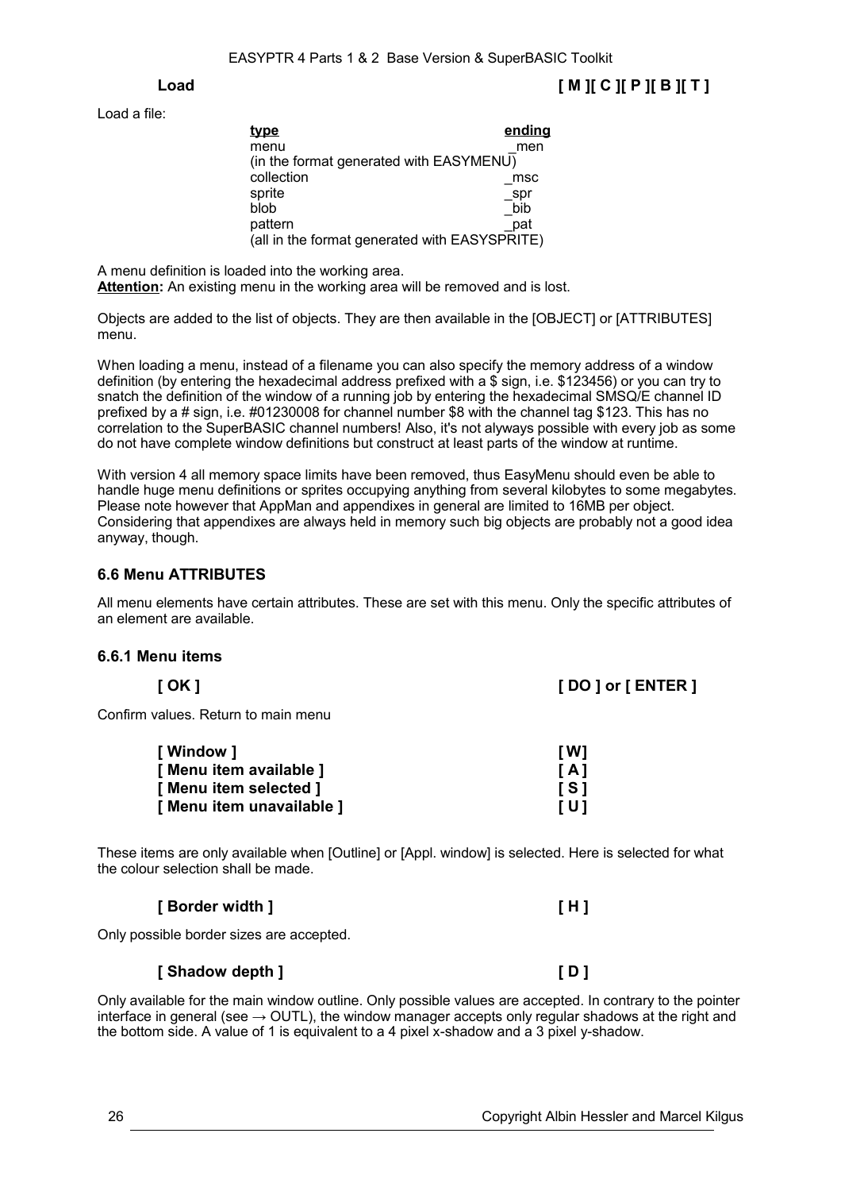**Load** **[ M ][ C ][ P ][ B ][ T ]**

Load a file:

| type | ending |
| --- | --- |
| menu | _men |
| (in the format generated with EASYMENU) | |
| collection | _msc |
| sprite | _spr |
| blob | _bib |
| pattern | _pat |
| (all in the format generated with EASYSPRITE) | |

A menu definition is loaded into the working area.
**Attention:** An existing menu in the working area will be removed and is lost.

Objects are added to the list of objects. They are then available in the [OBJECT] or [ATTRIBUTES] menu.

When loading a menu, instead of a filename you can also specify the memory address of a window definition (by entering the hexadecimal address prefixed with a $ sign, i.e. $123456) or you can try to snatch the definition of the window of a running job by entering the hexadecimal SMSQ/E channel ID prefixed by a # sign, i.e. #01230008 for channel number $8 with the channel tag $123. This has no correlation to the SuperBASIC channel numbers! Also, it's not alyways possible with every job as some do not have complete window definitions but construct at least parts of the window at runtime.

With version 4 all memory space limits have been removed, thus EasyMenu should even be able to handle huge menu definitions or sprites occupying anything from several kilobytes to some megabytes. Please note however that AppMan and appendixes in general are limited to 16MB per object. Considering that appendixes are always held in memory such big objects are probably not a good idea anyway, though.

### 6.6 Menu ATTRIBUTES

All menu elements have certain attributes. These are set with this menu. Only the specific attributes of an element are available.

#### 6.6.1 Menu items

**[ OK ]** **[ DO ] or [ ENTER ]**

Confirm values. Return to main menu

**[ Window ]** **[ W]**
**[ Menu item available ]** **[ A ]**
**[ Menu item selected ]** **[ S ]**
**[ Menu item unavailable ]** **[ U ]**

These items are only available when [Outline] or [Appl. window] is selected. Here is selected for what the colour selection shall be made.

**[ Border width ]** **[ H ]**

Only possible border sizes are accepted.

**[ Shadow depth ]** **[ D ]**

Only available for the main window outline. Only possible values are accepted. In contrary to the pointer interface in general (see → OUTL), the window manager accepts only regular shadows at the right and the bottom side. A value of 1 is equivalent to a 4 pixel x-shadow and a 3 pixel y-shadow.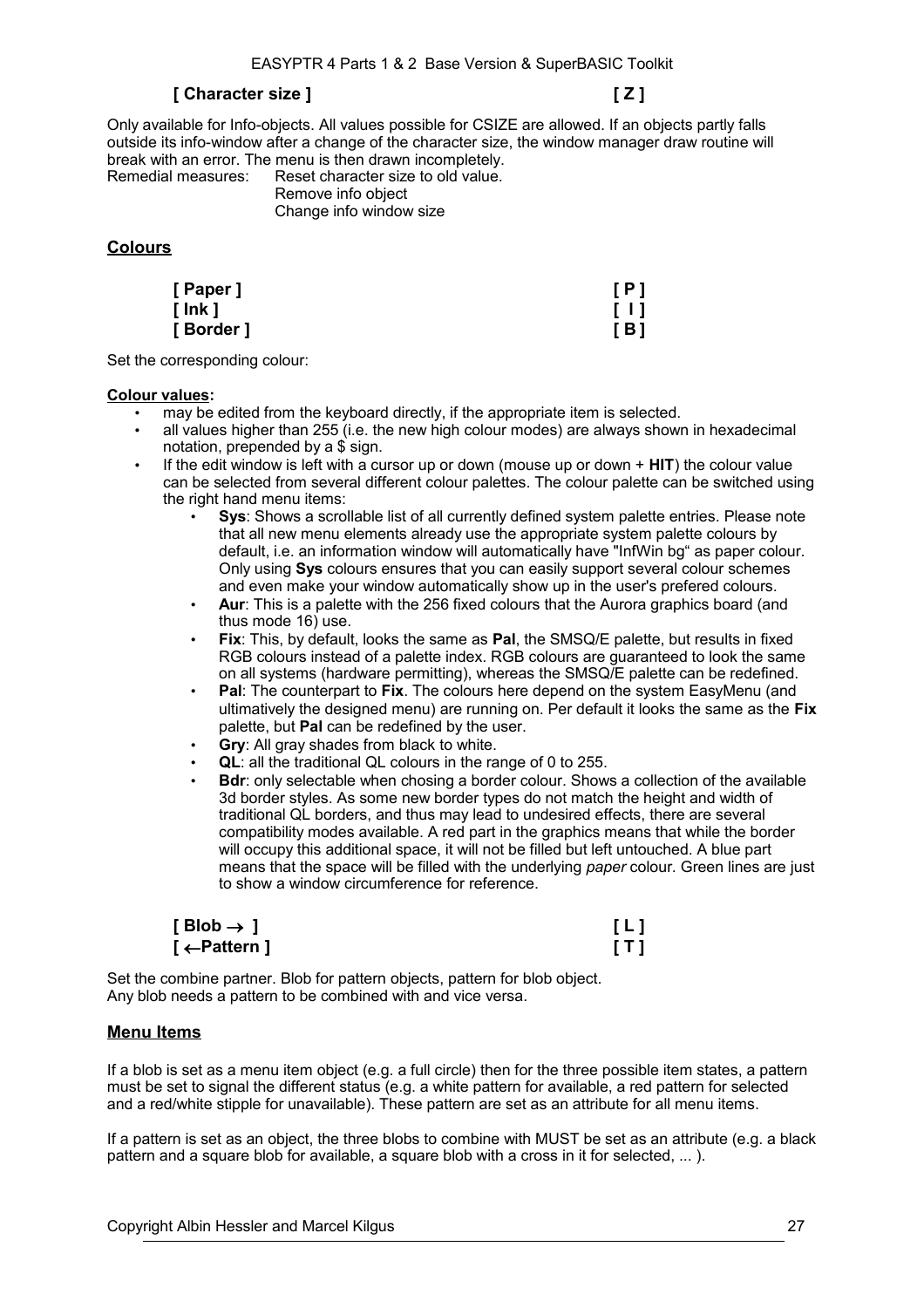### [ Character size ] [ Z ]

Only available for Info-objects. All values possible for CSIZE are allowed. If an objects partly falls outside its info-window after a change of the character size, the window manager draw routine will break with an error. The menu is then drawn incompletely.

Remedial measures: Reset character size to old value.
Remove info object
Change info window size

## Colours

### [ Paper ] [ P ]
### [ Ink ] [ I ]
### [ Border ] [ B ]

Set the corresponding colour:

**Colour values:**

- may be edited from the keyboard directly, if the appropriate item is selected.
- all values higher than 255 (i.e. the new high colour modes) are always shown in hexadecimal notation, prepended by a $ sign.
- If the edit window is left with a cursor up or down (mouse up or down + **HIT**) the colour value can be selected from several different colour palettes. The colour palette can be switched using the right hand menu items:
  - **Sys**: Shows a scrollable list of all currently defined system palette entries. Please note that all new menu elements already use the appropriate system palette colours by default, i.e. an information window will automatically have "InfWin bg" as paper colour. Only using **Sys** colours ensures that you can easily support several colour schemes and even make your window automatically show up in the user's prefered colours.
  - **Aur**: This is a palette with the 256 fixed colours that the Aurora graphics board (and thus mode 16) use.
  - **Fix**: This, by default, looks the same as **Pal**, the SMSQ/E palette, but results in fixed RGB colours instead of a palette index. RGB colours are guaranteed to look the same on all systems (hardware permitting), whereas the SMSQ/E palette can be redefined.
  - **Pal**: The counterpart to **Fix**. The colours here depend on the system EasyMenu (and ultimatively the designed menu) are running on. Per default it looks the same as the **Fix** palette, but **Pal** can be redefined by the user.
  - **Gry**: All gray shades from black to white.
  - **QL**: all the traditional QL colours in the range of 0 to 255.
  - **Bdr**: only selectable when chosing a border colour. Shows a collection of the available 3d border styles. As some new border types do not match the height and width of traditional QL borders, and thus may lead to undesired effects, there are several compatibility modes available. A red part in the graphics means that while the border will occupy this additional space, it will not be filled but left untouched. A blue part means that the space will be filled with the underlying *paper* colour. Green lines are just to show a window circumference for reference.

### [ Blob → ] [ L ]
### [ ←Pattern ] [ T ]

Set the combine partner. Blob for pattern objects, pattern for blob object.
Any blob needs a pattern to be combined with and vice versa.

## Menu Items

If a blob is set as a menu item object (e.g. a full circle) then for the three possible item states, a pattern must be set to signal the different status (e.g. a white pattern for available, a red pattern for selected and a red/white stipple for unavailable). These pattern are set as an attribute for all menu items.

If a pattern is set as an object, the three blobs to combine with MUST be set as an attribute (e.g. a black pattern and a square blob for available, a square blob with a cross in it for selected, ... ).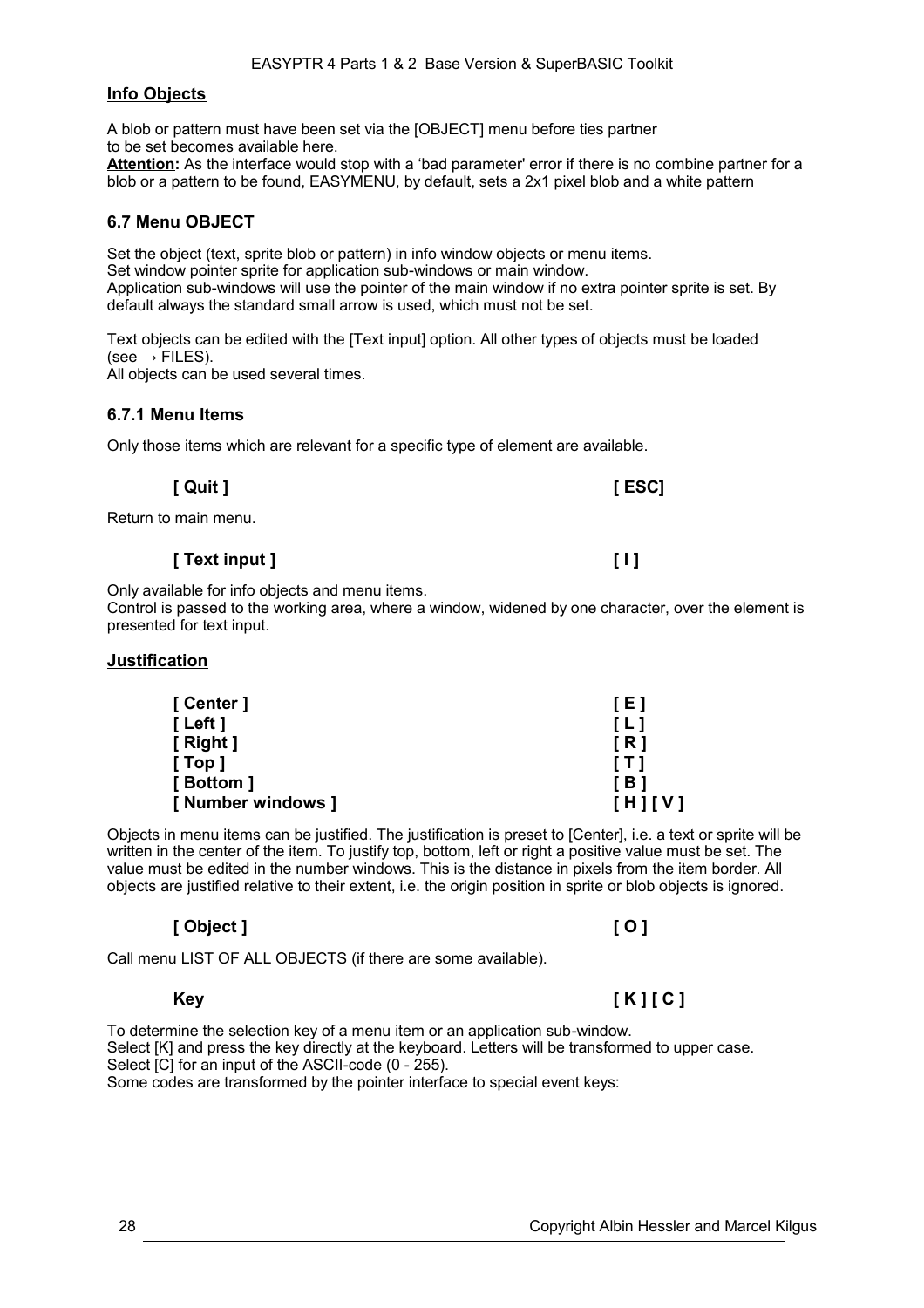**Info Objects**

A blob or pattern must have been set via the [OBJECT] menu before ties partner to be set becomes available here.
**Attention:** As the interface would stop with a 'bad parameter' error if there is no combine partner for a blob or a pattern to be found, EASYMENU, by default, sets a 2x1 pixel blob and a white pattern

### 6.7 Menu OBJECT

Set the object (text, sprite blob or pattern) in info window objects or menu items.
Set window pointer sprite for application sub-windows or main window.
Application sub-windows will use the pointer of the main window if no extra pointer sprite is set. By default always the standard small arrow is used, which must not be set.

Text objects can be edited with the [Text input] option. All other types of objects must be loaded (see → FILES).
All objects can be used several times.

### 6.7.1 Menu Items

Only those items which are relevant for a specific type of element are available.

**[ Quit ]** **[ ESC]**

Return to main menu.

**[ Text input ]** **[ I ]**

Only available for info objects and menu items.
Control is passed to the working area, where a window, widened by one character, over the element is presented for text input.

**Justification**

| | |
|---|---|
| **[ Center ]** | **[ E ]** |
| **[ Left ]** | **[ L ]** |
| **[ Right ]** | **[ R ]** |
| **[ Top ]** | **[ T ]** |
| **[ Bottom ]** | **[ B ]** |
| **[ Number windows ]** | **[ H ] [ V ]** |

Objects in menu items can be justified. The justification is preset to [Center], i.e. a text or sprite will be written in the center of the item. To justify top, bottom, left or right a positive value must be set. The value must be edited in the number windows. This is the distance in pixels from the item border. All objects are justified relative to their extent, i.e. the origin position in sprite or blob objects is ignored.

**[ Object ]** **[ O ]**

Call menu LIST OF ALL OBJECTS (if there are some available).

**Key** **[ K ] [ C ]**

To determine the selection key of a menu item or an application sub-window.
Select [K] and press the key directly at the keyboard. Letters will be transformed to upper case.
Select [C] for an input of the ASCII-code (0 - 255).
Some codes are transformed by the pointer interface to special event keys: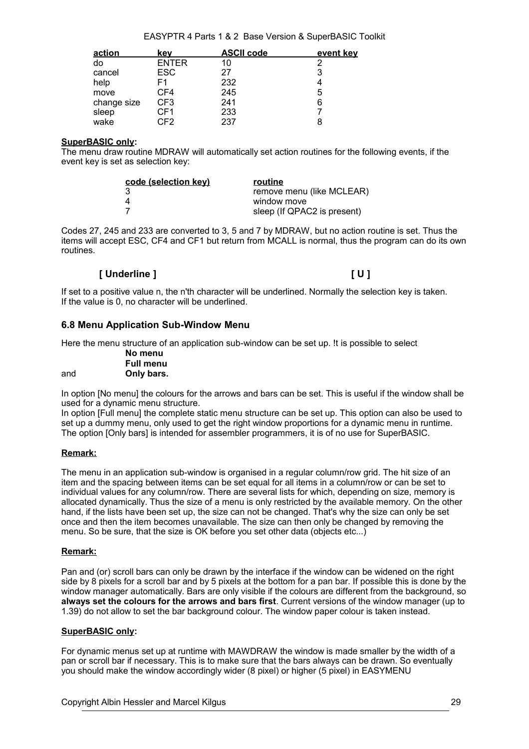| action | key | ASCII code | event key |
|---|---|---|---|
| do | ENTER | 10 | 2 |
| cancel | ESC | 27 | 3 |
| help | F1 | 232 | 4 |
| move | CF4 | 245 | 5 |
| change size | CF3 | 241 | 6 |
| sleep | CF1 | 233 | 7 |
| wake | CF2 | 237 | 8 |

**SuperBASIC only:**

The menu draw routine MDRAW will automatically set action routines for the following events, if the event key is set as selection key:

| code (selection key) | routine |
|---|---|
| 3 | remove menu (like MCLEAR) |
| 4 | window move |
| 7 | sleep (If QPAC2 is present) |

Codes 27, 245 and 233 are converted to 3, 5 and 7 by MDRAW, but no action routine is set. Thus the items will accept ESC, CF4 and CF1 but return from MCALL is normal, thus the program can do its own routines.

### [ Underline ] [ U ]

If set to a positive value n, the n'th character will be underlined. Normally the selection key is taken. If the value is 0, no character will be underlined.

## 6.8 Menu Application Sub-Window Menu

Here the menu structure of an application sub-window can be set up. !t is possible to select

**No menu**
**Full menu**
and **Only bars.**

In option [No menu] the colours for the arrows and bars can be set. This is useful if the window shall be used for a dynamic menu structure.
In option [Full menu] the complete static menu structure can be set up. This option can also be used to set up a dummy menu, only used to get the right window proportions for a dynamic menu in runtime.
The option [Only bars] is intended for assembler programmers, it is of no use for SuperBASIC.

**Remark:**

The menu in an application sub-window is organised in a regular column/row grid. The hit size of an item and the spacing between items can be set equal for all items in a column/row or can be set to individual values for any column/row. There are several lists for which, depending on size, memory is allocated dynamically. Thus the size of a menu is only restricted by the available memory. On the other hand, if the lists have been set up, the size can not be changed. That's why the size can only be set once and then the item becomes unavailable. The size can then only be changed by removing the menu. So be sure, that the size is OK before you set other data (objects etc...)

**Remark:**

Pan and (or) scroll bars can only be drawn by the interface if the window can be widened on the right side by 8 pixels for a scroll bar and by 5 pixels at the bottom for a pan bar. If possible this is done by the window manager automatically. Bars are only visible if the colours are different from the background, so **always set the colours for the arrows and bars first**. Current versions of the window manager (up to 1.39) do not allow to set the bar background colour. The window paper colour is taken instead.

**SuperBASIC only:**

For dynamic menus set up at runtime with MAWDRAW the window is made smaller by the width of a pan or scroll bar if necessary. This is to make sure that the bars always can be drawn. So eventually you should make the window accordingly wider (8 pixel) or higher (5 pixel) in EASYMENU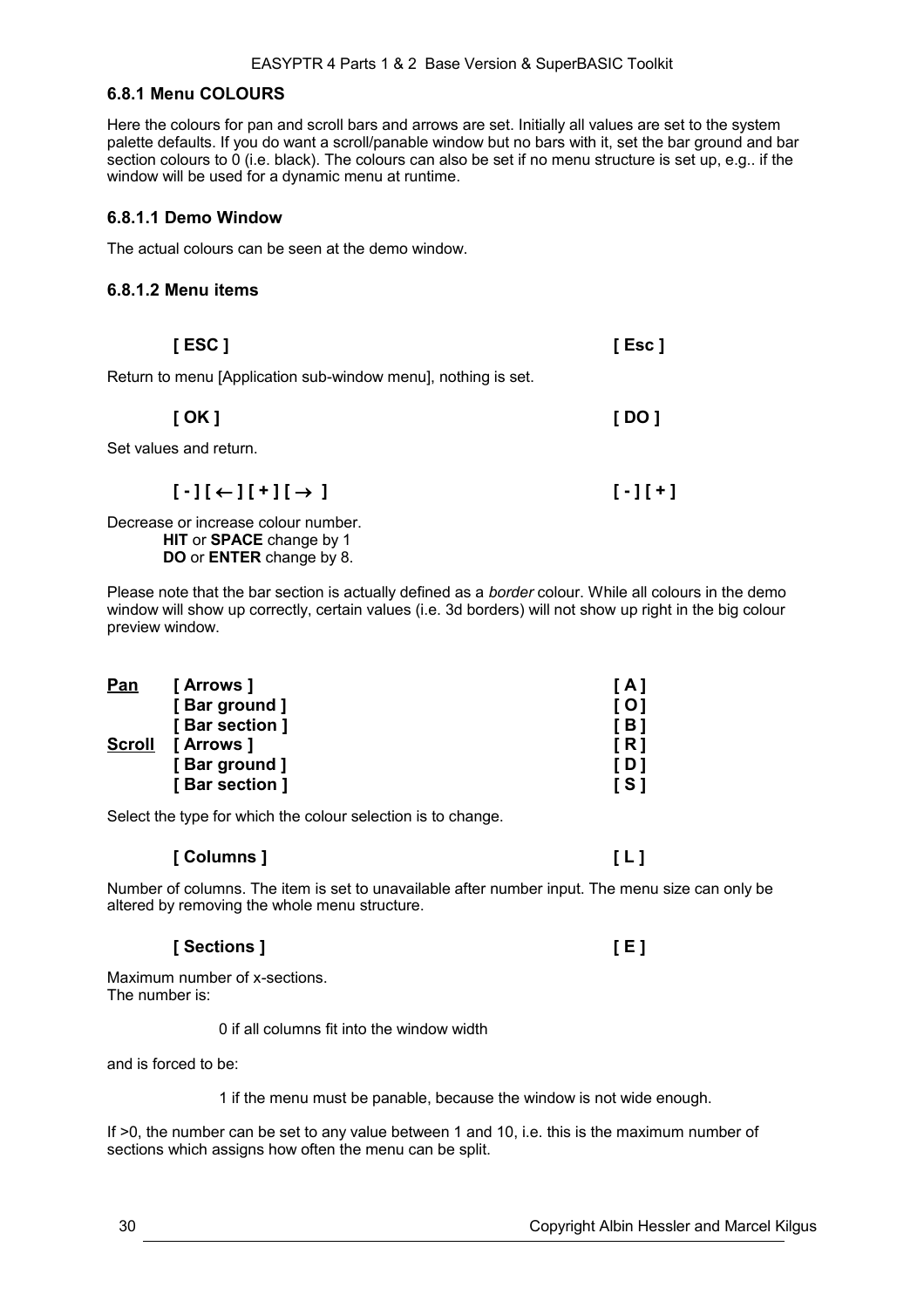### 6.8.1 Menu COLOURS

Here the colours for pan and scroll bars and arrows are set. Initially all values are set to the system palette defaults. If you do want a scroll/panable window but no bars with it, set the bar ground and bar section colours to 0 (i.e. black). The colours can also be set if no menu structure is set up, e.g.. if the window will be used for a dynamic menu at runtime.

#### 6.8.1.1 Demo Window

The actual colours can be seen at the demo window.

#### 6.8.1.2 Menu items

**[ ESC ]** **[ Esc ]**

Return to menu [Application sub-window menu], nothing is set.

**[ OK ]** **[ DO ]**

Set values and return.

**[ - ] [ ← ] [ + ] [ → ]** **[ - ] [ + ]**

Decrease or increase colour number.
**HIT** or **SPACE** change by 1
**DO** or **ENTER** change by 8.

Please note that the bar section is actually defined as a *border* colour. While all colours in the demo window will show up correctly, certain values (i.e. 3d borders) will not show up right in the big colour preview window.

| | | |
|---|---|---|
| **Pan** | **[ Arrows ]** | **[ A ]** |
| | **[ Bar ground ]** | **[ O ]** |
| | **[ Bar section ]** | **[ B ]** |
| **Scroll** | **[ Arrows ]** | **[ R ]** |
| | **[ Bar ground ]** | **[ D ]** |
| | **[ Bar section ]** | **[ S ]** |

Select the type for which the colour selection is to change.

**[ Columns ]** **[ L ]**

Number of columns. The item is set to unavailable after number input. The menu size can only be altered by removing the whole menu structure.

**[ Sections ]** **[ E ]**

Maximum number of x-sections.
The number is:

0 if all columns fit into the window width

and is forced to be:

1 if the menu must be panable, because the window is not wide enough.

If >0, the number can be set to any value between 1 and 10, i.e. this is the maximum number of sections which assigns how often the menu can be split.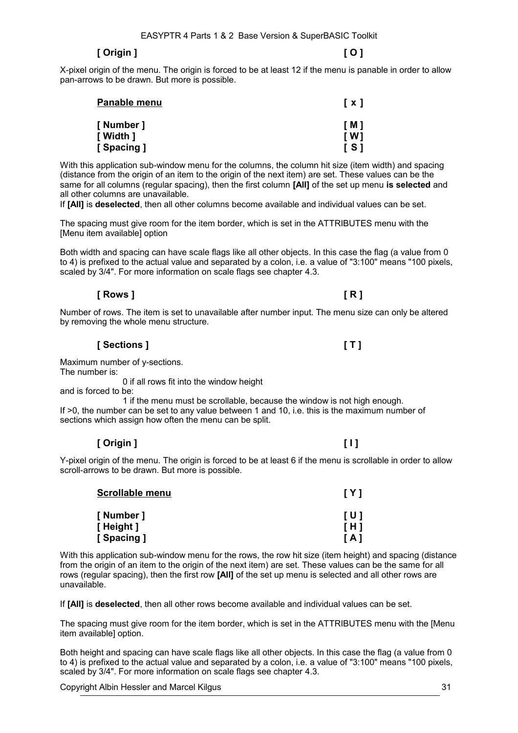**[ Origin ]** **[ O ]**

X-pixel origin of the menu. The origin is forced to be at least 12 if the menu is panable in order to allow pan-arrows to be drawn. But more is possible.

**Panable menu** **[ x ]**

**[ Number ]** **[ M ]**
**[ Width ]** **[ W ]**
**[ Spacing ]** **[ S ]**

With this application sub-window menu for the columns, the column hit size (item width) and spacing (distance from the origin of an item to the origin of the next item) are set. These values can be the same for all columns (regular spacing), then the first column **[All]** of the set up menu **is selected** and all other columns are unavailable.
If **[All]** is **deselected**, then all other columns become available and individual values can be set.

The spacing must give room for the item border, which is set in the ATTRIBUTES menu with the [Menu item available] option

Both width and spacing can have scale flags like all other objects. In this case the flag (a value from 0 to 4) is prefixed to the actual value and separated by a colon, i.e. a value of "3:100" means "100 pixels, scaled by 3/4". For more information on scale flags see chapter 4.3.

**[ Rows ]** **[ R ]**

Number of rows. The item is set to unavailable after number input. The menu size can only be altered by removing the whole menu structure.

**[ Sections ]** **[ T ]**

Maximum number of y-sections.
The number is:
0 if all rows fit into the window height
and is forced to be:
1 if the menu must be scrollable, because the window is not high enough.
If >0, the number can be set to any value between 1 and 10, i.e. this is the maximum number of sections which assign how often the menu can be split.

**[ Origin ]** **[ I ]**

Y-pixel origin of the menu. The origin is forced to be at least 6 if the menu is scrollable in order to allow scroll-arrows to be drawn. But more is possible.

**Scrollable menu** **[ Y ]**

**[ Number ]** **[ U ]**
**[ Height ]** **[ H ]**
**[ Spacing ]** **[ A ]**

With this application sub-window menu for the rows, the row hit size (item height) and spacing (distance from the origin of an item to the origin of the next item) are set. These values can be the same for all rows (regular spacing), then the first row **[All]** of the set up menu is selected and all other rows are unavailable.

If **[All]** is **deselected**, then all other rows become available and individual values can be set.

The spacing must give room for the item border, which is set in the ATTRIBUTES menu with the [Menu item available] option.

Both height and spacing can have scale flags like all other objects. In this case the flag (a value from 0 to 4) is prefixed to the actual value and separated by a colon, i.e. a value of "3:100" means "100 pixels, scaled by 3/4". For more information on scale flags see chapter 4.3.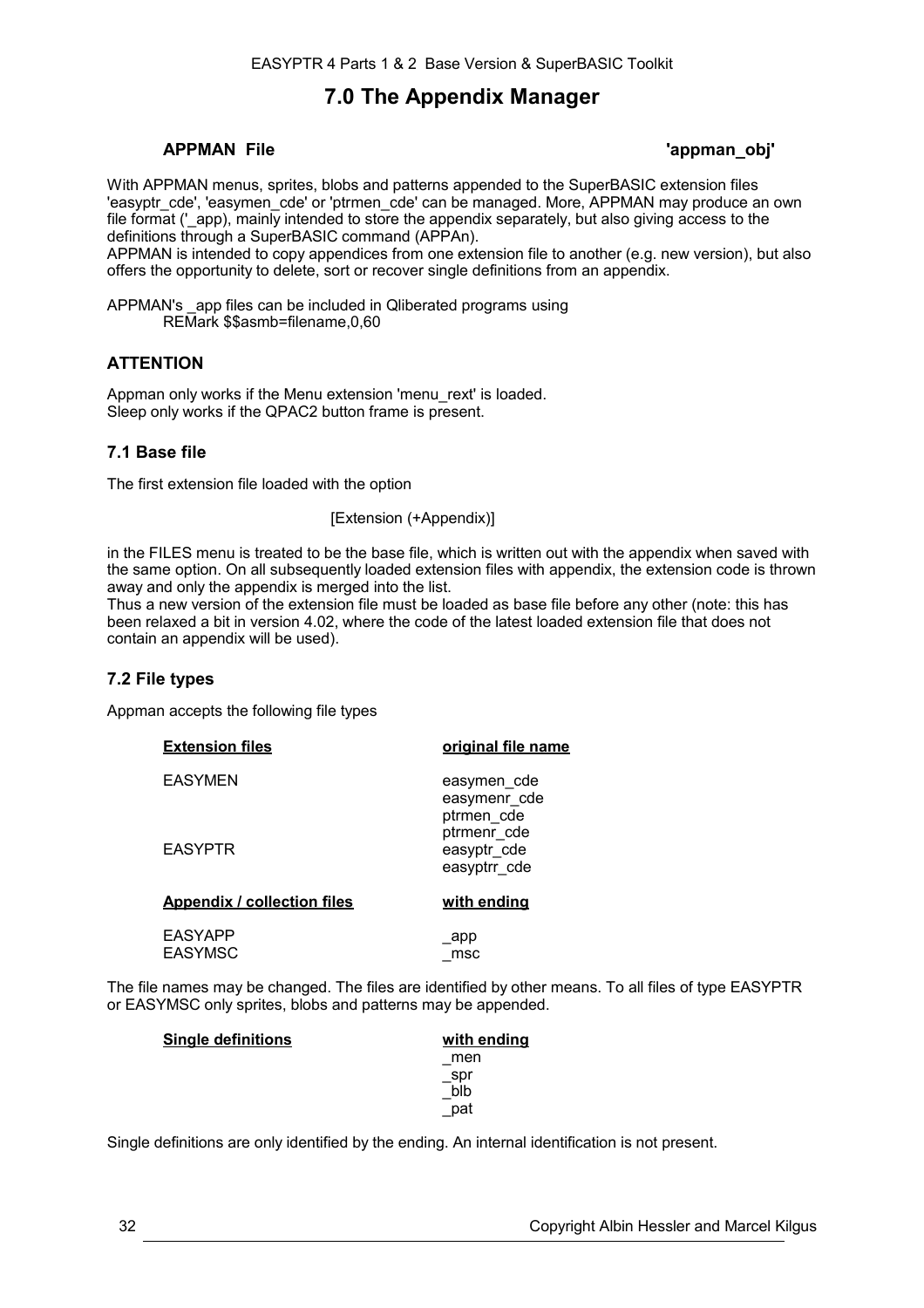# 7.0 The Appendix Manager

**APPMAN File** **'appman_obj'**

With APPMAN menus, sprites, blobs and patterns appended to the SuperBASIC extension files 'easyptr_cde', 'easymen_cde' or 'ptrmen_cde' can be managed. More, APPMAN may produce an own file format ('_app), mainly intended to store the appendix separately, but also giving access to the definitions through a SuperBASIC command (APPAn).
APPMAN is intended to copy appendices from one extension file to another (e.g. new version), but also offers the opportunity to delete, sort or recover single definitions from an appendix.

APPMAN's _app files can be included in Qliberated programs using
REMark $$asmb=filename,0,60

## ATTENTION

Appman only works if the Menu extension 'menu_rext' is loaded.
Sleep only works if the QPAC2 button frame is present.

## 7.1 Base file

The first extension file loaded with the option

[Extension (+Appendix)]

in the FILES menu is treated to be the base file, which is written out with the appendix when saved with the same option. On all subsequently loaded extension files with appendix, the extension code is thrown away and only the appendix is merged into the list.
Thus a new version of the extension file must be loaded as base file before any other (note: this has been relaxed a bit in version 4.02, where the code of the latest loaded extension file that does not contain an appendix will be used).

## 7.2 File types

Appman accepts the following file types

| Extension files | original file name |
|---|---|
| EASYMEN | easymen_cde<br>easymenr_cde<br>ptrmen_cde<br>ptrmenr_cde |
| EASYPTR | easyptr_cde<br>easyptrr_cde |

| Appendix / collection files | with ending |
|---|---|
| EASYAPP | _app |
| EASYMSC | _msc |

The file names may be changed. The files are identified by other means. To all files of type EASYPTR or EASYMSC only sprites, blobs and patterns may be appended.

| Single definitions | with ending |
|---|---|
| | _men<br>_spr<br>_blb<br>_pat |

Single definitions are only identified by the ending. An internal identification is not present.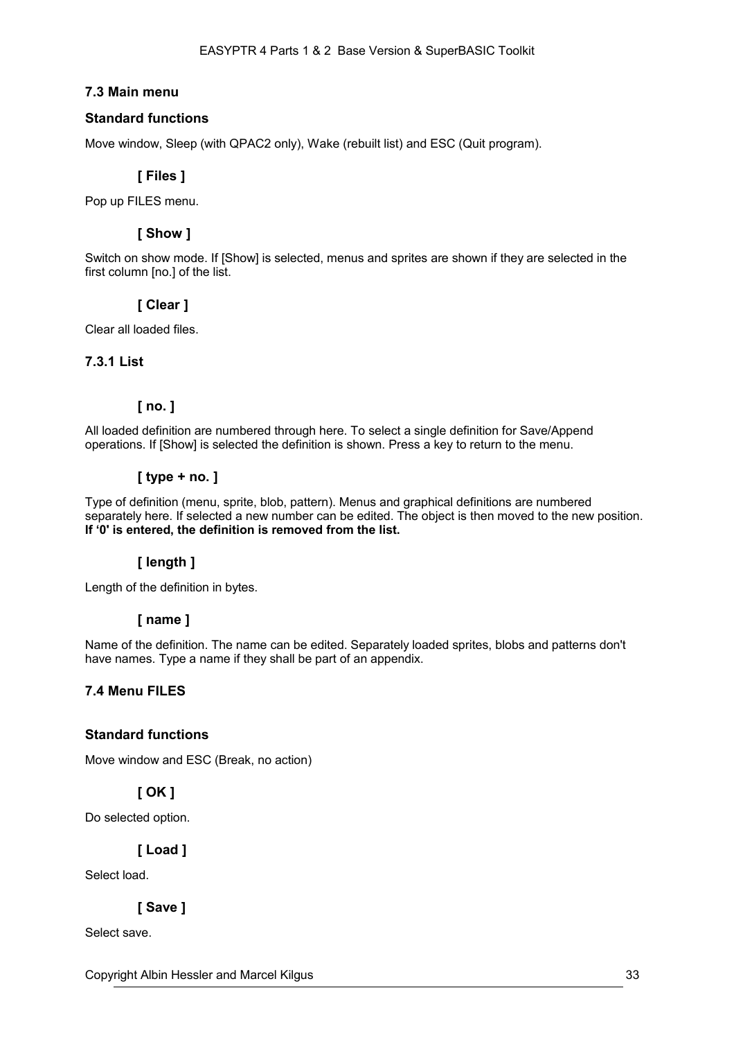## 7.3 Main menu

### Standard functions

Move window, Sleep (with QPAC2 only), Wake (rebuilt list) and ESC (Quit program).

#### [ Files ]

Pop up FILES menu.

#### [ Show ]

Switch on show mode. If [Show] is selected, menus and sprites are shown if they are selected in the first column [no.] of the list.

#### [ Clear ]

Clear all loaded files.

### 7.3.1 List

#### [ no. ]

All loaded definition are numbered through here. To select a single definition for Save/Append operations. If [Show] is selected the definition is shown. Press a key to return to the menu.

#### [ type + no. ]

Type of definition (menu, sprite, blob, pattern). Menus and graphical definitions are numbered separately here. If selected a new number can be edited. The object is then moved to the new position. **If '0' is entered, the definition is removed from the list.**

#### [ length ]

Length of the definition in bytes.

#### [ name ]

Name of the definition. The name can be edited. Separately loaded sprites, blobs and patterns don't have names. Type a name if they shall be part of an appendix.

## 7.4 Menu FILES

### Standard functions

Move window and ESC (Break, no action)

#### [ OK ]

Do selected option.

#### [ Load ]

Select load.

#### [ Save ]

Select save.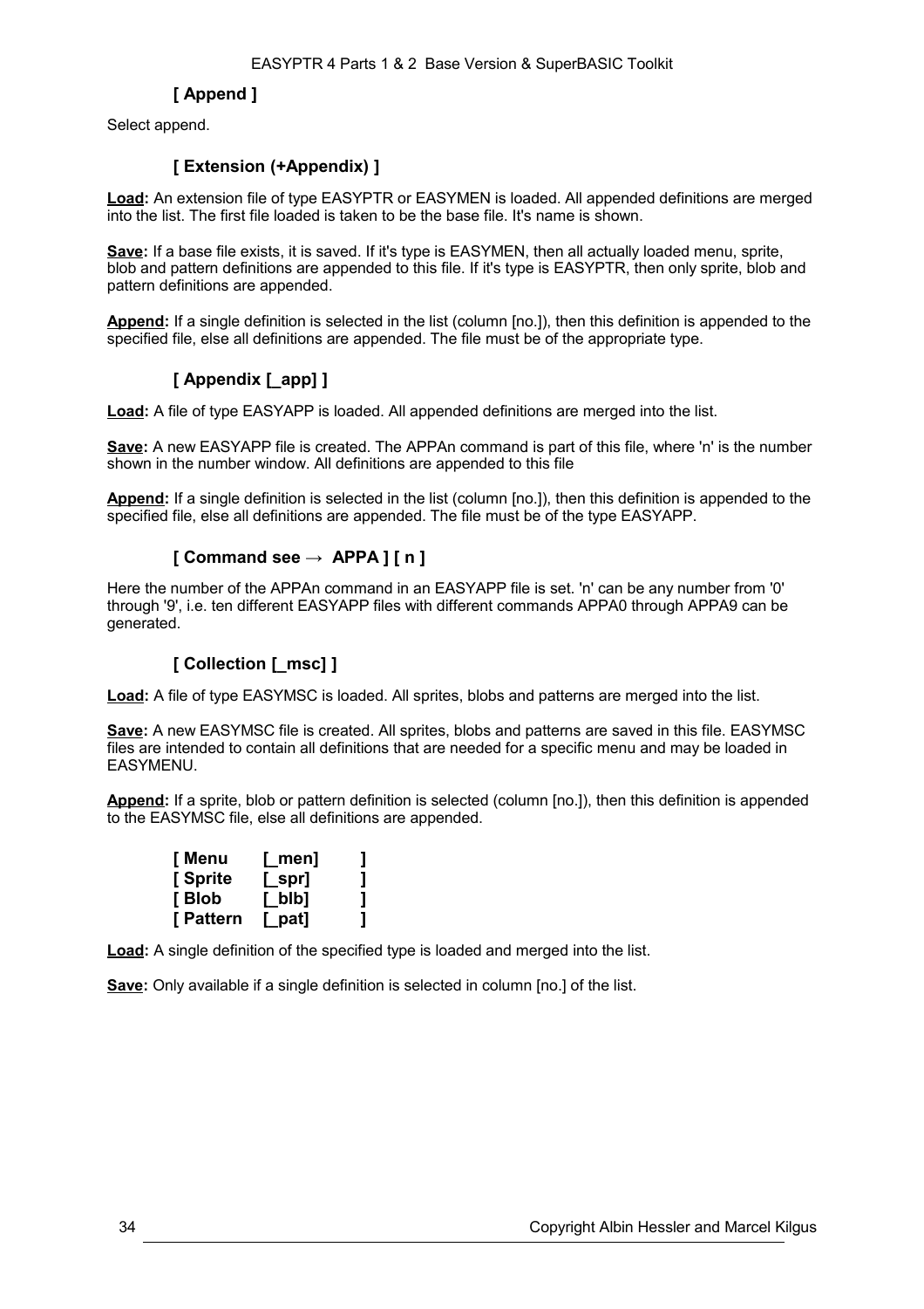### [ Append ]

Select append.

### [ Extension (+Appendix) ]

**Load:** An extension file of type EASYPTR or EASYMEN is loaded. All appended definitions are merged into the list. The first file loaded is taken to be the base file. It's name is shown.

**Save:** If a base file exists, it is saved. If it's type is EASYMEN, then all actually loaded menu, sprite, blob and pattern definitions are appended to this file. If it's type is EASYPTR, then only sprite, blob and pattern definitions are appended.

**Append:** If a single definition is selected in the list (column [no.]), then this definition is appended to the specified file, else all definitions are appended. The file must be of the appropriate type.

### [ Appendix [_app] ]

**Load:** A file of type EASYAPP is loaded. All appended definitions are merged into the list.

**Save:** A new EASYAPP file is created. The APPAn command is part of this file, where 'n' is the number shown in the number window. All definitions are appended to this file

**Append:** If a single definition is selected in the list (column [no.]), then this definition is appended to the specified file, else all definitions are appended. The file must be of the type EASYAPP.

### [ Command see → APPA ] [ n ]

Here the number of the APPAn command in an EASYAPP file is set. 'n' can be any number from '0' through '9', i.e. ten different EASYAPP files with different commands APPA0 through APPA9 can be generated.

### [ Collection [_msc] ]

**Load:** A file of type EASYMSC is loaded. All sprites, blobs and patterns are merged into the list.

**Save:** A new EASYMSC file is created. All sprites, blobs and patterns are saved in this file. EASYMSC files are intended to contain all definitions that are needed for a specific menu and may be loaded in EASYMENU.

**Append:** If a sprite, blob or pattern definition is selected (column [no.]), then this definition is appended to the EASYMSC file, else all definitions are appended.

**[ Menu [_men] ]**
**[ Sprite [_spr] ]**
**[ Blob [_blb] ]**
**[ Pattern [_pat] ]**

**Load:** A single definition of the specified type is loaded and merged into the list.

**Save:** Only available if a single definition is selected in column [no.] of the list.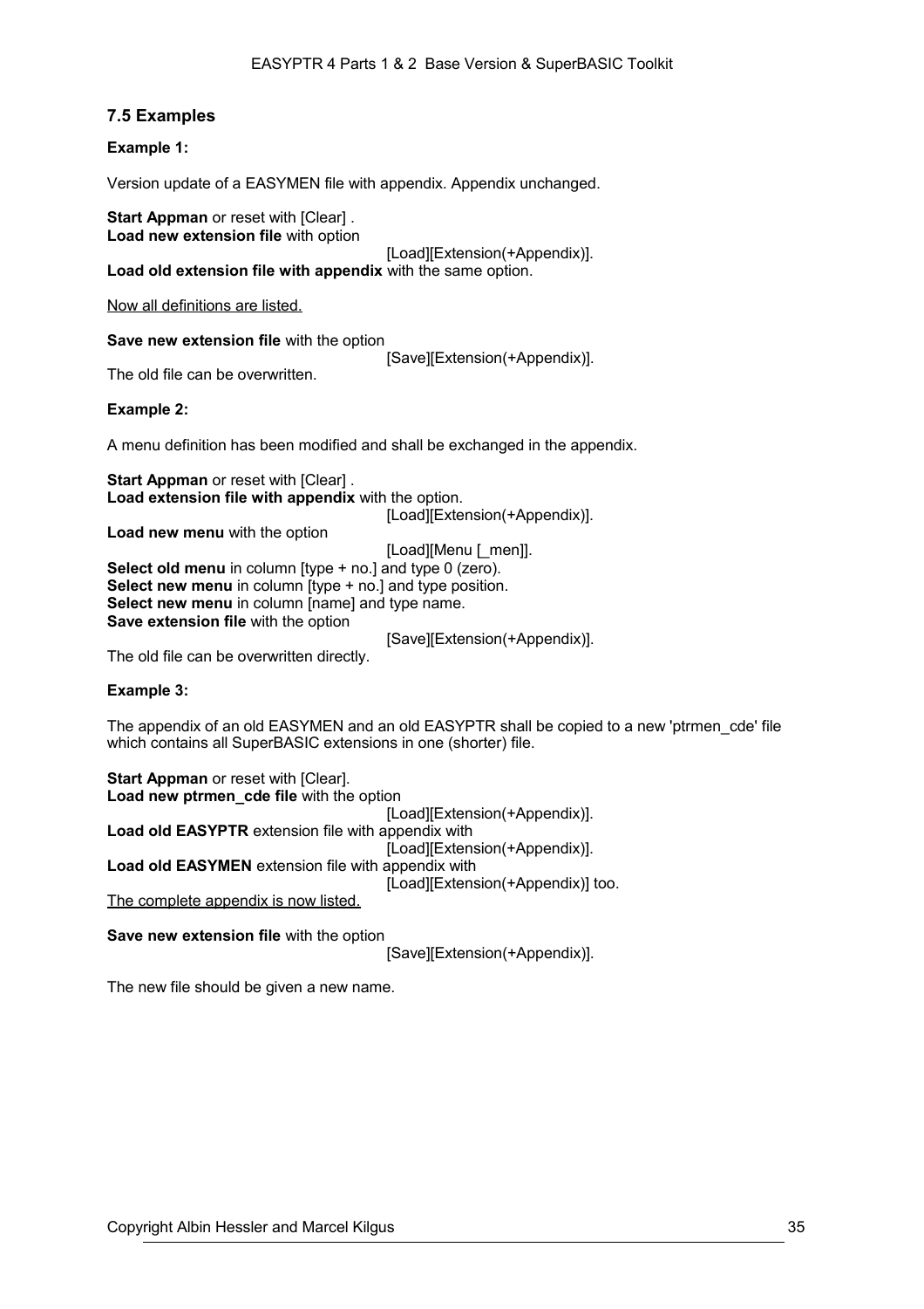### 7.5 Examples

**Example 1:**

Version update of a EASYMEN file with appendix. Appendix unchanged.

**Start Appman** or reset with [Clear] .
**Load new extension file** with option
[Load][Extension(+Appendix)].
**Load old extension file with appendix** with the same option.

<u>Now all definitions are listed.</u>

**Save new extension file** with the option
[Save][Extension(+Appendix)].
The old file can be overwritten.

**Example 2:**

A menu definition has been modified and shall be exchanged in the appendix.

**Start Appman** or reset with [Clear] .
**Load extension file with appendix** with the option.
[Load][Extension(+Appendix)].
**Load new menu** with the option
[Load][Menu [_men]].
**Select old menu** in column [type + no.] and type 0 (zero).
**Select new menu** in column [type + no.] and type position.
**Select new menu** in column [name] and type name.
**Save extension file** with the option
[Save][Extension(+Appendix)].
The old file can be overwritten directly.

**Example 3:**

The appendix of an old EASYMEN and an old EASYPTR shall be copied to a new 'ptrmen_cde' file which contains all SuperBASIC extensions in one (shorter) file.

**Start Appman** or reset with [Clear].
**Load new ptrmen_cde file** with the option
[Load][Extension(+Appendix)].
**Load old EASYPTR** extension file with appendix with
[Load][Extension(+Appendix)].
**Load old EASYMEN** extension file with appendix with
[Load][Extension(+Appendix)] too.
<u>The complete appendix is now listed.</u>

**Save new extension file** with the option
[Save][Extension(+Appendix)].

The new file should be given a new name.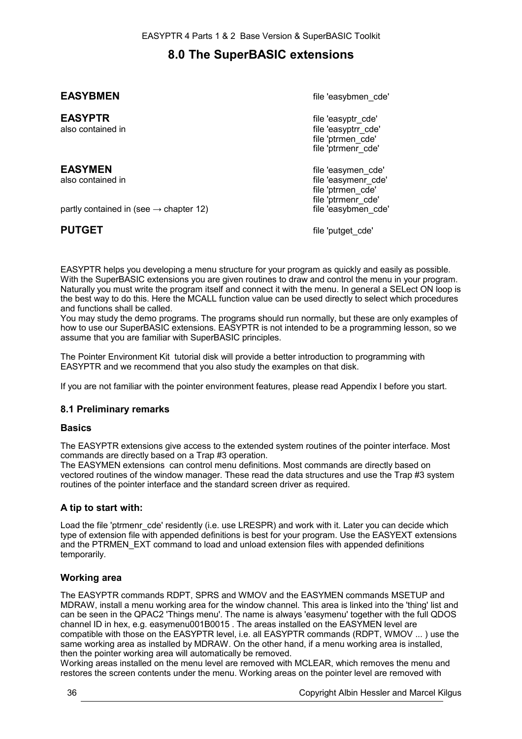# 8.0 The SuperBASIC extensions

| | |
|---|---|
| **EASYBMEN** | file 'easybmen_cde' |
| **EASYPTR** | file 'easyptr_cde' |
| also contained in | file 'easyptrr_cde' |
| | file 'ptrmen_cde' |
| | file 'ptrmenr_cde' |
| **EASYMEN** | file 'easymen_cde' |
| also contained in | file 'easymenr_cde' |
| | file 'ptrmen_cde' |
| | file 'ptrmenr_cde' |
| partly contained in (see → chapter 12) | file 'easybmen_cde' |
| **PUTGET** | file 'putget_cde' |

EASYPTR helps you developing a menu structure for your program as quickly and easily as possible. With the SuperBASIC extensions you are given routines to draw and control the menu in your program. Naturally you must write the program itself and connect it with the menu. In general a SELect ON loop is the best way to do this. Here the MCALL function value can be used directly to select which procedures and functions shall be called.
You may study the demo programs. The programs should run normally, but these are only examples of how to use our SuperBASIC extensions. EASYPTR is not intended to be a programming lesson, so we assume that you are familiar with SuperBASIC principles.

The Pointer Environment Kit tutorial disk will provide a better introduction to programming with EASYPTR and we recommend that you also study the examples on that disk.

If you are not familiar with the pointer environment features, please read Appendix I before you start.

### 8.1 Preliminary remarks

#### Basics

The EASYPTR extensions give access to the extended system routines of the pointer interface. Most commands are directly based on a Trap #3 operation.
The EASYMEN extensions can control menu definitions. Most commands are directly based on vectored routines of the window manager. These read the data structures and use the Trap #3 system routines of the pointer interface and the standard screen driver as required.

#### A tip to start with:

Load the file 'ptrmenr_cde' residently (i.e. use LRESPR) and work with it. Later you can decide which type of extension file with appended definitions is best for your program. Use the EASYEXT extensions and the PTRMEN_EXT command to load and unload extension files with appended definitions temporarily.

#### Working area

The EASYPTR commands RDPT, SPRS and WMOV and the EASYMEN commands MSETUP and MDRAW, install a menu working area for the window channel. This area is linked into the 'thing' list and can be seen in the QPAC2 'Things menu'. The name is always 'easymenu' together with the full QDOS channel ID in hex, e.g. easymenu001B0015 . The areas installed on the EASYMEN level are compatible with those on the EASYPTR level, i.e. all EASYPTR commands (RDPT, WMOV ... ) use the same working area as installed by MDRAW. On the other hand, if a menu working area is installed, then the pointer working area will automatically be removed.
Working areas installed on the menu level are removed with MCLEAR, which removes the menu and restores the screen contents under the menu. Working areas on the pointer level are removed with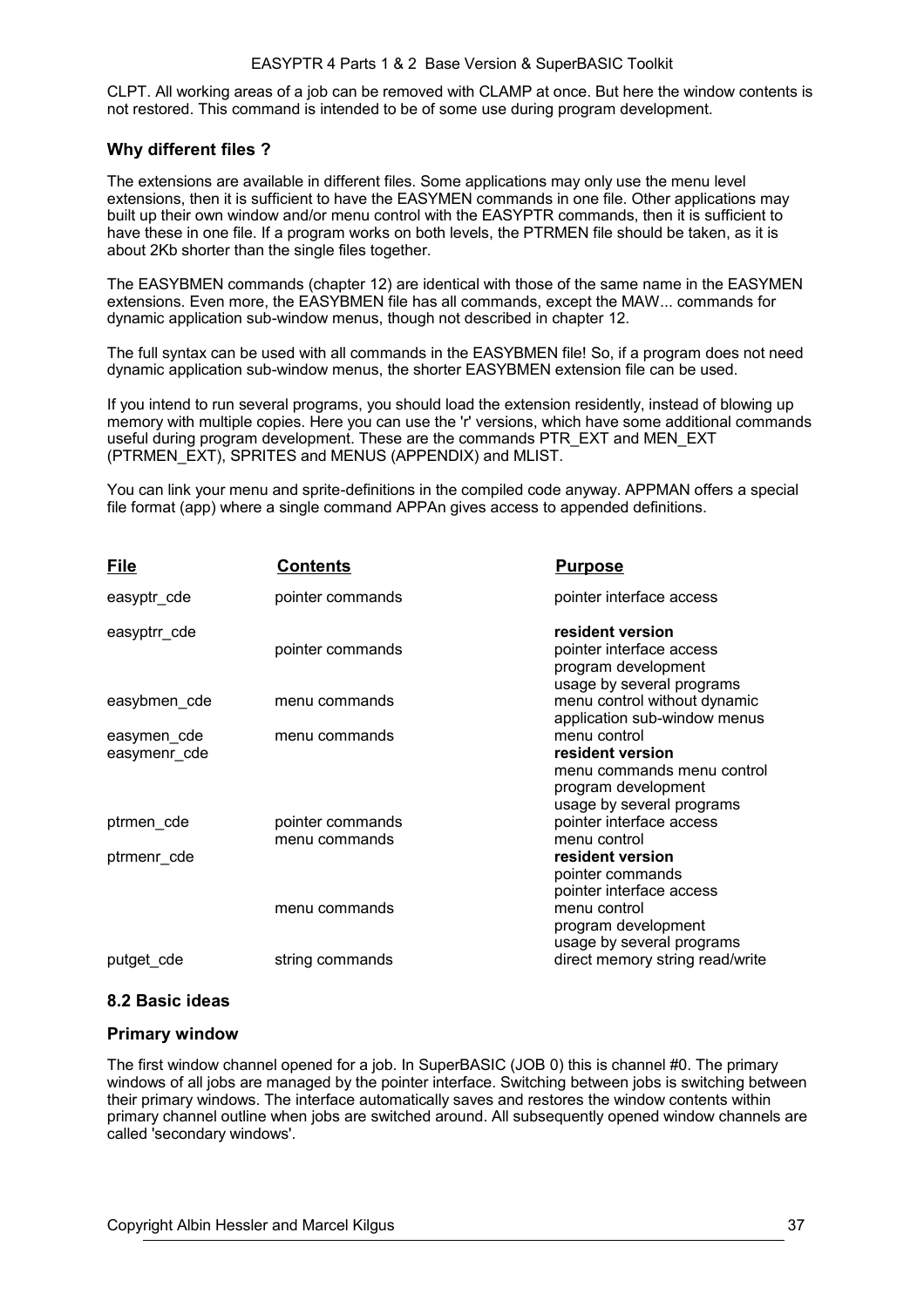CLPT. All working areas of a job can be removed with CLAMP at once. But here the window contents is not restored. This command is intended to be of some use during program development.

### Why different files ?

The extensions are available in different files. Some applications may only use the menu level extensions, then it is sufficient to have the EASYMEN commands in one file. Other applications may built up their own window and/or menu control with the EASYPTR commands, then it is sufficient to have these in one file. If a program works on both levels, the PTRMEN file should be taken, as it is about 2Kb shorter than the single files together.

The EASYBMEN commands (chapter 12) are identical with those of the same name in the EASYMEN extensions. Even more, the EASYBMEN file has all commands, except the MAW... commands for dynamic application sub-window menus, though not described in chapter 12.

The full syntax can be used with all commands in the EASYBMEN file! So, if a program does not need dynamic application sub-window menus, the shorter EASYBMEN extension file can be used.

If you intend to run several programs, you should load the extension residently, instead of blowing up memory with multiple copies. Here you can use the 'r' versions, which have some additional commands useful during program development. These are the commands PTR_EXT and MEN_EXT (PTRMEN_EXT), SPRITES and MENUS (APPENDIX) and MLIST.

You can link your menu and sprite-definitions in the compiled code anyway. APPMAN offers a special file format (app) where a single command APPAn gives access to appended definitions.

| File | Contents | Purpose |
|---|---|---|
| easyptr_cde | pointer commands | pointer interface access |
| easyptrr_cde | pointer commands | **resident version**<br>pointer interface access<br>program development<br>usage by several programs |
| easybmen_cde | menu commands | menu control without dynamic application sub-window menus |
| easymen_cde | menu commands | menu control |
| easymenr_cde | | **resident version**<br>menu commands menu control<br>program development<br>usage by several programs |
| ptrmen_cde | pointer commands<br>menu commands | pointer interface access<br>menu control |
| ptrmenr_cde | <br><br><br>menu commands | **resident version**<br>pointer commands<br>pointer interface access<br>menu control<br>program development<br>usage by several programs |
| putget_cde | string commands | direct memory string read/write |

## 8.2 Basic ideas

### Primary window

The first window channel opened for a job. In SuperBASIC (JOB 0) this is channel #0. The primary windows of all jobs are managed by the pointer interface. Switching between jobs is switching between their primary windows. The interface automatically saves and restores the window contents within primary channel outline when jobs are switched around. All subsequently opened window channels are called 'secondary windows'.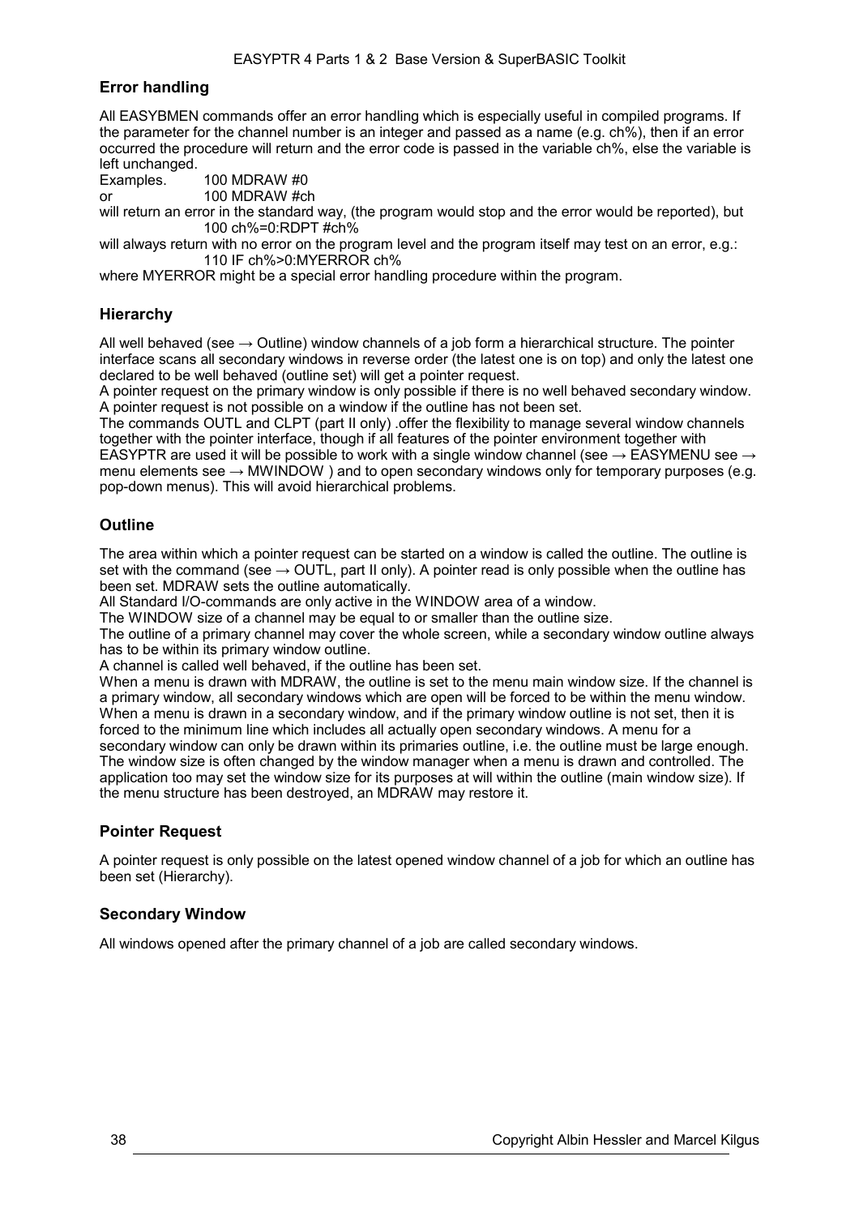## Error handling

All EASYBMEN commands offer an error handling which is especially useful in compiled programs. If the parameter for the channel number is an integer and passed as a name (e.g. ch%), then if an error occurred the procedure will return and the error code is passed in the variable ch%, else the variable is left unchanged.

Examples. 100 MDRAW #0

or 100 MDRAW #ch

will return an error in the standard way, (the program would stop and the error would be reported), but

```
100 ch%=0:RDPT #ch%
```

will always return with no error on the program level and the program itself may test on an error, e.g.:

```
110 IF ch%>0:MYERROR ch%
```

where MYERROR might be a special error handling procedure within the program.

## Hierarchy

All well behaved (see → Outline) window channels of a job form a hierarchical structure. The pointer interface scans all secondary windows in reverse order (the latest one is on top) and only the latest one declared to be well behaved (outline set) will get a pointer request.

A pointer request on the primary window is only possible if there is no well behaved secondary window.

A pointer request is not possible on a window if the outline has not been set.

The commands OUTL and CLPT (part II only) .offer the flexibility to manage several window channels together with the pointer interface, though if all features of the pointer environment together with EASYPTR are used it will be possible to work with a single window channel (see → EASYMENU see → menu elements see → MWINDOW ) and to open secondary windows only for temporary purposes (e.g. pop-down menus). This will avoid hierarchical problems.

## Outline

The area within which a pointer request can be started on a window is called the outline. The outline is set with the command (see → OUTL, part II only). A pointer read is only possible when the outline has been set. MDRAW sets the outline automatically.

All Standard I/O-commands are only active in the WINDOW area of a window.

The WINDOW size of a channel may be equal to or smaller than the outline size.

The outline of a primary channel may cover the whole screen, while a secondary window outline always has to be within its primary window outline.

A channel is called well behaved, if the outline has been set.

When a menu is drawn with MDRAW, the outline is set to the menu main window size. If the channel is a primary window, all secondary windows which are open will be forced to be within the menu window. When a menu is drawn in a secondary window, and if the primary window outline is not set, then it is forced to the minimum line which includes all actually open secondary windows. A menu for a secondary window can only be drawn within its primaries outline, i.e. the outline must be large enough. The window size is often changed by the window manager when a menu is drawn and controlled. The application too may set the window size for its purposes at will within the outline (main window size). If the menu structure has been destroyed, an MDRAW may restore it.

## Pointer Request

A pointer request is only possible on the latest opened window channel of a job for which an outline has been set (Hierarchy).

## Secondary Window

All windows opened after the primary channel of a job are called secondary windows.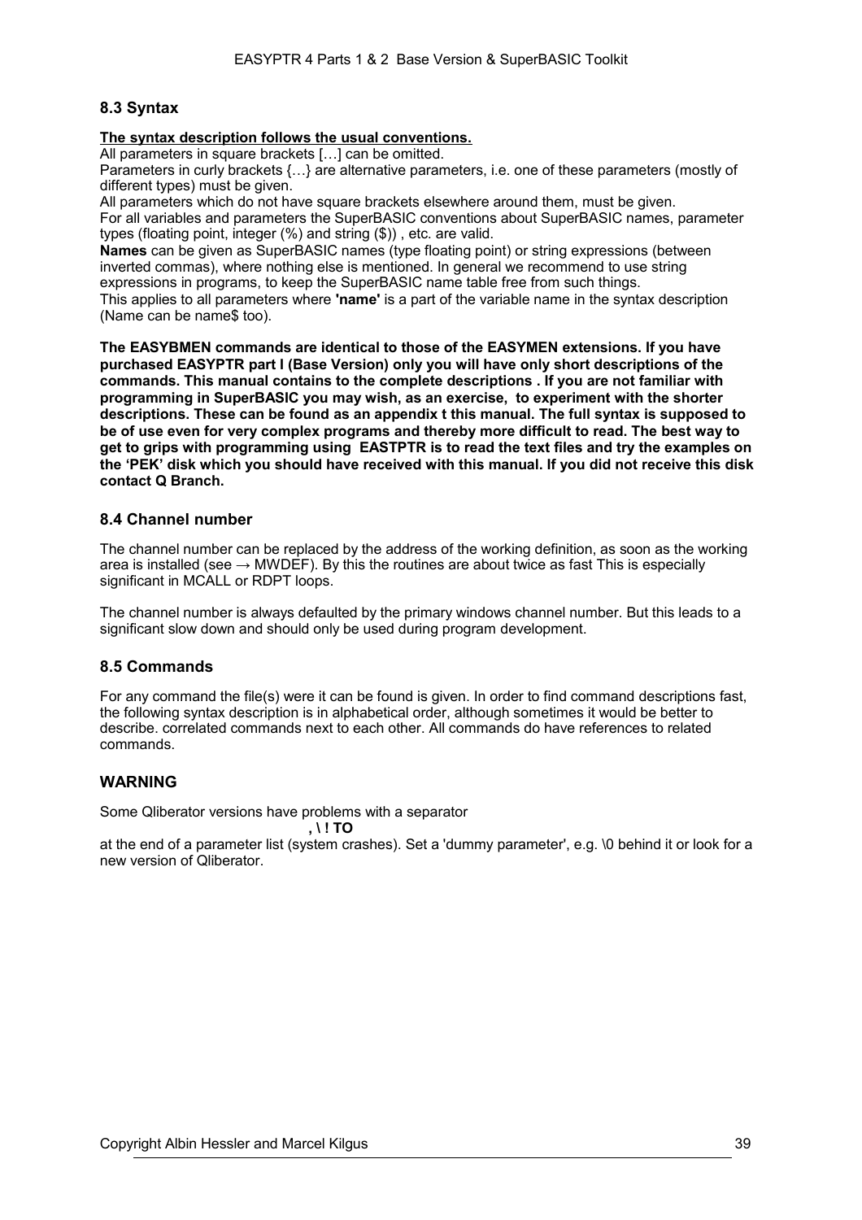## 8.3 Syntax

**The syntax description follows the usual conventions.**

All parameters in square brackets […] can be omitted.

Parameters in curly brackets {…} are alternative parameters, i.e. one of these parameters (mostly of different types) must be given.

All parameters which do not have square brackets elsewhere around them, must be given.

For all variables and parameters the SuperBASIC conventions about SuperBASIC names, parameter types (floating point, integer (%) and string ($)) , etc. are valid.

**Names** can be given as SuperBASIC names (type floating point) or string expressions (between inverted commas), where nothing else is mentioned. In general we recommend to use string expressions in programs, to keep the SuperBASIC name table free from such things.

This applies to all parameters where **'name'** is a part of the variable name in the syntax description (Name can be name$ too).

**The EASYBMEN commands are identical to those of the EASYMEN extensions. If you have purchased EASYPTR part I (Base Version) only you will have only short descriptions of the commands. This manual contains to the complete descriptions . If you are not familiar with programming in SuperBASIC you may wish, as an exercise, to experiment with the shorter descriptions. These can be found as an appendix t this manual. The full syntax is supposed to be of use even for very complex programs and thereby more difficult to read. The best way to get to grips with programming using EASTPTR is to read the text files and try the examples on the 'PEK' disk which you should have received with this manual. If you did not receive this disk contact Q Branch.**

## 8.4 Channel number

The channel number can be replaced by the address of the working definition, as soon as the working area is installed (see → MWDEF). By this the routines are about twice as fast This is especially significant in MCALL or RDPT loops.

The channel number is always defaulted by the primary windows channel number. But this leads to a significant slow down and should only be used during program development.

## 8.5 Commands

For any command the file(s) were it can be found is given. In order to find command descriptions fast, the following syntax description is in alphabetical order, although sometimes it would be better to describe. correlated commands next to each other. All commands do have references to related commands.

## WARNING

Some Qliberator versions have problems with a separator

**, \ ! TO**

at the end of a parameter list (system crashes). Set a 'dummy parameter', e.g. \0 behind it or look for a new version of Qliberator.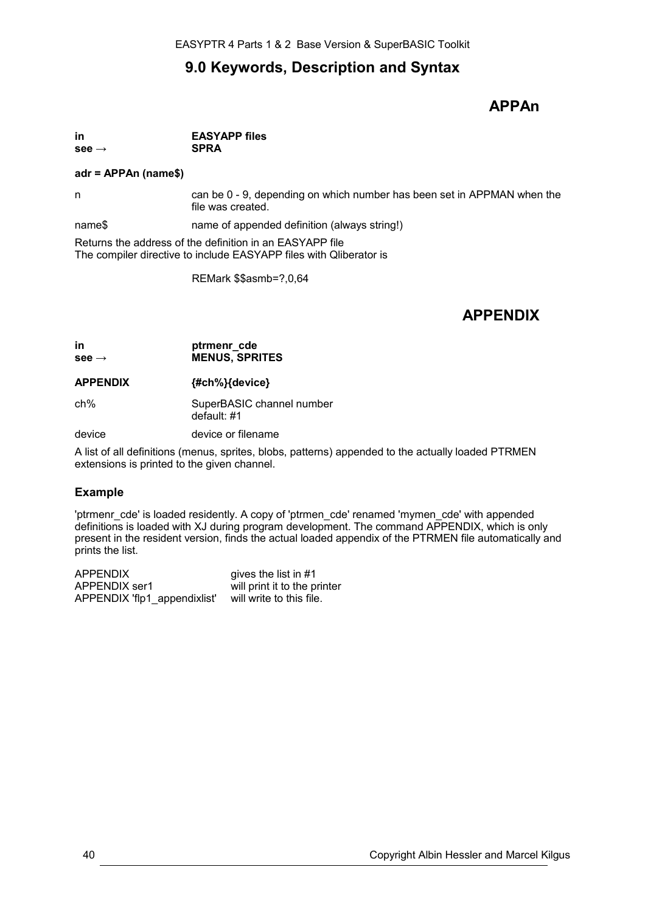# 9.0 Keywords, Description and Syntax

## APPAn

| | |
|---|---|
| **in** | **EASYAPP files** |
| **see →** | **SPRA** |

**adr = APPAn (name$)**

| | |
|---|---|
| n | can be 0 - 9, depending on which number has been set in APPMAN when the file was created. |
| name$ | name of appended definition (always string!) |

Returns the address of the definition in an EASYAPP file
The compiler directive to include EASYAPP files with Qliberator is

```
REMark $$asmb=?,0,64
```

## APPENDIX

| | |
|---|---|
| **in** | **ptrmenr_cde** |
| **see →** | **MENUS, SPRITES** |

**APPENDIX {#ch%}{device}**

| | |
|---|---|
| ch% | SuperBASIC channel number<br>default: #1 |
| device | device or filename |

A list of all definitions (menus, sprites, blobs, patterns) appended to the actually loaded PTRMEN extensions is printed to the given channel.

### Example

'ptrmenr_cde' is loaded residently. A copy of 'ptrmen_cde' renamed 'mymen_cde' with appended definitions is loaded with XJ during program development. The command APPENDIX, which is only present in the resident version, finds the actual loaded appendix of the PTRMEN file automatically and prints the list.

| | |
|---|---|
| APPENDIX | gives the list in #1 |
| APPENDIX ser1 | will print it to the printer |
| APPENDIX 'flp1_appendixlist' | will write to this file. |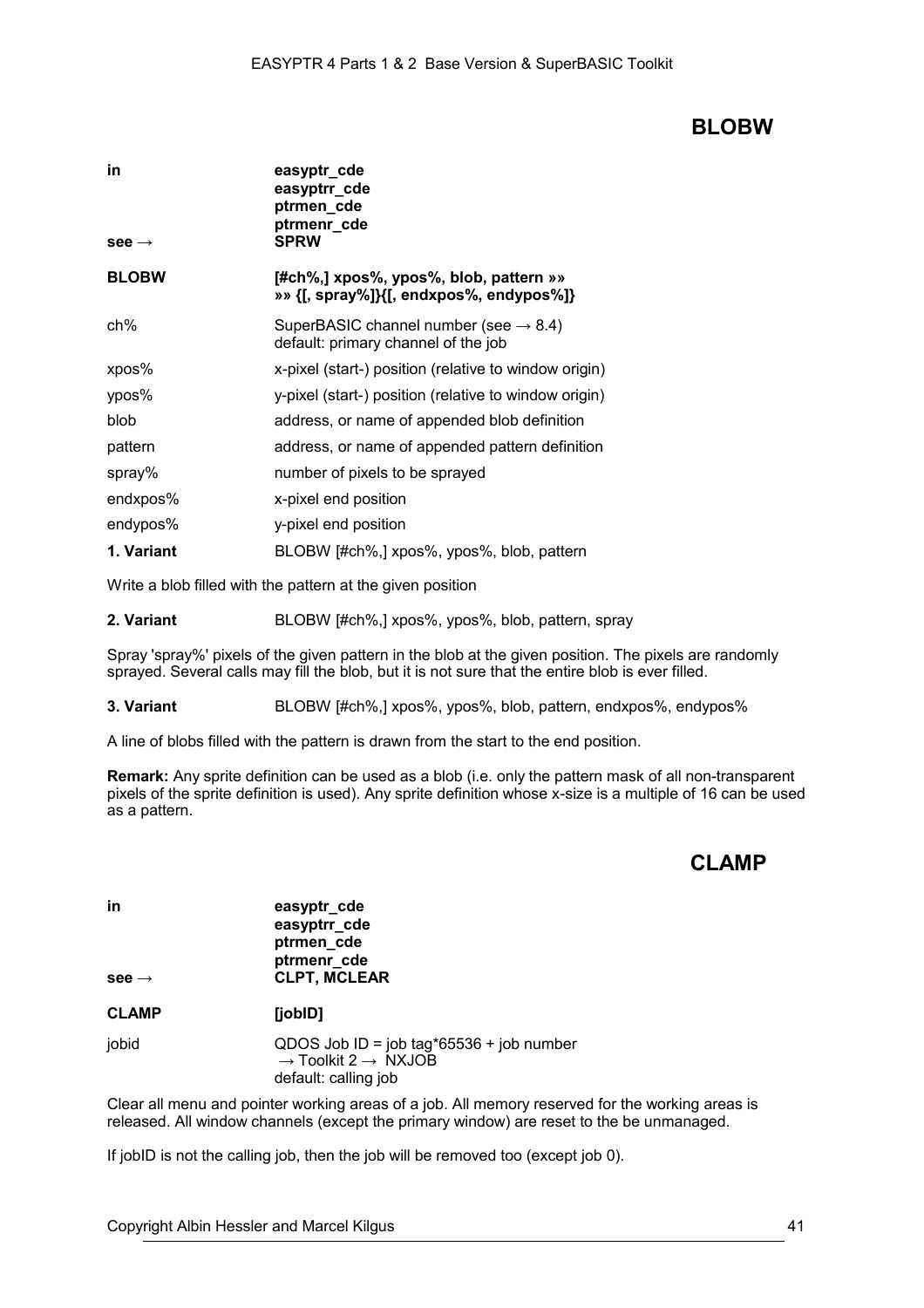## BLOBW

| | |
|---|---|
| **in** | **easyptr_cde** |
| | **easyptrr_cde** |
| | **ptrmen_cde** |
| | **ptrmenr_cde** |
| **see →** | **SPRW** |
| **BLOBW** | **[#ch%,] xpos%, ypos%, blob, pattern »»** |
| | **»» {[, spray%]}{[, endxpos%, endypos%]}** |
| ch% | SuperBASIC channel number (see → 8.4) default: primary channel of the job |
| xpos% | x-pixel (start-) position (relative to window origin) |
| ypos% | y-pixel (start-) position (relative to window origin) |
| blob | address, or name of appended blob definition |
| pattern | address, or name of appended pattern definition |
| spray% | number of pixels to be sprayed |
| endxpos% | x-pixel end position |
| endypos% | y-pixel end position |
| **1. Variant** | BLOBW [#ch%,] xpos%, ypos%, blob, pattern |

Write a blob filled with the pattern at the given position

**2. Variant** BLOBW [#ch%,] xpos%, ypos%, blob, pattern, spray

Spray 'spray%' pixels of the given pattern in the blob at the given position. The pixels are randomly sprayed. Several calls may fill the blob, but it is not sure that the entire blob is ever filled.

**3. Variant** BLOBW [#ch%,] xpos%, ypos%, blob, pattern, endxpos%, endypos%

A line of blobs filled with the pattern is drawn from the start to the end position.

**Remark:** Any sprite definition can be used as a blob (i.e. only the pattern mask of all non-transparent pixels of the sprite definition is used). Any sprite definition whose x-size is a multiple of 16 can be used as a pattern.

## CLAMP

| | |
|---|---|
| **in** | **easyptr_cde** |
| | **easyptrr_cde** |
| | **ptrmen_cde** |
| | **ptrmenr_cde** |
| **see →** | **CLPT, MCLEAR** |
| **CLAMP** | **[jobID]** |
| jobid | QDOS Job ID = job tag*65536 + job number → Toolkit 2 → NXJOB default: calling job |

Clear all menu and pointer working areas of a job. All memory reserved for the working areas is released. All window channels (except the primary window) are reset to the be unmanaged.

If jobID is not the calling job, then the job will be removed too (except job 0).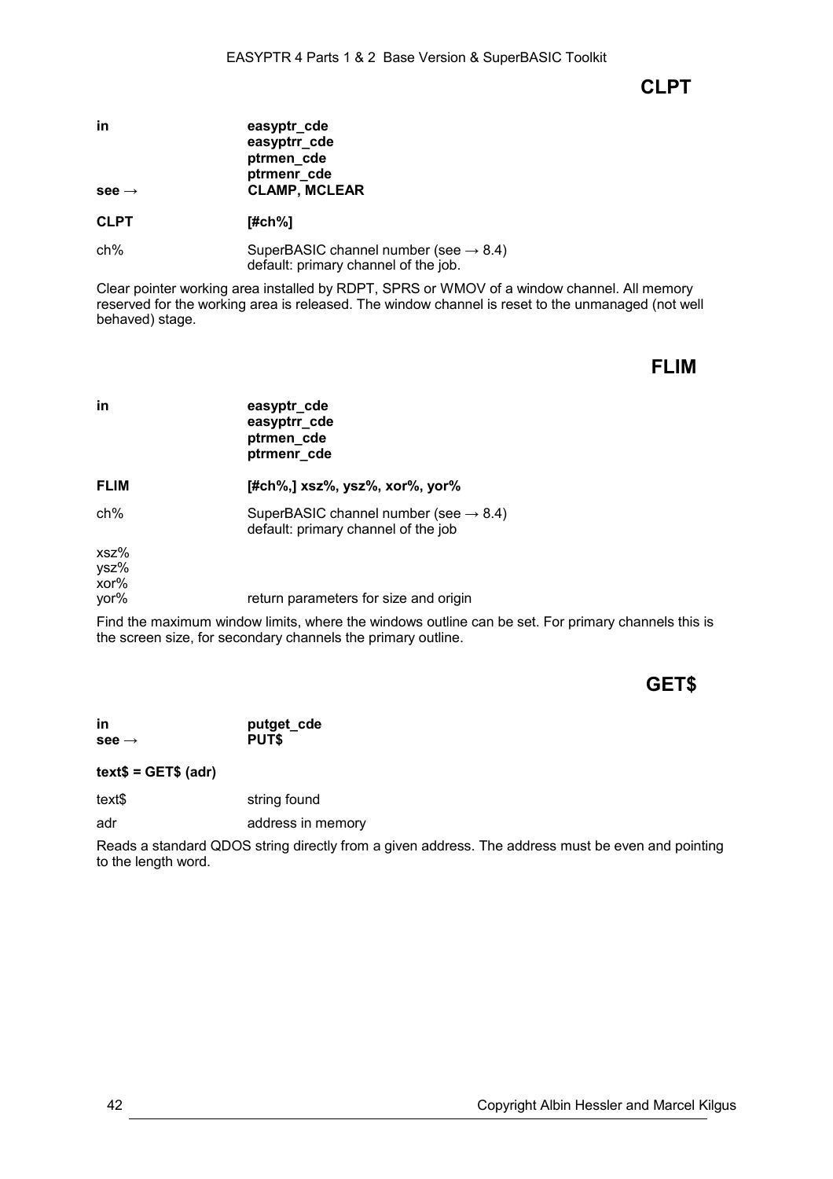## CLPT

| | |
|---|---|
| **in** | **easyptr_cde** |
| | **easyptrr_cde** |
| | **ptrmen_cde** |
| | **ptrmenr_cde** |
| **see →** | **CLAMP, MCLEAR** |

**CLPT** **[#ch%]**

| | |
|---|---|
| ch% | SuperBASIC channel number (see → 8.4) default: primary channel of the job. |

Clear pointer working area installed by RDPT, SPRS or WMOV of a window channel. All memory reserved for the working area is released. The window channel is reset to the unmanaged (not well behaved) stage.

## FLIM

| | |
|---|---|
| **in** | **easyptr_cde** |
| | **easyptrr_cde** |
| | **ptrmen_cde** |
| | **ptrmenr_cde** |

**FLIM** **[#ch%,] xsz%, ysz%, xor%, yor%**

| | |
|---|---|
| ch% | SuperBASIC channel number (see → 8.4) default: primary channel of the job |
| xsz% ysz% xor% yor% | return parameters for size and origin |

Find the maximum window limits, where the windows outline can be set. For primary channels this is the screen size, for secondary channels the primary outline.

## GET$

| | |
|---|---|
| **in** | **putget_cde** |
| **see →** | **PUT$** |

**text$ = GET$ (adr)**

| | |
|---|---|
| text$ | string found |
| adr | address in memory |

Reads a standard QDOS string directly from a given address. The address must be even and pointing to the length word.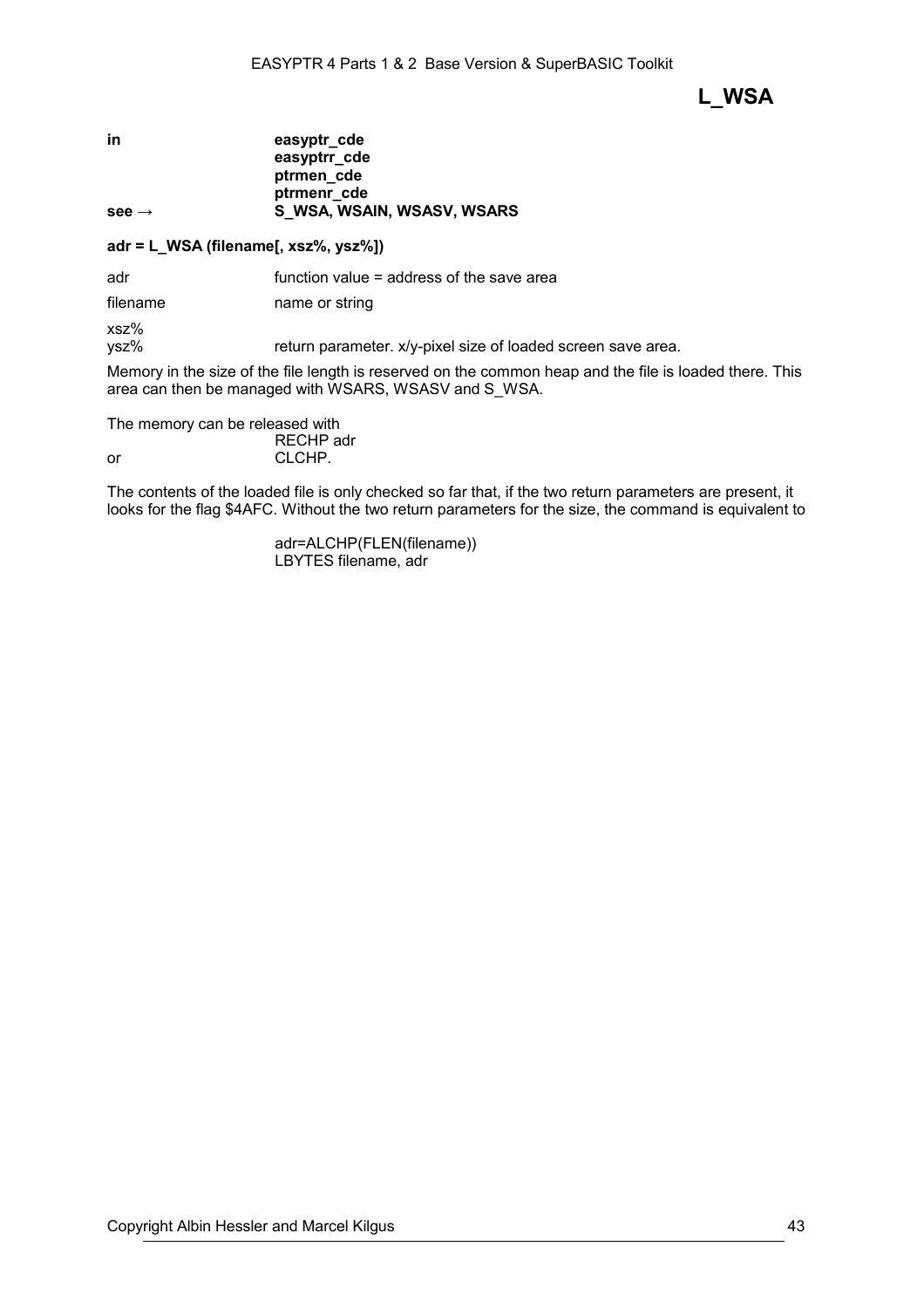# L_WSA

| | |
|---|---|
| **in** | **easyptr_cde** |
| | **easyptrr_cde** |
| | **ptrmen_cde** |
| | **ptrmenr_cde** |
| **see →** | **S_WSA, WSAIN, WSASV, WSARS** |

**adr = L_WSA (filename[, xsz%, ysz%])**

| | |
|---|---|
| adr | function value = address of the save area |
| filename | name or string |
| xsz% ysz% | return parameter. x/y-pixel size of loaded screen save area. |

Memory in the size of the file length is reserved on the common heap and the file is loaded there. This area can then be managed with WSARS, WSASV and S_WSA.

The memory can be released with

```
      RECHP adr
or    CLCHP.
```

The contents of the loaded file is only checked so far that, if the two return parameters are present, it looks for the flag $4AFC. Without the two return parameters for the size, the command is equivalent to

```
adr=ALCHP(FLEN(filename))
LBYTES filename, adr
```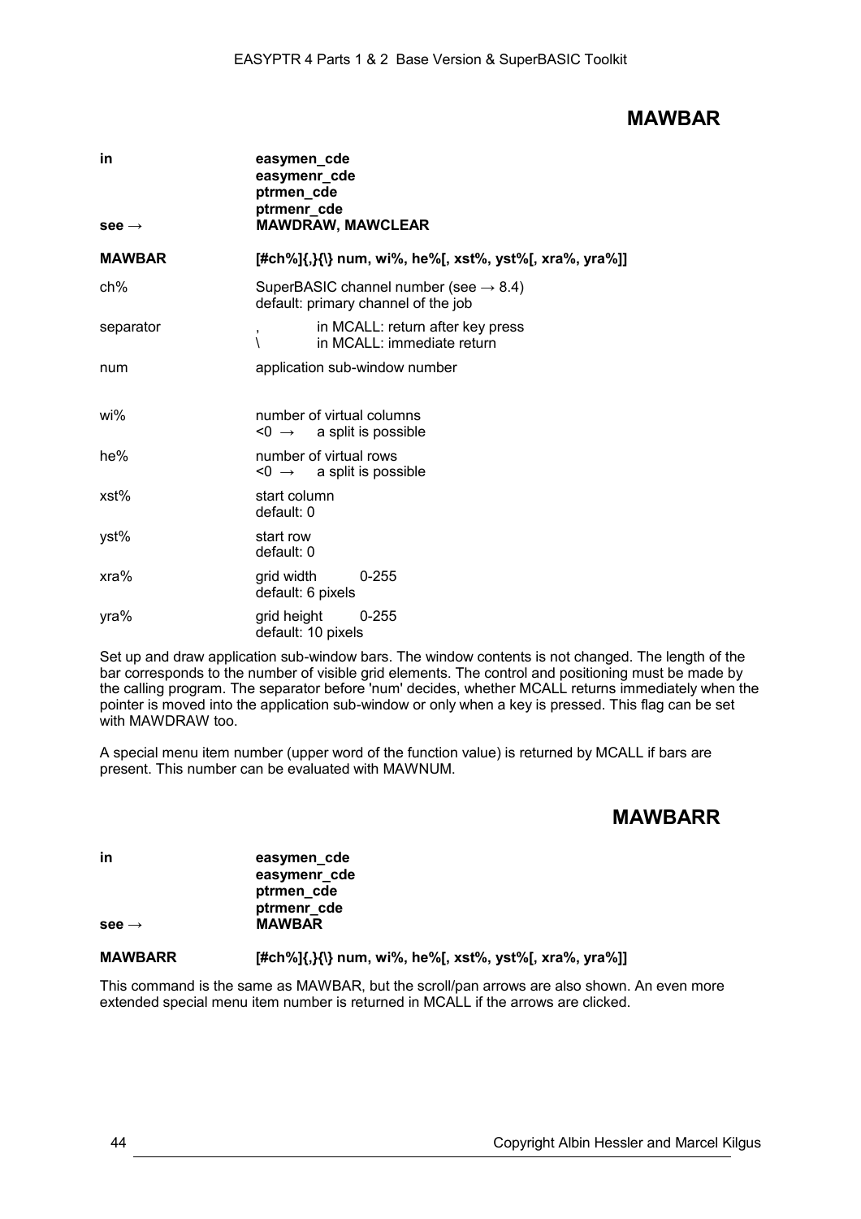## MAWBAR

| | |
|---|---|
| **in** | **easymen_cde** <br> **easymenr_cde** <br> **ptrmen_cde** <br> **ptrmenr_cde** |
| **see →** | **MAWDRAW, MAWCLEAR** |

**MAWBAR** **[#ch%]{,}{\} num, wi%, he%[, xst%, yst%[, xra%, yra%]]**

| | |
|---|---|
| ch% | SuperBASIC channel number (see → 8.4) <br> default: primary channel of the job |
| separator | , in MCALL: return after key press <br> \ in MCALL: immediate return |
| num | application sub-window number |
| wi% | number of virtual columns <br> <0 → a split is possible |
| he% | number of virtual rows <br> <0 → a split is possible |
| xst% | start column <br> default: 0 |
| yst% | start row <br> default: 0 |
| xra% | grid width 0-255 <br> default: 6 pixels |
| yra% | grid height 0-255 <br> default: 10 pixels |

Set up and draw application sub-window bars. The window contents is not changed. The length of the bar corresponds to the number of visible grid elements. The control and positioning must be made by the calling program. The separator before 'num' decides, whether MCALL returns immediately when the pointer is moved into the application sub-window or only when a key is pressed. This flag can be set with MAWDRAW too.

A special menu item number (upper word of the function value) is returned by MCALL if bars are present. This number can be evaluated with MAWNUM.

## MAWBARR

| | |
|---|---|
| **in** | **easymen_cde** <br> **easymenr_cde** <br> **ptrmen_cde** <br> **ptrmenr_cde** |
| **see →** | **MAWBAR** |

**MAWBARR** **[#ch%]{,}{\} num, wi%, he%[, xst%, yst%[, xra%, yra%]]**

This command is the same as MAWBAR, but the scroll/pan arrows are also shown. An even more extended special menu item number is returned in MCALL if the arrows are clicked.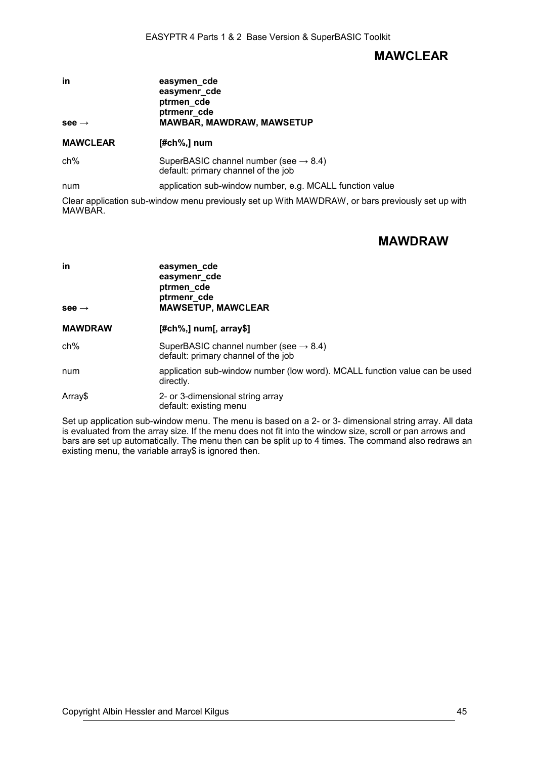## MAWCLEAR

| | |
|---|---|
| **in** | **easymen_cde**<br>**easymenr_cde**<br>**ptrmen_cde**<br>**ptrmenr_cde** |
| **see →** | **MAWBAR, MAWDRAW, MAWSETUP** |

| | |
|---|---|
| **MAWCLEAR** | **[#ch%,] num** |
| ch% | SuperBASIC channel number (see → 8.4)<br>default: primary channel of the job |
| num | application sub-window number, e.g. MCALL function value |

Clear application sub-window menu previously set up With MAWDRAW, or bars previously set up with MAWBAR.

## MAWDRAW

| | |
|---|---|
| **in** | **easymen_cde**<br>**easymenr_cde**<br>**ptrmen_cde**<br>**ptrmenr_cde** |
| **see →** | **MAWSETUP, MAWCLEAR** |

| | |
|---|---|
| **MAWDRAW** | **[#ch%,] num[, array$]** |
| ch% | SuperBASIC channel number (see → 8.4)<br>default: primary channel of the job |
| num | application sub-window number (low word). MCALL function value can be used directly. |
| Array$ | 2- or 3-dimensional string array<br>default: existing menu |

Set up application sub-window menu. The menu is based on a 2- or 3- dimensional string array. All data is evaluated from the array size. If the menu does not fit into the window size, scroll or pan arrows and bars are set up automatically. The menu then can be split up to 4 times. The command also redraws an existing menu, the variable array$ is ignored then.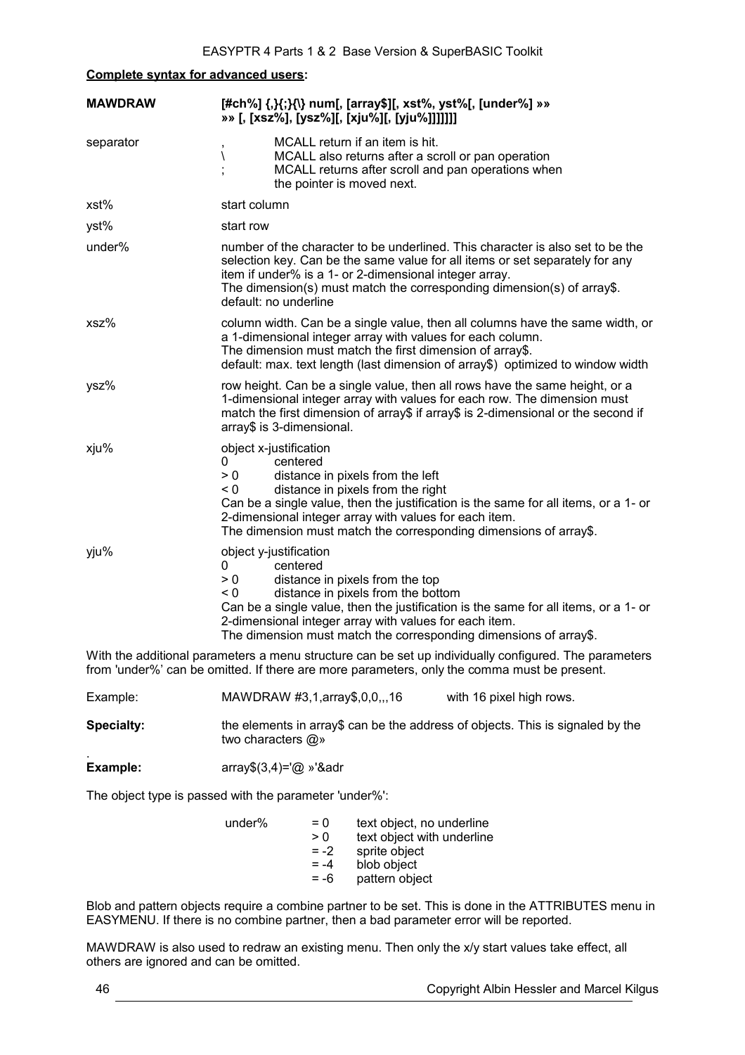**Complete syntax for advanced users:**

**MAWDRAW** **[#ch%] {,}{;}{\} num[, [array$][, xst%, yst%[, [under%] »» »» [, [xsz%], [ysz%][, [xju%][, [yju%]]]]]]]**

| | | |
|---|---|---|
| separator | , | MCALL return if an item is hit. |
| | \ | MCALL also returns after a scroll or pan operation |
| | ; | MCALL returns after scroll and pan operations when the pointer is moved next. |

xst% — start column

yst% — start row

under% — number of the character to be underlined. This character is also set to be the selection key. Can be the same value for all items or set separately for any item if under% is a 1- or 2-dimensional integer array. The dimension(s) must match the corresponding dimension(s) of array$. default: no underline

xsz% — column width. Can be a single value, then all columns have the same width, or a 1-dimensional integer array with values for each column. The dimension must match the first dimension of array$. default: max. text length (last dimension of array$) optimized to window width

ysz% — row height. Can be a single value, then all rows have the same height, or a 1-dimensional integer array with values for each row. The dimension must match the first dimension of array$ if array$ is 2-dimensional or the second if array$ is 3-dimensional.

xju% — object x-justification

- 0 centered
- > 0 distance in pixels from the left
- < 0 distance in pixels from the right

Can be a single value, then the justification is the same for all items, or a 1- or 2-dimensional integer array with values for each item. The dimension must match the corresponding dimensions of array$.

yju% — object y-justification

- 0 centered
- > 0 distance in pixels from the top
- < 0 distance in pixels from the bottom

Can be a single value, then the justification is the same for all items, or a 1- or 2-dimensional integer array with values for each item. The dimension must match the corresponding dimensions of array$.

With the additional parameters a menu structure can be set up individually configured. The parameters from 'under%' can be omitted. If there are more parameters, only the comma must be present.

Example: MAWDRAW #3,1,array$,0,0,,,16 with 16 pixel high rows.

**Specialty:** the elements in array$ can be the address of objects. This is signaled by the two characters @»

**Example:** array$(3,4)='@ »'&adr

The object type is passed with the parameter 'under%':

| under% | | |
|---|---|---|
| | = 0 | text object, no underline |
| | > 0 | text object with underline |
| | = -2 | sprite object |
| | = -4 | blob object |
| | = -6 | pattern object |

Blob and pattern objects require a combine partner to be set. This is done in the ATTRIBUTES menu in EASYMENU. If there is no combine partner, then a bad parameter error will be reported.

MAWDRAW is also used to redraw an existing menu. Then only the x/y start values take effect, all others are ignored and can be omitted.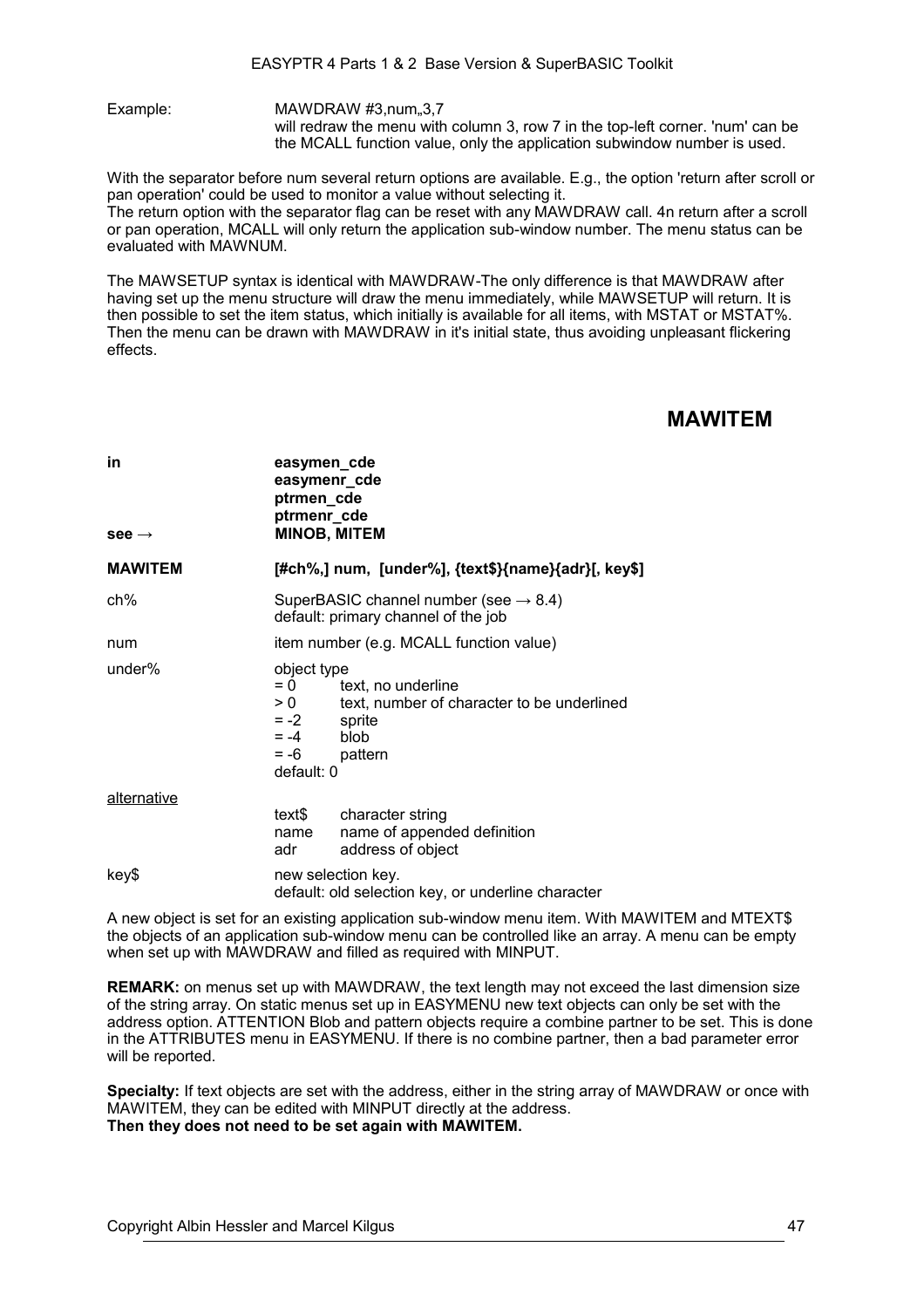Example: MAWDRAW #3,num,,3,7
will redraw the menu with column 3, row 7 in the top-left corner. 'num' can be the MCALL function value, only the application subwindow number is used.

With the separator before num several return options are available. E.g., the option 'return after scroll or pan operation' could be used to monitor a value without selecting it.
The return option with the separator flag can be reset with any MAWDRAW call. 4n return after a scroll or pan operation, MCALL will only return the application sub-window number. The menu status can be evaluated with MAWNUM.

The MAWSETUP syntax is identical with MAWDRAW-The only difference is that MAWDRAW after having set up the menu structure will draw the menu immediately, while MAWSETUP will return. It is then possible to set the item status, which initially is available for all items, with MSTAT or MSTAT%. Then the menu can be drawn with MAWDRAW in it's initial state, thus avoiding unpleasant flickering effects.

## MAWITEM

| | |
|---|---|
| **in** | **easymen_cde**<br>**easymenr_cde**<br>**ptrmen_cde**<br>**ptrmenr_cde** |
| **see →** | **MINOB, MITEM** |
| **MAWITEM** | **[#ch%,] num, [under%], {text$}{name}{adr}[, key$]** |
| ch% | SuperBASIC channel number (see → 8.4)<br>default: primary channel of the job |
| num | item number (e.g. MCALL function value) |
| under% | object type<br>= 0 text, no underline<br>> 0 text, number of character to be underlined<br>= -2 sprite<br>= -4 blob<br>= -6 pattern<br>default: 0 |
| <u>alternative</u> | text$ character string<br>name name of appended definition<br>adr address of object |
| key$ | new selection key.<br>default: old selection key, or underline character |

A new object is set for an existing application sub-window menu item. With MAWITEM and MTEXT$ the objects of an application sub-window menu can be controlled like an array. A menu can be empty when set up with MAWDRAW and filled as required with MINPUT.

**REMARK:** on menus set up with MAWDRAW, the text length may not exceed the last dimension size of the string array. On static menus set up in EASYMENU new text objects can only be set with the address option. ATTENTION Blob and pattern objects require a combine partner to be set. This is done in the ATTRIBUTES menu in EASYMENU. If there is no combine partner, then a bad parameter error will be reported.

**Specialty:** If text objects are set with the address, either in the string array of MAWDRAW or once with MAWITEM, they can be edited with MINPUT directly at the address.
**Then they does not need to be set again with MAWITEM.**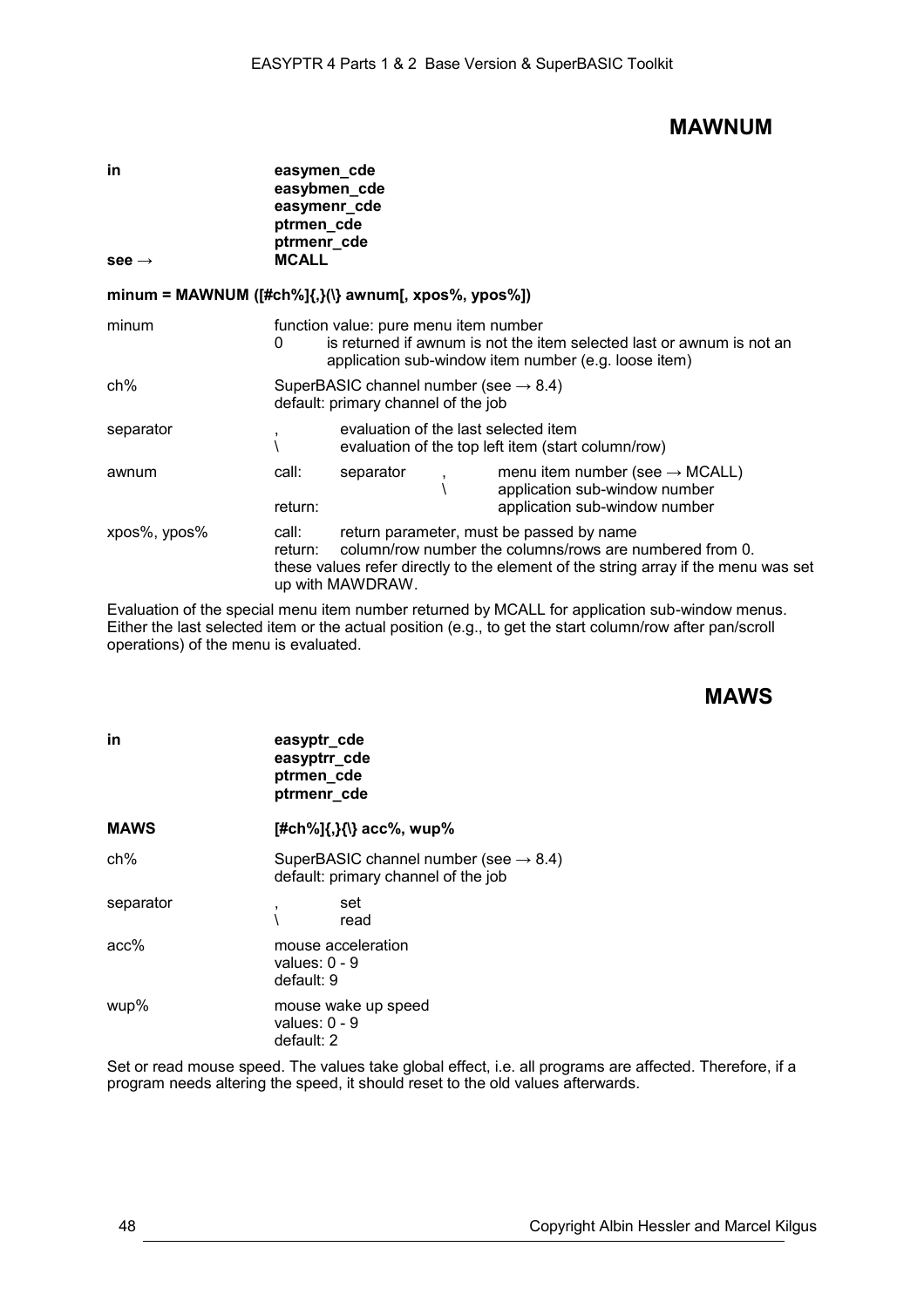## MAWNUM

| | |
|---|---|
| **in** | **easymen_cde**<br>**easybmen_cde**<br>**easymenr_cde**<br>**ptrmen_cde**<br>**ptrmenr_cde** |
| **see →** | **MCALL** |

**minum = MAWNUM ([#ch%]{,}(\} awnum[, xpos%, ypos%])**

| | |
|---|---|
| minum | function value: pure menu item number<br>0 is returned if awnum is not the item selected last or awnum is not an application sub-window item number (e.g. loose item) |
| ch% | SuperBASIC channel number (see → 8.4)<br>default: primary channel of the job |
| separator | , evaluation of the last selected item<br>\ evaluation of the top left item (start column/row) |
| awnum | call: separator , menu item number (see → MCALL)<br>\ application sub-window number<br>return: application sub-window number |
| xpos%, ypos% | call: return parameter, must be passed by name<br>return: column/row number the columns/rows are numbered from 0.<br>these values refer directly to the element of the string array if the menu was set up with MAWDRAW. |

Evaluation of the special menu item number returned by MCALL for application sub-window menus. Either the last selected item or the actual position (e.g., to get the start column/row after pan/scroll operations) of the menu is evaluated.

## MAWS

| | |
|---|---|
| **in** | **easyptr_cde**<br>**easyptrr_cde**<br>**ptrmen_cde**<br>**ptrmenr_cde** |
| **MAWS** | **[#ch%]{,}{\} acc%, wup%** |
| ch% | SuperBASIC channel number (see → 8.4)<br>default: primary channel of the job |
| separator | , set<br>\ read |
| acc% | mouse acceleration<br>values: 0 - 9<br>default: 9 |
| wup% | mouse wake up speed<br>values: 0 - 9<br>default: 2 |

Set or read mouse speed. The values take global effect, i.e. all programs are affected. Therefore, if a program needs altering the speed, it should reset to the old values afterwards.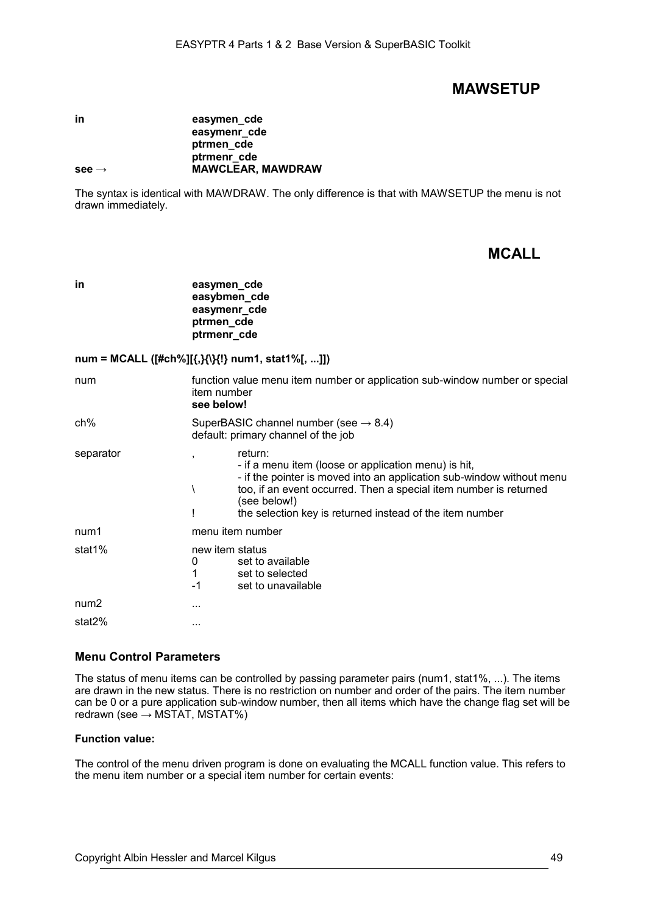## MAWSETUP

| | |
|---|---|
| **in** | **easymen_cde**<br>**easymenr_cde**<br>**ptrmen_cde**<br>**ptrmenr_cde** |
| **see →** | **MAWCLEAR, MAWDRAW** |

The syntax is identical with MAWDRAW. The only difference is that with MAWSETUP the menu is not drawn immediately.

## MCALL

| | |
|---|---|
| **in** | **easymen_cde**<br>**easybmen_cde**<br>**easymenr_cde**<br>**ptrmen_cde**<br>**ptrmenr_cde** |

**num = MCALL ([#ch%][{,}{\}{!} num1, stat1%[, ...]])**

| | | |
|---|---|---|
| num | function value menu item number or application sub-window number or special item number<br>**see below!** | |
| ch% | SuperBASIC channel number (see → 8.4)<br>default: primary channel of the job | |
| separator | , | return:<br>- if a menu item (loose or application menu) is hit,<br>- if the pointer is moved into an application sub-window without menu |
| | \ | too, if an event occurred. Then a special item number is returned (see below!) |
| | ! | the selection key is returned instead of the item number |
| num1 | menu item number | |
| stat1% | new item status | |
| | 0 | set to available |
| | 1 | set to selected |
| | -1 | set to unavailable |
| num2 | ... | |
| stat2% | ... | |

### Menu Control Parameters

The status of menu items can be controlled by passing parameter pairs (num1, stat1%, ...). The items are drawn in the new status. There is no restriction on number and order of the pairs. The item number can be 0 or a pure application sub-window number, then all items which have the change flag set will be redrawn (see → MSTAT, MSTAT%)

**Function value:**

The control of the menu driven program is done on evaluating the MCALL function value. This refers to the menu item number or a special item number for certain events: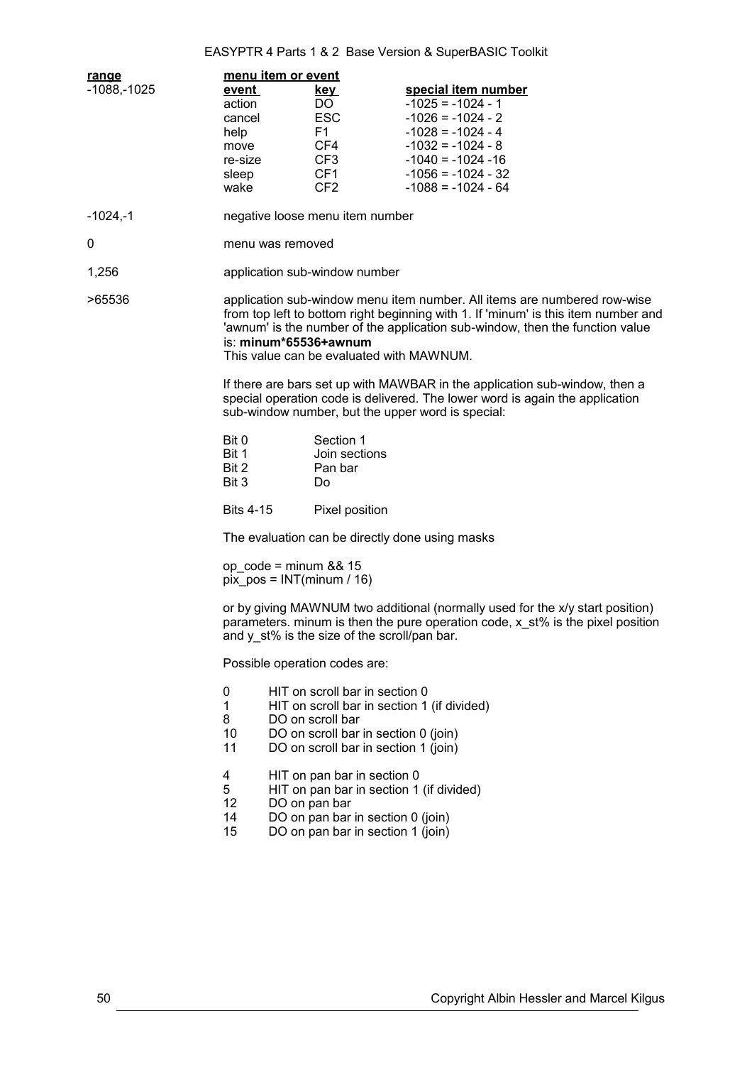| range | menu item or event | | |
|---|---|---|---|
| -1088,-1025 | **event** | **key** | **special item number** |
| | action | DO | -1025 = -1024 - 1 |
| | cancel | ESC | -1026 = -1024 - 2 |
| | help | F1 | -1028 = -1024 - 4 |
| | move | CF4 | -1032 = -1024 - 8 |
| | re-size | CF3 | -1040 = -1024 -16 |
| | sleep | CF1 | -1056 = -1024 - 32 |
| | wake | CF2 | -1088 = -1024 - 64 |
| -1024,-1 | negative loose menu item number | | |
| 0 | menu was removed | | |
| 1,256 | application sub-window number | | |
| >65536 | application sub-window menu item number. All items are numbered row-wise from top left to bottom right beginning with 1. If 'minum' is this item number and 'awnum' is the number of the application sub-window, then the function value is: **minum*65536+awnum** This value can be evaluated with MAWNUM. | | |

If there are bars set up with MAWBAR in the application sub-window, then a special operation code is delivered. The lower word is again the application sub-window number, but the upper word is special:

| | |
|---|---|
| Bit 0 | Section 1 |
| Bit 1 | Join sections |
| Bit 2 | Pan bar |
| Bit 3 | Do |
| Bits 4-15 | Pixel position |

The evaluation can be directly done using masks

```
op_code = minum && 15
pix_pos = INT(minum / 16)
```

or by giving MAWNUM two additional (normally used for the x/y start position) parameters. minum is then the pure operation code, x_st% is the pixel position and y_st% is the size of the scroll/pan bar.

Possible operation codes are:

| | |
|---|---|
| 0 | HIT on scroll bar in section 0 |
| 1 | HIT on scroll bar in section 1 (if divided) |
| 8 | DO on scroll bar |
| 10 | DO on scroll bar in section 0 (join) |
| 11 | DO on scroll bar in section 1 (join) |
| 4 | HIT on pan bar in section 0 |
| 5 | HIT on pan bar in section 1 (if divided) |
| 12 | DO on pan bar |
| 14 | DO on pan bar in section 0 (join) |
| 15 | DO on pan bar in section 1 (join) |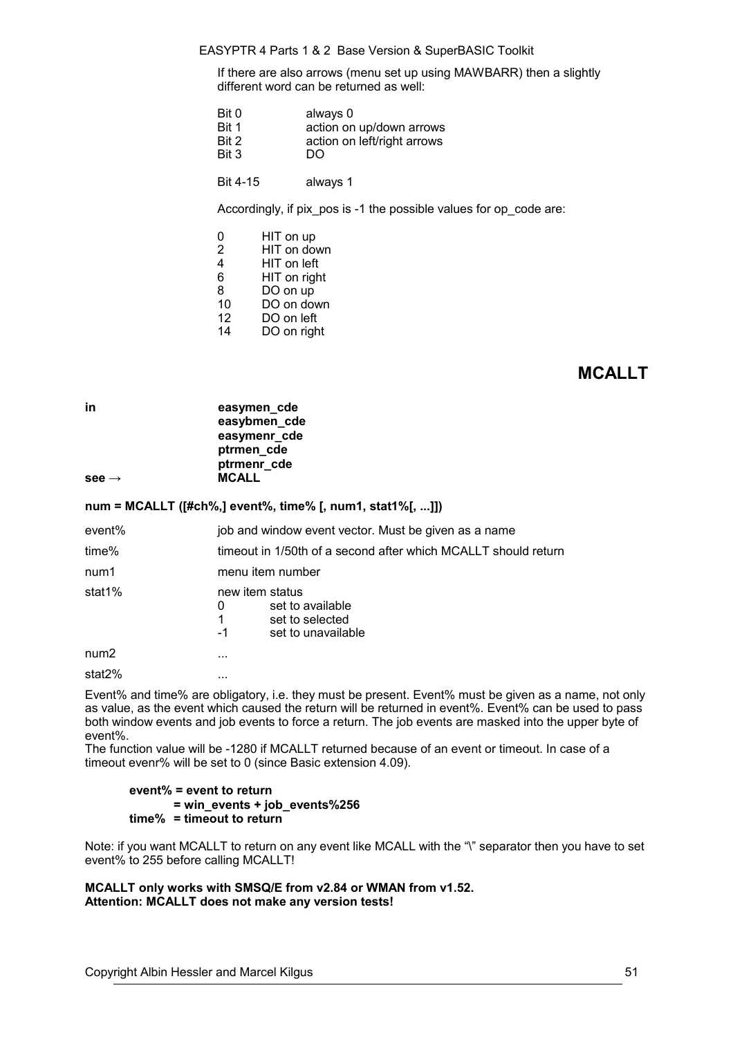If there are also arrows (menu set up using MAWBARR) then a slightly different word can be returned as well:

| | |
|---|---|
| Bit 0 | always 0 |
| Bit 1 | action on up/down arrows |
| Bit 2 | action on left/right arrows |
| Bit 3 | DO |
| Bit 4-15 | always 1 |

Accordingly, if pix_pos is -1 the possible values for op_code are:

| | |
|---|---|
| 0 | HIT on up |
| 2 | HIT on down |
| 4 | HIT on left |
| 6 | HIT on right |
| 8 | DO on up |
| 10 | DO on down |
| 12 | DO on left |
| 14 | DO on right |

# MCALLT

| | |
|---|---|
| **in** | **easymen_cde** |
| | **easybmen_cde** |
| | **easymenr_cde** |
| | **ptrmen_cde** |
| | **ptrmenr_cde** |
| **see →** | **MCALL** |

**num = MCALLT ([#ch%,] event%, time% [, num1, stat1%[, ...]])**

| | |
|---|---|
| event% | job and window event vector. Must be given as a name |
| time% | timeout in 1/50th of a second after which MCALLT should return |
| num1 | menu item number |
| stat1% | new item status<br>0 set to available<br>1 set to selected<br>-1 set to unavailable |
| num2 | ... |
| stat2% | ... |

Event% and time% are obligatory, i.e. they must be present. Event% must be given as a name, not only as value, as the event which caused the return will be returned in event%. Event% can be used to pass both window events and job events to force a return. The job events are masked into the upper byte of event%.
The function value will be -1280 if MCALLT returned because of an event or timeout. In case of a timeout evenr% will be set to 0 (since Basic extension 4.09).

```
event% = event to return
       = win_events + job_events%256
time%  = timeout to return
```

Note: if you want MCALLT to return on any event like MCALL with the "\" separator then you have to set event% to 255 before calling MCALLT!

**MCALLT only works with SMSQ/E from v2.84 or WMAN from v1.52.**
**Attention: MCALLT does not make any version tests!**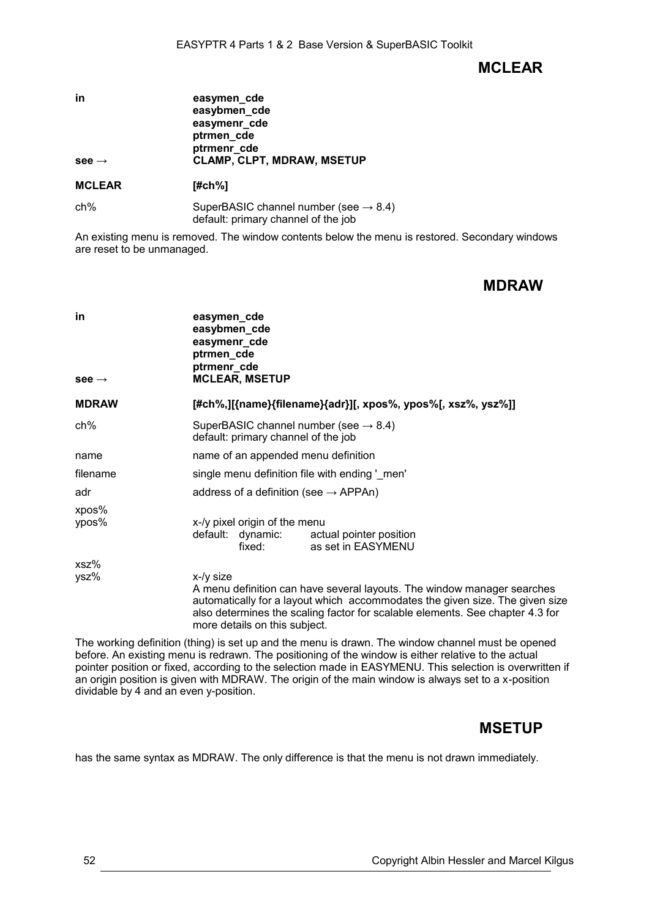## MCLEAR

| | |
|---|---|
| **in** | **easymen_cde**<br>**easybmen_cde**<br>**easymenr_cde**<br>**ptrmen_cde**<br>**ptrmenr_cde** |
| **see →** | **CLAMP, CLPT, MDRAW, MSETUP** |

**MCLEAR** **[#ch%]**

| | |
|---|---|
| ch% | SuperBASIC channel number (see → 8.4)<br>default: primary channel of the job |

An existing menu is removed. The window contents below the menu is restored. Secondary windows are reset to be unmanaged.

## MDRAW

| | |
|---|---|
| **in** | **easymen_cde**<br>**easybmen_cde**<br>**easymenr_cde**<br>**ptrmen_cde**<br>**ptrmenr_cde** |
| **see →** | **MCLEAR, MSETUP** |

**MDRAW** **[#ch%,][{name}{filename}{adr}][, xpos%, ypos%[, xsz%, ysz%]]**

| | |
|---|---|
| ch% | SuperBASIC channel number (see → 8.4)<br>default: primary channel of the job |
| name | name of an appended menu definition |
| filename | single menu definition file with ending '_men' |
| adr | address of a definition (see → APPAn) |
| xpos%<br>ypos% | x-/y pixel origin of the menu<br>default: dynamic: actual pointer position<br>fixed: as set in EASYMENU |
| xsz%<br>ysz% | x-/y size<br>A menu definition can have several layouts. The window manager searches automatically for a layout which accommodates the given size. The given size also determines the scaling factor for scalable elements. See chapter 4.3 for more details on this subject. |

The working definition (thing) is set up and the menu is drawn. The window channel must be opened before. An existing menu is redrawn. The positioning of the window is either relative to the actual pointer position or fixed, according to the selection made in EASYMENU. This selection is overwritten if an origin position is given with MDRAW. The origin of the main window is always set to a x-position dividable by 4 and an even y-position.

## MSETUP

has the same syntax as MDRAW. The only difference is that the menu is not drawn immediately.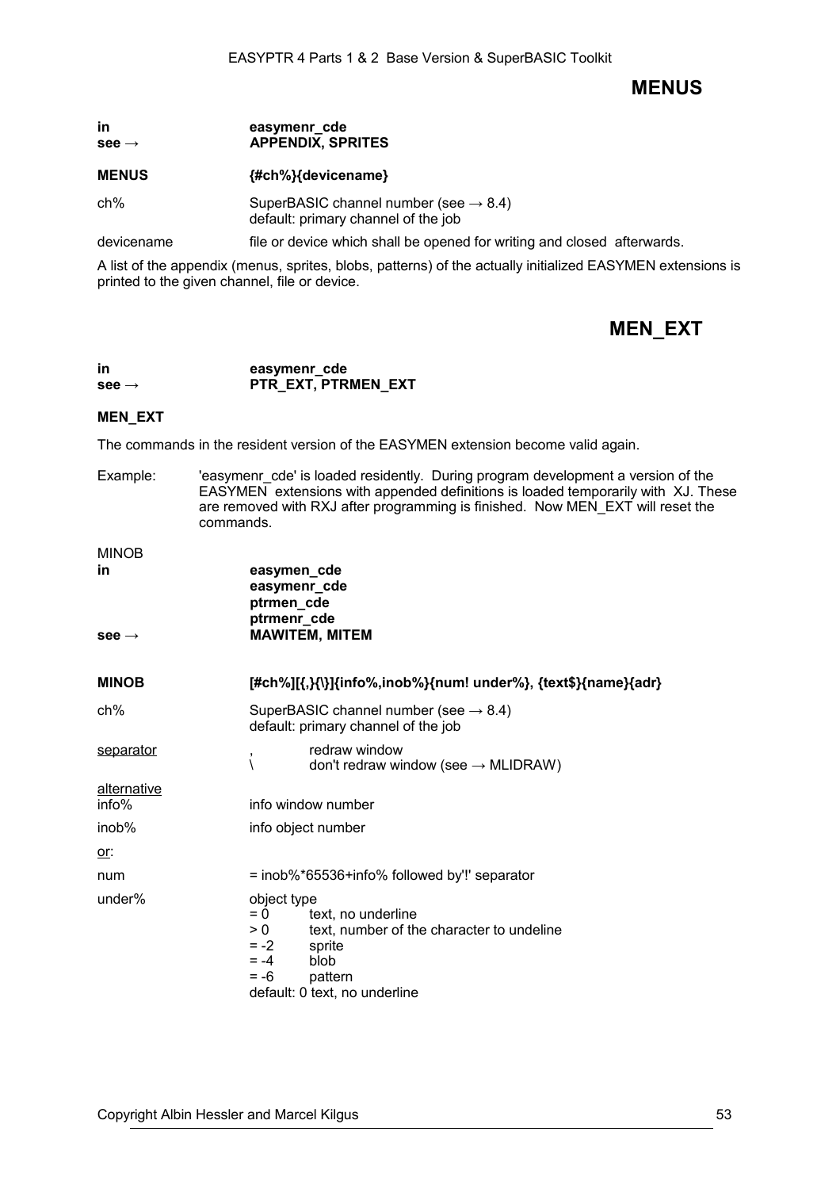## MENUS

| | |
|---|---|
| **in** | **easymenr_cde** |
| **see →** | **APPENDIX, SPRITES** |

**MENUS** **{#ch%}{devicename}**

| | |
|---|---|
| ch% | SuperBASIC channel number (see → 8.4) default: primary channel of the job |
| devicename | file or device which shall be opened for writing and closed afterwards. |

A list of the appendix (menus, sprites, blobs, patterns) of the actually initialized EASYMEN extensions is printed to the given channel, file or device.

## MEN_EXT

| | |
|---|---|
| **in** | **easymenr_cde** |
| **see →** | **PTR_EXT, PTRMEN_EXT** |

**MEN_EXT**

The commands in the resident version of the EASYMEN extension become valid again.

Example: 'easymenr_cde' is loaded residently. During program development a version of the EASYMEN extensions with appended definitions is loaded temporarily with XJ. These are removed with RXJ after programming is finished. Now MEN_EXT will reset the commands.

MINOB

| | |
|---|---|
| **in** | **easymen_cde** **easymenr_cde** **ptrmen_cde** **ptrmenr_cde** |
| **see →** | **MAWITEM, MITEM** |

**MINOB** **[#ch%][{,}{\}]{info%,inob%}{num! under%}, {text$}{name}{adr}**

ch% — SuperBASIC channel number (see → 8.4)
default: primary channel of the job

<u>separator</u>
- , redraw window
- \ don't redraw window (see → MLIDRAW)

<u>alternative</u>

info% — info window number

inob% — info object number

<u>or</u>:

num — = inob%*65536+info% followed by'!' separator

under% — object type
- = 0 text, no underline
- > 0 text, number of the character to undeline
- = -2 sprite
- = -4 blob
- = -6 pattern

default: 0 text, no underline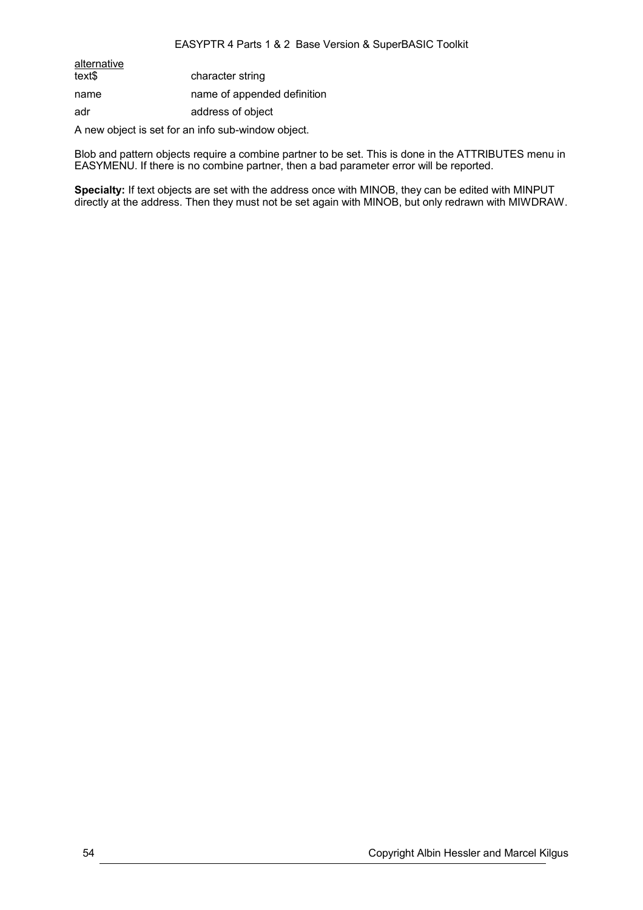<u>alternative</u>

| | |
|---|---|
| text$ | character string |
| name | name of appended definition |
| adr | address of object |

A new object is set for an info sub-window object.

Blob and pattern objects require a combine partner to be set. This is done in the ATTRIBUTES menu in EASYMENU. If there is no combine partner, then a bad parameter error will be reported.

**Specialty:** If text objects are set with the address once with MINOB, they can be edited with MINPUT directly at the address. Then they must not be set again with MINOB, but only redrawn with MIWDRAW.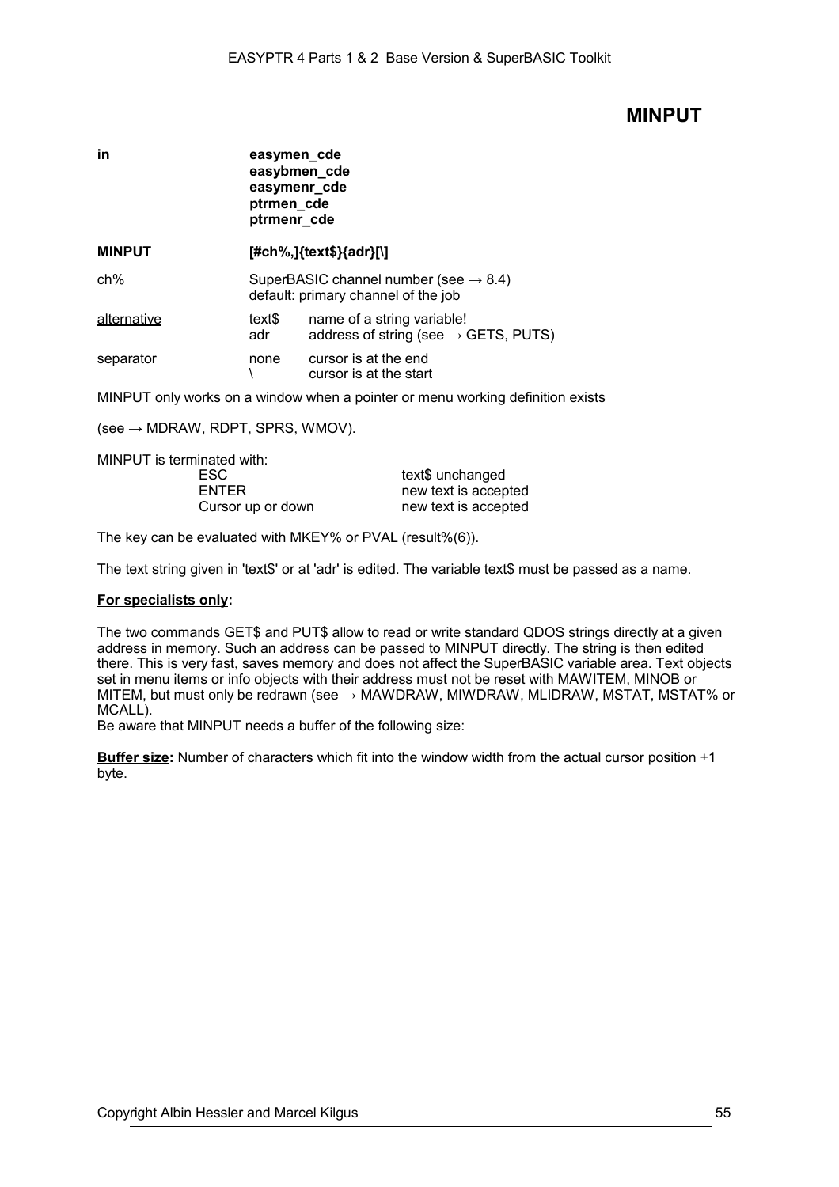# MINPUT

| | | |
|---|---|---|
| **in** | **easymen_cde**<br>**easybmen_cde**<br>**easymenr_cde**<br>**ptrmen_cde**<br>**ptrmenr_cde** | |
| **MINPUT** | **[#ch%,]{text$}{adr}[\]** | |
| ch% | SuperBASIC channel number (see → 8.4)<br>default: primary channel of the job | |
| <u>alternative</u> | text$<br>adr | name of a string variable!<br>address of string (see → GETS, PUTS) |
| separator | none<br>\ | cursor is at the end<br>cursor is at the start |

MINPUT only works on a window when a pointer or menu working definition exists

(see → MDRAW, RDPT, SPRS, WMOV).

MINPUT is terminated with:

| | |
|---|---|
| ESC | text$ unchanged |
| ENTER | new text is accepted |
| Cursor up or down | new text is accepted |

The key can be evaluated with MKEY% or PVAL (result%(6)).

The text string given in 'text$' or at 'adr' is edited. The variable text$ must be passed as a name.

**<u>For specialists only</u>:**

The two commands GET$ and PUT$ allow to read or write standard QDOS strings directly at a given address in memory. Such an address can be passed to MINPUT directly. The string is then edited there. This is very fast, saves memory and does not affect the SuperBASIC variable area. Text objects set in menu items or info objects with their address must not be reset with MAWITEM, MINOB or MITEM, but must only be redrawn (see → MAWDRAW, MIWDRAW, MLIDRAW, MSTAT, MSTAT% or MCALL).

Be aware that MINPUT needs a buffer of the following size:

**<u>Buffer size</u>:** Number of characters which fit into the window width from the actual cursor position +1 byte.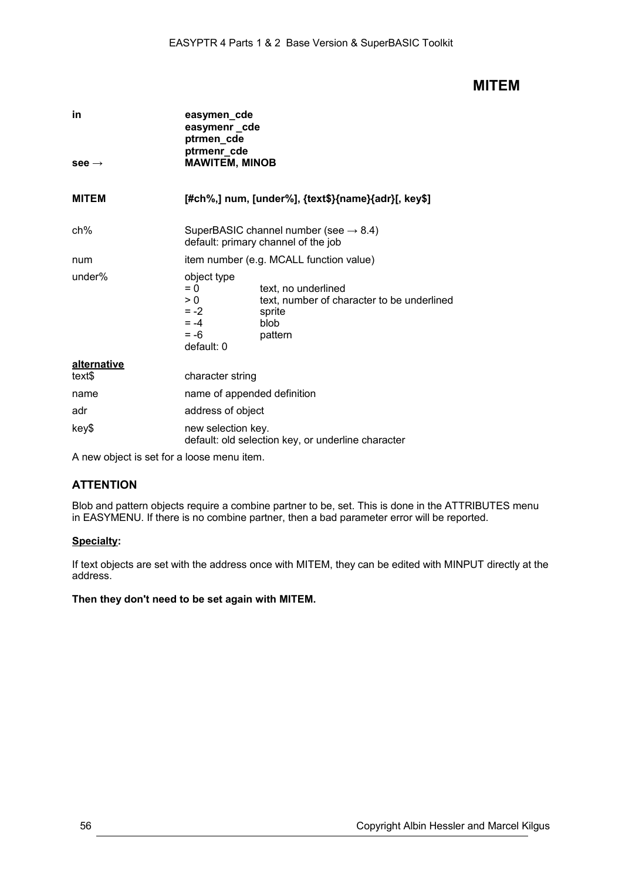# MITEM

| | |
|---|---|
| **in** | **easymen_cde**<br>**easymenr _cde**<br>**ptrmen_cde**<br>**ptrmenr_cde** |
| **see →** | **MAWITEM, MINOB** |

**MITEM** **[#ch%,] num, [under%], {text$}{name}{adr}[, key$]**

| | | |
|---|---|---|
| ch% | SuperBASIC channel number (see → 8.4)<br>default: primary channel of the job | |
| num | item number (e.g. MCALL function value) | |
| under% | object type | |
| | = 0 | text, no underlined |
| | > 0 | text, number of character to be underlined |
| | = -2 | sprite |
| | = -4 | blob |
| | = -6 | pattern |
| | default: 0 | |

<u>**alternative**</u>

| | |
|---|---|
| text$ | character string |
| name | name of appended definition |
| adr | address of object |
| key$ | new selection key.<br>default: old selection key, or underline character |

A new object is set for a loose menu item.

## ATTENTION

Blob and pattern objects require a combine partner to be, set. This is done in the ATTRIBUTES menu in EASYMENU. If there is no combine partner, then a bad parameter error will be reported.

<u>**Specialty**</u>**:**

If text objects are set with the address once with MITEM, they can be edited with MINPUT directly at the address.

**Then they don't need to be set again with MITEM.**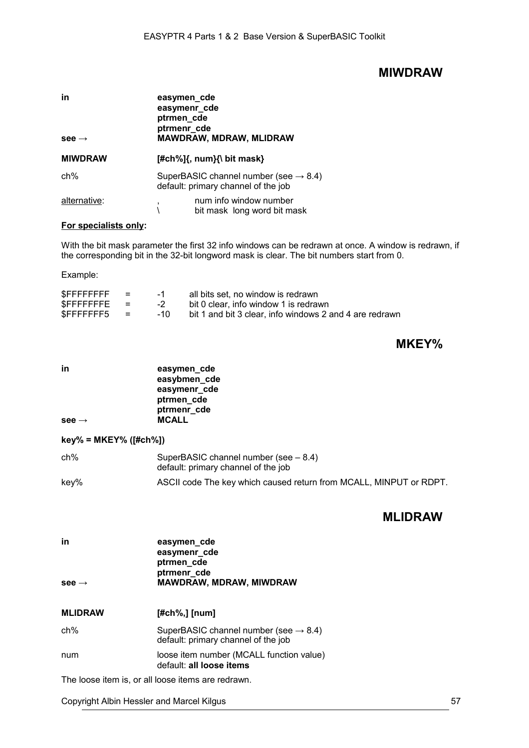## MIWDRAW

| | |
|---|---|
| **in** | **easymen_cde** |
| | **easymenr_cde** |
| | **ptrmen_cde** |
| | **ptrmenr_cde** |
| **see →** | **MAWDRAW, MDRAW, MLIDRAW** |

**MIWDRAW** **[#ch%]{, num}{\ bit mask}**

| | |
|---|---|
| ch% | SuperBASIC channel number (see → 8.4)<br>default: primary channel of the job |
| alternative: | , num info window number<br>\ bit mask long word bit mask |

**For specialists only:**

With the bit mask parameter the first 32 info windows can be redrawn at once. A window is redrawn, if the corresponding bit in the 32-bit longword mask is clear. The bit numbers start from 0.

Example:

| | | | |
|---|---|---|---|
| $FFFFFFFF | = | -1 | all bits set, no window is redrawn |
| $FFFFFFFE | = | -2 | bit 0 clear, info window 1 is redrawn |
| $FFFFFFF5 | = | -10 | bit 1 and bit 3 clear, info windows 2 and 4 are redrawn |

## MKEY%

| | |
|---|---|
| **in** | **easymen_cde** |
| | **easybmen_cde** |
| | **easymenr_cde** |
| | **ptrmen_cde** |
| | **ptrmenr_cde** |
| **see →** | **MCALL** |

**key% = MKEY% ([#ch%])**

| | |
|---|---|
| ch% | SuperBASIC channel number (see – 8.4)<br>default: primary channel of the job |
| key% | ASCII code The key which caused return from MCALL, MINPUT or RDPT. |

## MLIDRAW

| | |
|---|---|
| **in** | **easymen_cde** |
| | **easymenr_cde** |
| | **ptrmen_cde** |
| | **ptrmenr_cde** |
| **see →** | **MAWDRAW, MDRAW, MIWDRAW** |

**MLIDRAW** **[#ch%,] [num]**

| | |
|---|---|
| ch% | SuperBASIC channel number (see → 8.4)<br>default: primary channel of the job |
| num | loose item number (MCALL function value)<br>default: **all loose items** |

The loose item is, or all loose items are redrawn.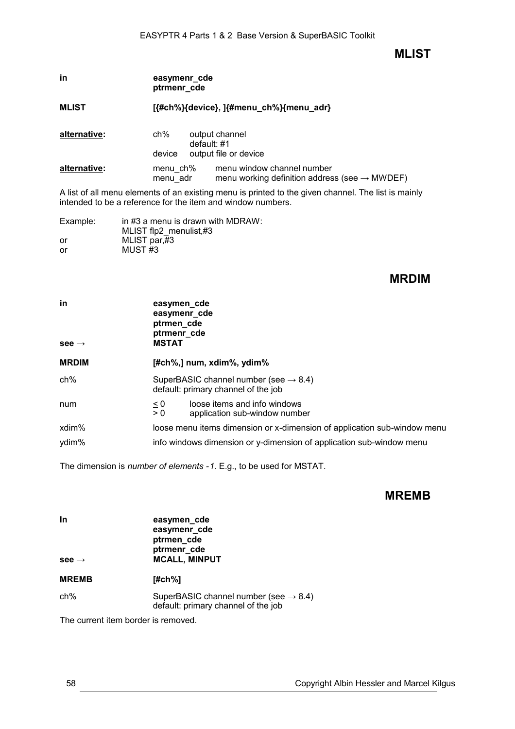## MLIST

| | |
|---|---|
| **in** | **easymenr_cde** |
| | **ptrmenr_cde** |

**MLIST** **[{#ch%}{device}, ]{#menu_ch%}{menu_adr}**

| | | |
|---|---|---|
| **alternative:** | ch% | output channel<br>default: #1 |
| | device | output file or device |
| **alternative:** | menu_ch% | menu window channel number |
| | menu_adr | menu working definition address (see → MWDEF) |

A list of all menu elements of an existing menu is printed to the given channel. The list is mainly intended to be a reference for the item and window numbers.

| | |
|---|---|
| Example: | in #3 a menu is drawn with MDRAW: |
| | MLIST flp2_menulist,#3 |
| or | MLIST par,#3 |
| or | MUST #3 |

## MRDIM

| | |
|---|---|
| **in** | **easymen_cde** |
| | **easymenr_cde** |
| | **ptrmen_cde** |
| | **ptrmenr_cde** |
| **see →** | **MSTAT** |

**MRDIM** **[#ch%,] num, xdim%, ydim%**

| | |
|---|---|
| ch% | SuperBASIC channel number (see → 8.4)<br>default: primary channel of the job |
| num | ≤ 0 loose items and info windows<br>> 0 application sub-window number |
| xdim% | loose menu items dimension or x-dimension of application sub-window menu |
| ydim% | info windows dimension or y-dimension of application sub-window menu |

The dimension is *number of elements -1*. E.g., to be used for MSTAT.

## MREMB

| | |
|---|---|
| **In** | **easymen_cde** |
| | **easymenr_cde** |
| | **ptrmen_cde** |
| | **ptrmenr_cde** |
| **see →** | **MCALL, MINPUT** |

**MREMB** **[#ch%]**

| | |
|---|---|
| ch% | SuperBASIC channel number (see → 8.4)<br>default: primary channel of the job |

The current item border is removed.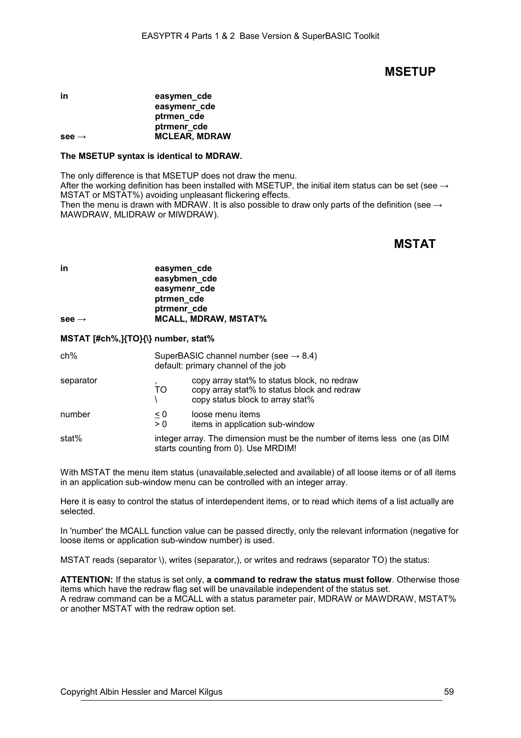## MSETUP

| | |
|---|---|
| **in** | **easymen_cde** |
| | **easymenr_cde** |
| | **ptrmen_cde** |
| | **ptrmenr_cde** |
| **see →** | **MCLEAR, MDRAW** |

**The MSETUP syntax is identical to MDRAW.**

The only difference is that MSETUP does not draw the menu.
After the working definition has been installed with MSETUP, the initial item status can be set (see → MSTAT or MSTAT%) avoiding unpleasant flickering effects.
Then the menu is drawn with MDRAW. It is also possible to draw only parts of the definition (see → MAWDRAW, MLIDRAW or MIWDRAW).

## MSTAT

| | |
|---|---|
| **in** | **easymen_cde** |
| | **easybmen_cde** |
| | **easymenr_cde** |
| | **ptrmen_cde** |
| | **ptrmenr_cde** |
| **see →** | **MCALL, MDRAW, MSTAT%** |

**MSTAT [#ch%,]{TO}{\} number, stat%**

| | | |
|---|---|---|
| ch% | SuperBASIC channel number (see → 8.4) default: primary channel of the job | |
| separator | , | copy array stat% to status block, no redraw |
| | TO | copy array stat% to status block and redraw |
| | \ | copy status block to array stat% |
| number | ≤ 0 | loose menu items |
| | > 0 | items in application sub-window |
| stat% | integer array. The dimension must be the number of items less one (as DIM starts counting from 0). Use MRDIM! | |

With MSTAT the menu item status (unavailable,selected and available) of all loose items or of all items in an application sub-window menu can be controlled with an integer array.

Here it is easy to control the status of interdependent items, or to read which items of a list actually are selected.

In 'number' the MCALL function value can be passed directly, only the relevant information (negative for loose items or application sub-window number) is used.

MSTAT reads (separator \), writes (separator,), or writes and redraws (separator TO) the status:

**ATTENTION:** If the status is set only, **a command to redraw the status must follow**. Otherwise those items which have the redraw flag set will be unavailable independent of the status set.
A redraw command can be a MCALL with a status parameter pair, MDRAW or MAWDRAW, MSTAT% or another MSTAT with the redraw option set.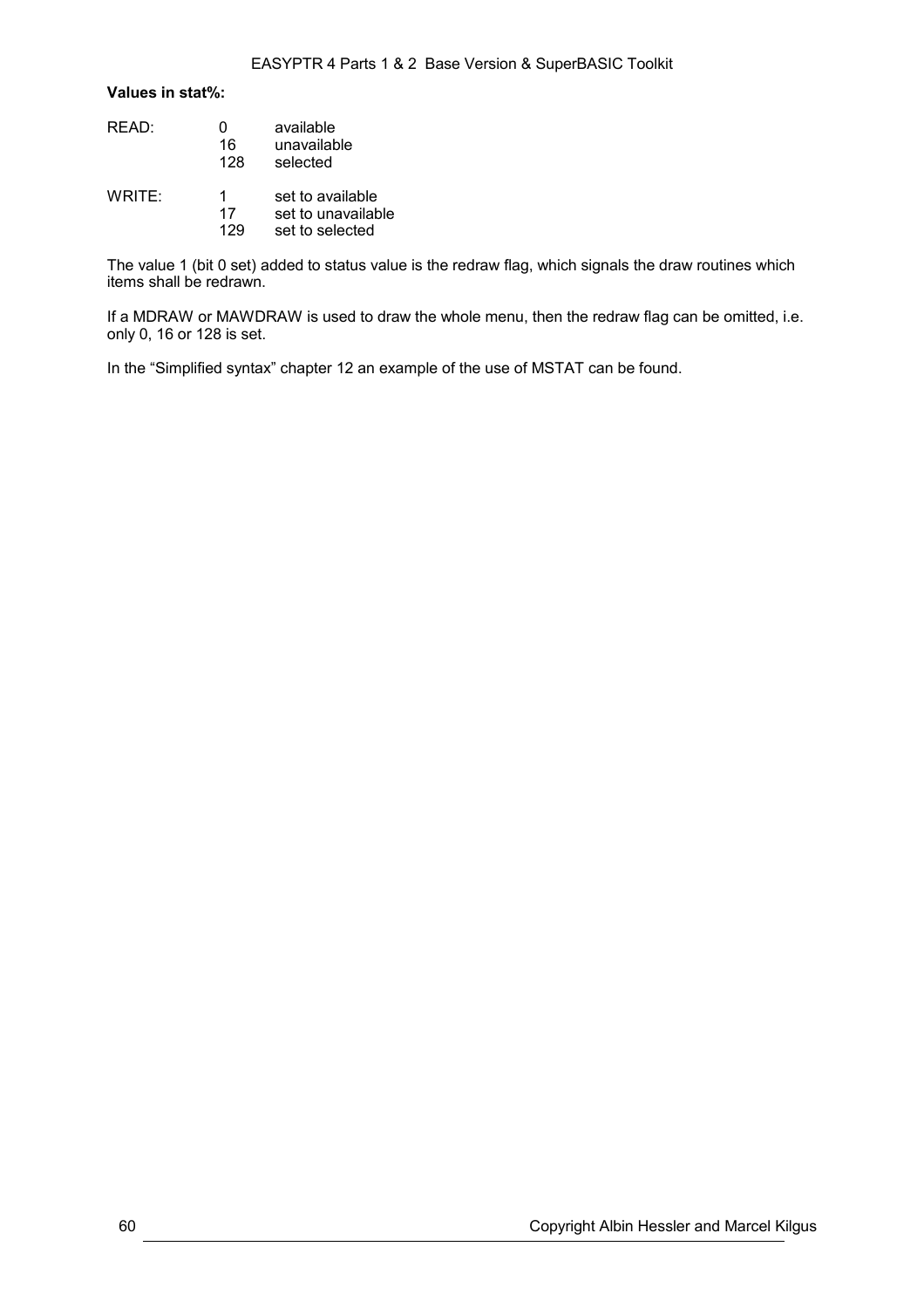**Values in stat%:**

| | | |
|---|---|---|
| READ: | 0 | available |
| | 16 | unavailable |
| | 128 | selected |
| WRITE: | 1 | set to available |
| | 17 | set to unavailable |
| | 129 | set to selected |

The value 1 (bit 0 set) added to status value is the redraw flag, which signals the draw routines which items shall be redrawn.

If a MDRAW or MAWDRAW is used to draw the whole menu, then the redraw flag can be omitted, i.e. only 0, 16 or 128 is set.

In the “Simplified syntax” chapter 12 an example of the use of MSTAT can be found.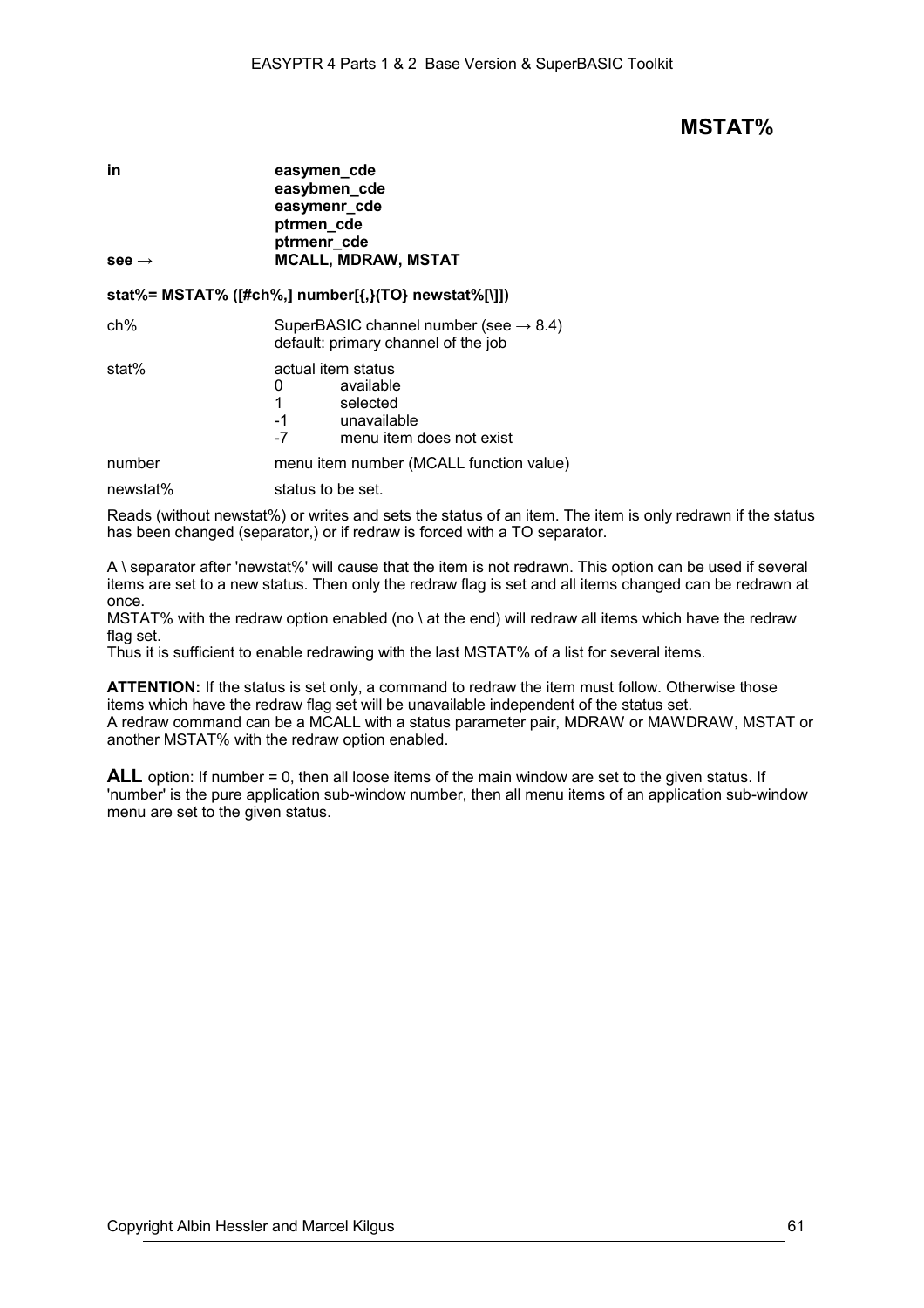# MSTAT%

| | |
|---|---|
| **in** | **easymen_cde** |
| | **easybmen_cde** |
| | **easymenr_cde** |
| | **ptrmen_cde** |
| | **ptrmenr_cde** |
| **see →** | **MCALL, MDRAW, MSTAT** |

**stat%= MSTAT% ([#ch%,] number[{,}(TO} newstat%[\]])**

| | |
|---|---|
| ch% | SuperBASIC channel number (see → 8.4)<br>default: primary channel of the job |
| stat% | actual item status<br>0 available<br>1 selected<br>-1 unavailable<br>-7 menu item does not exist |
| number | menu item number (MCALL function value) |
| newstat% | status to be set. |

Reads (without newstat%) or writes and sets the status of an item. The item is only redrawn if the status has been changed (separator,) or if redraw is forced with a TO separator.

A \ separator after 'newstat%' will cause that the item is not redrawn. This option can be used if several items are set to a new status. Then only the redraw flag is set and all items changed can be redrawn at once.
MSTAT% with the redraw option enabled (no \ at the end) will redraw all items which have the redraw flag set.
Thus it is sufficient to enable redrawing with the last MSTAT% of a list for several items.

**ATTENTION:** If the status is set only, a command to redraw the item must follow. Otherwise those items which have the redraw flag set will be unavailable independent of the status set.
A redraw command can be a MCALL with a status parameter pair, MDRAW or MAWDRAW, MSTAT or another MSTAT% with the redraw option enabled.

**ALL** option: If number = 0, then all loose items of the main window are set to the given status. If 'number' is the pure application sub-window number, then all menu items of an application sub-window menu are set to the given status.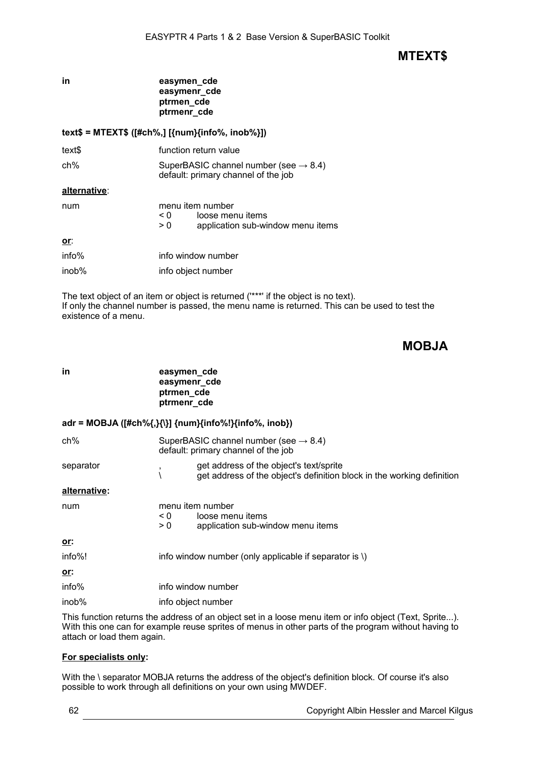# MTEXT$

**in** **easymen_cde**
**easymenr_cde**
**ptrmen_cde**
**ptrmenr_cde**

**text$ = MTEXT$ ([#ch%,] [{num}{info%, inob%}])**

| | |
|---|---|
| text$ | function return value |
| ch% | SuperBASIC channel number (see → 8.4)<br>default: primary channel of the job |

**alternative**:

num — menu item number
- < 0 loose menu items
- > 0 application sub-window menu items

**or**:

| | |
|---|---|
| info% | info window number |
| inob% | info object number |

The text object of an item or object is returned ('***' if the object is no text).
If only the channel number is passed, the menu name is returned. This can be used to test the existence of a menu.

# MOBJA

**in** **easymen_cde**
**easymenr_cde**
**ptrmen_cde**
**ptrmenr_cde**

**adr = MOBJA ([#ch%{,}{\}] {num}{info%!}{info%, inob})**

| | | |
|---|---|---|
| ch% | SuperBASIC channel number (see → 8.4)<br>default: primary channel of the job | |
| separator | , | get address of the object's text/sprite |
| | \ | get address of the object's definition block in the working definition |

**alternative:**

num — menu item number
- < 0 loose menu items
- > 0 application sub-window menu items

**or:**

info%! — info window number (only applicable if separator is \)

**or:**

| | |
|---|---|
| info% | info window number |
| inob% | info object number |

This function returns the address of an object set in a loose menu item or info object (Text, Sprite...). With this one can for example reuse sprites of menus in other parts of the program without having to attach or load them again.

**For specialists only:**

With the \ separator MOBJA returns the address of the object's definition block. Of course it's also possible to work through all definitions on your own using MWDEF.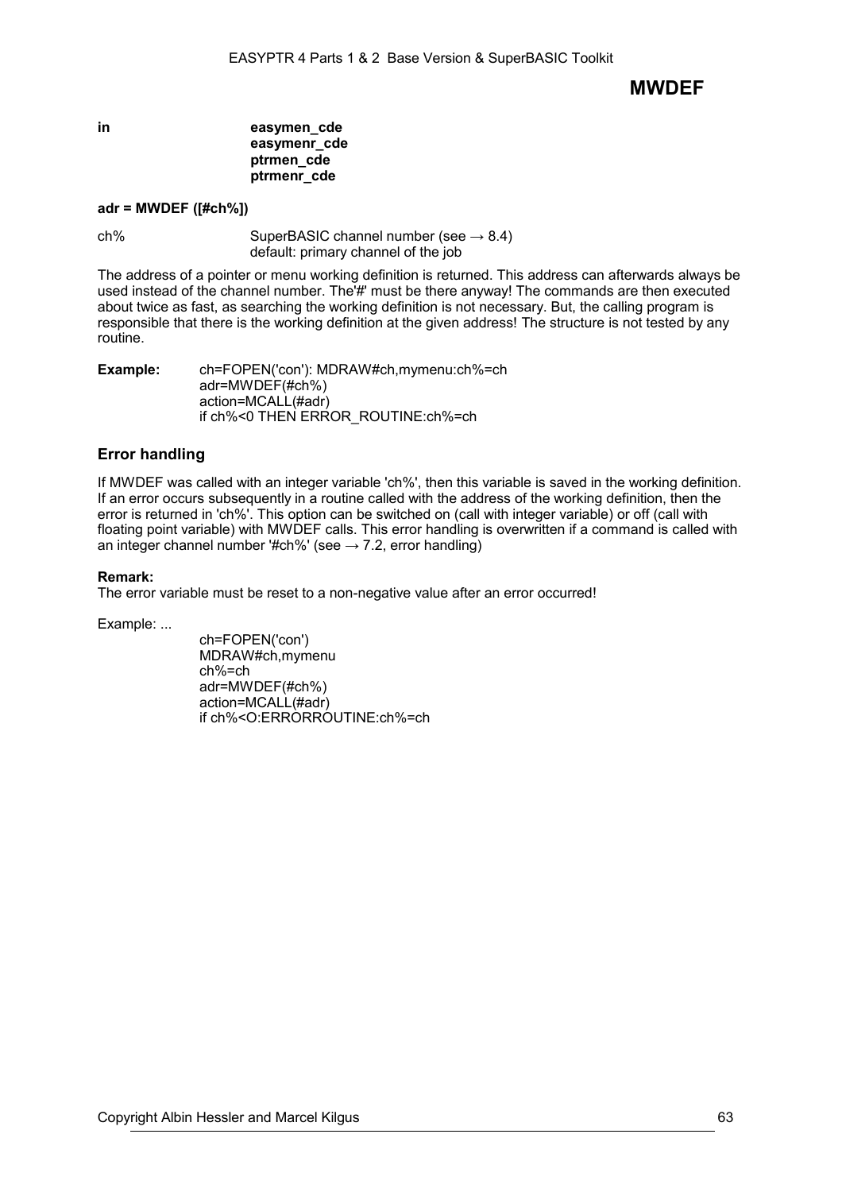# MWDEF

**in** **easymen_cde**
**easymenr_cde**
**ptrmen_cde**
**ptrmenr_cde**

**adr = MWDEF ([#ch%])**

ch% SuperBASIC channel number (see → 8.4)
default: primary channel of the job

The address of a pointer or menu working definition is returned. This address can afterwards always be used instead of the channel number. The'#' must be there anyway! The commands are then executed about twice as fast, as searching the working definition is not necessary. But, the calling program is responsible that there is the working definition at the given address! The structure is not tested by any routine.

**Example:**

```
ch=FOPEN('con'): MDRAW#ch,mymenu:ch%=ch
adr=MWDEF(#ch%)
action=MCALL(#adr)
if ch%<0 THEN ERROR_ROUTINE:ch%=ch
```

## Error handling

If MWDEF was called with an integer variable 'ch%', then this variable is saved in the working definition. If an error occurs subsequently in a routine called with the address of the working definition, then the error is returned in 'ch%'. This option can be switched on (call with integer variable) or off (call with floating point variable) with MWDEF calls. This error handling is overwritten if a command is called with an integer channel number '#ch%' (see → 7.2, error handling)

**Remark:**
The error variable must be reset to a non-negative value after an error occurred!

Example: ...

```
ch=FOPEN('con')
MDRAW#ch,mymenu
ch%=ch
adr=MWDEF(#ch%)
action=MCALL(#adr)
if ch%<O:ERRORROUTINE:ch%=ch
```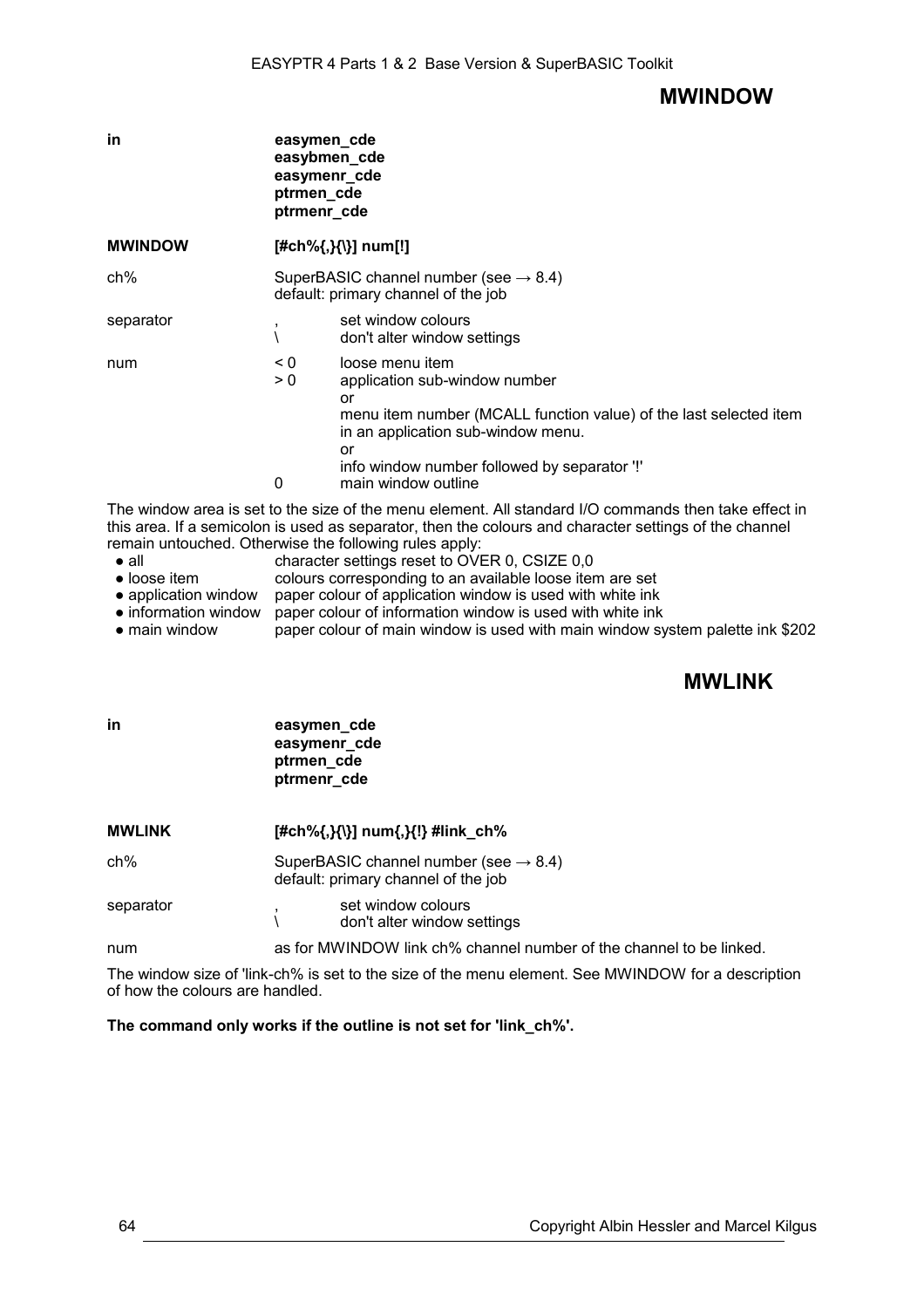## MWINDOW

| | |
|---|---|
| **in** | **easymen_cde**<br>**easybmen_cde**<br>**easymenr_cde**<br>**ptrmen_cde**<br>**ptrmenr_cde** |

**MWINDOW** **[#ch%{,}{\}] num[!]**

| | | |
|---|---|---|
| ch% | SuperBASIC channel number (see → 8.4)<br>default: primary channel of the job | |
| separator | , | set window colours |
| | \ | don't alter window settings |
| num | < 0 | loose menu item |
| | > 0 | application sub-window number<br>or<br>menu item number (MCALL function value) of the last selected item in an application sub-window menu.<br>or<br>info window number followed by separator '!' |
| | 0 | main window outline |

The window area is set to the size of the menu element. All standard I/O commands then take effect in this area. If a semicolon is used as separator, then the colours and character settings of the channel remain untouched. Otherwise the following rules apply:

- all — character settings reset to OVER 0, CSIZE 0,0
- loose item — colours corresponding to an available loose item are set
- application window — paper colour of application window is used with white ink
- information window — paper colour of information window is used with white ink
- main window — paper colour of main window is used with main window system palette ink $202

## MWLINK

| | |
|---|---|
| **in** | **easymen_cde**<br>**easymenr_cde**<br>**ptrmen_cde**<br>**ptrmenr_cde** |

**MWLINK** **[#ch%{,}{\}] num{,}{!} #link_ch%**

| | | |
|---|---|---|
| ch% | SuperBASIC channel number (see → 8.4)<br>default: primary channel of the job | |
| separator | , | set window colours |
| | \ | don't alter window settings |
| num | as for MWINDOW link ch% channel number of the channel to be linked. | |

The window size of 'link-ch% is set to the size of the menu element. See MWINDOW for a description of how the colours are handled.

**The command only works if the outline is not set for 'link_ch%'.**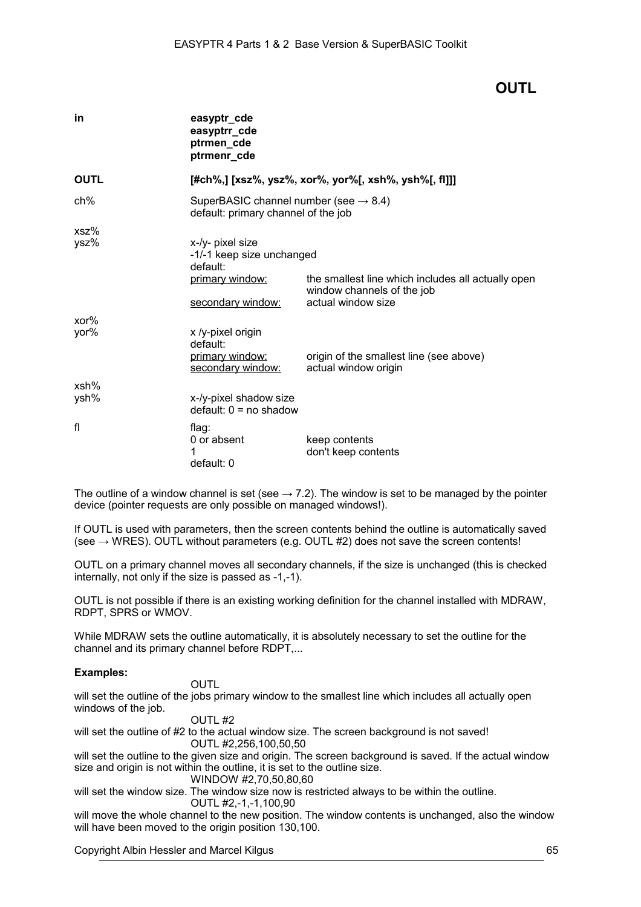# OUTL

| | | |
|---|---|---|
| **in** | **easyptr_cde**<br>**easyptrr_cde**<br>**ptrmen_cde**<br>**ptrmenr_cde** | |
| **OUTL** | **[#ch%,] [xsz%, ysz%, xor%, yor%[, xsh%, ysh%[, fl]]]** | |
| ch% | SuperBASIC channel number (see → 8.4)<br>default: primary channel of the job | |
| xsz%<br>ysz% | x-/y- pixel size<br>-1/-1 keep size unchanged<br>default: | |
| | <u>primary window:</u> | the smallest line which includes all actually open window channels of the job |
| | <u>secondary window:</u> | actual window size |
| xor%<br>yor% | x /y-pixel origin<br>default: | |
| | <u>primary window:</u> | origin of the smallest line (see above) |
| | <u>secondary window:</u> | actual window origin |
| xsh%<br>ysh% | x-/y-pixel shadow size<br>default: 0 = no shadow | |
| fl | flag: | |
| | 0 or absent | keep contents |
| | 1 | don't keep contents |
| | default: 0 | |

The outline of a window channel is set (see → 7.2). The window is set to be managed by the pointer device (pointer requests are only possible on managed windows!).

If OUTL is used with parameters, then the screen contents behind the outline is automatically saved (see → WRES). OUTL without parameters (e.g. OUTL #2) does not save the screen contents!

OUTL on a primary channel moves all secondary channels, if the size is unchanged (this is checked internally, not only if the size is passed as -1,-1).

OUTL is not possible if there is an existing working definition for the channel installed with MDRAW, RDPT, SPRS or WMOV.

While MDRAW sets the outline automatically, it is absolutely necessary to set the outline for the channel and its primary channel before RDPT,...

**Examples:**

```
OUTL
```

will set the outline of the jobs primary window to the smallest line which includes all actually open windows of the job.

```
OUTL #2
```

will set the outline of #2 to the actual window size. The screen background is not saved!

```
OUTL #2,256,100,50,50
```

will set the outline to the given size and origin. The screen background is saved. If the actual window size and origin is not within the outline, it is set to the outline size.

```
WINDOW #2,70,50,80,60
```

will set the window size. The window size now is restricted always to be within the outline.

```
OUTL #2,-1,-1,100,90
```

will move the whole channel to the new position. The window contents is unchanged, also the window will have been moved to the origin position 130,100.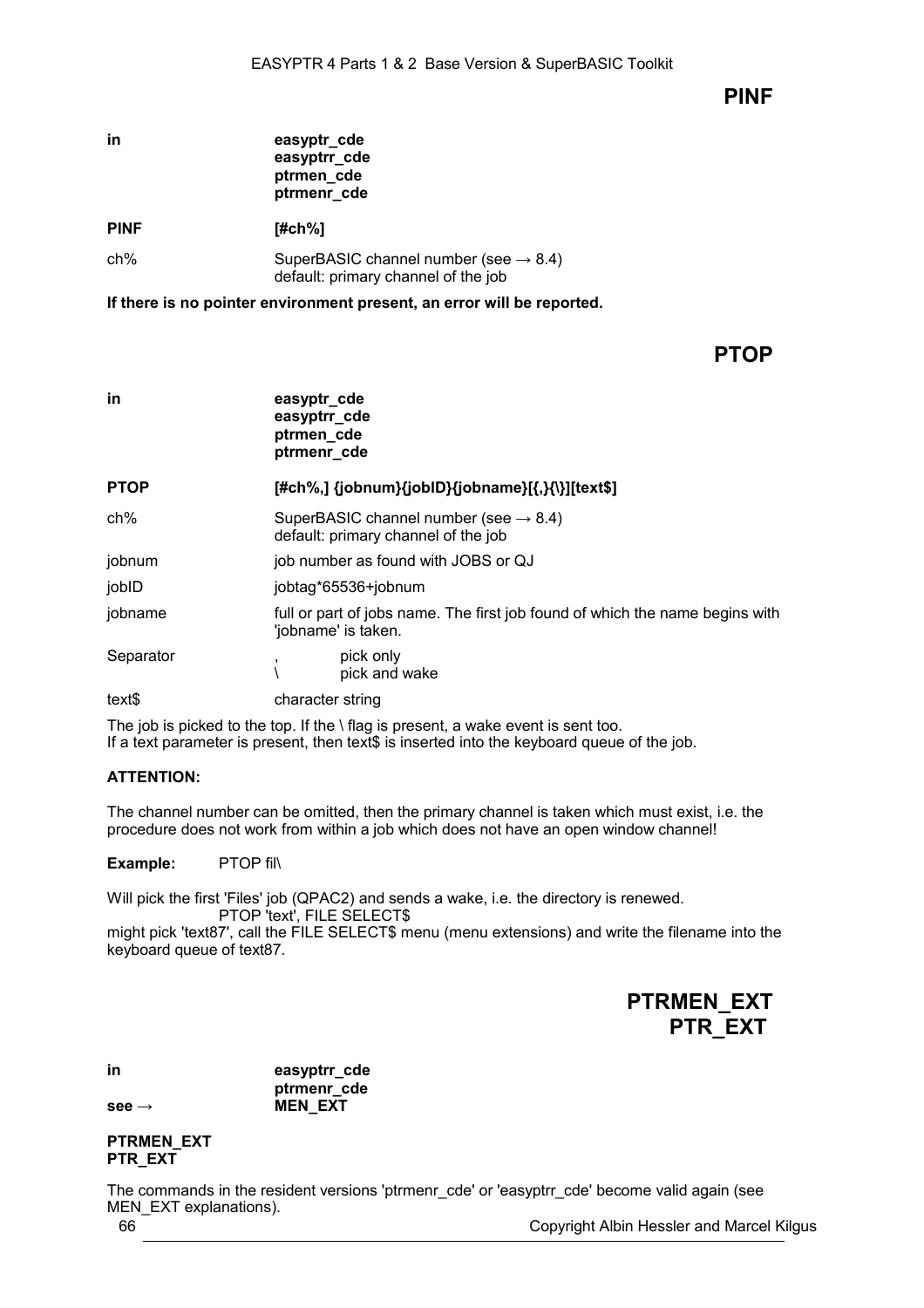## PINF

| | |
|---|---|
| **in** | **easyptr_cde**<br>**easyptrr_cde**<br>**ptrmen_cde**<br>**ptrmenr_cde** |
| **PINF** | **[#ch%]** |
| ch% | SuperBASIC channel number (see → 8.4)<br>default: primary channel of the job |

**If there is no pointer environment present, an error will be reported.**

## PTOP

| | |
|---|---|
| **in** | **easyptr_cde**<br>**easyptrr_cde**<br>**ptrmen_cde**<br>**ptrmenr_cde** |
| **PTOP** | **[#ch%,] {jobnum}{jobID}{jobname}[{,}{\}][text$]** |
| ch% | SuperBASIC channel number (see → 8.4)<br>default: primary channel of the job |
| jobnum | job number as found with JOBS or QJ |
| jobID | jobtag*65536+jobnum |
| jobname | full or part of jobs name. The first job found of which the name begins with 'jobname' is taken. |
| Separator | , pick only<br>\ pick and wake |
| text$ | character string |

The job is picked to the top. If the \ flag is present, a wake event is sent too.
If a text parameter is present, then text$ is inserted into the keyboard queue of the job.

**ATTENTION:**

The channel number can be omitted, then the primary channel is taken which must exist, i.e. the procedure does not work from within a job which does not have an open window channel!

**Example:** PTOP fil\

Will pick the first 'Files' job (QPAC2) and sends a wake, i.e. the directory is renewed.

PTOP 'text', FILE SELECT$

might pick 'text87', call the FILE SELECT$ menu (menu extensions) and write the filename into the keyboard queue of text87.

## PTRMEN_EXT
## PTR_EXT

| | |
|---|---|
| **in** | **easyptrr_cde**<br>**ptrmenr_cde** |
| **see →** | **MEN_EXT** |

**PTRMEN_EXT**
**PTR_EXT**

The commands in the resident versions 'ptrmenr_cde' or 'easyptrr_cde' become valid again (see MEN_EXT explanations).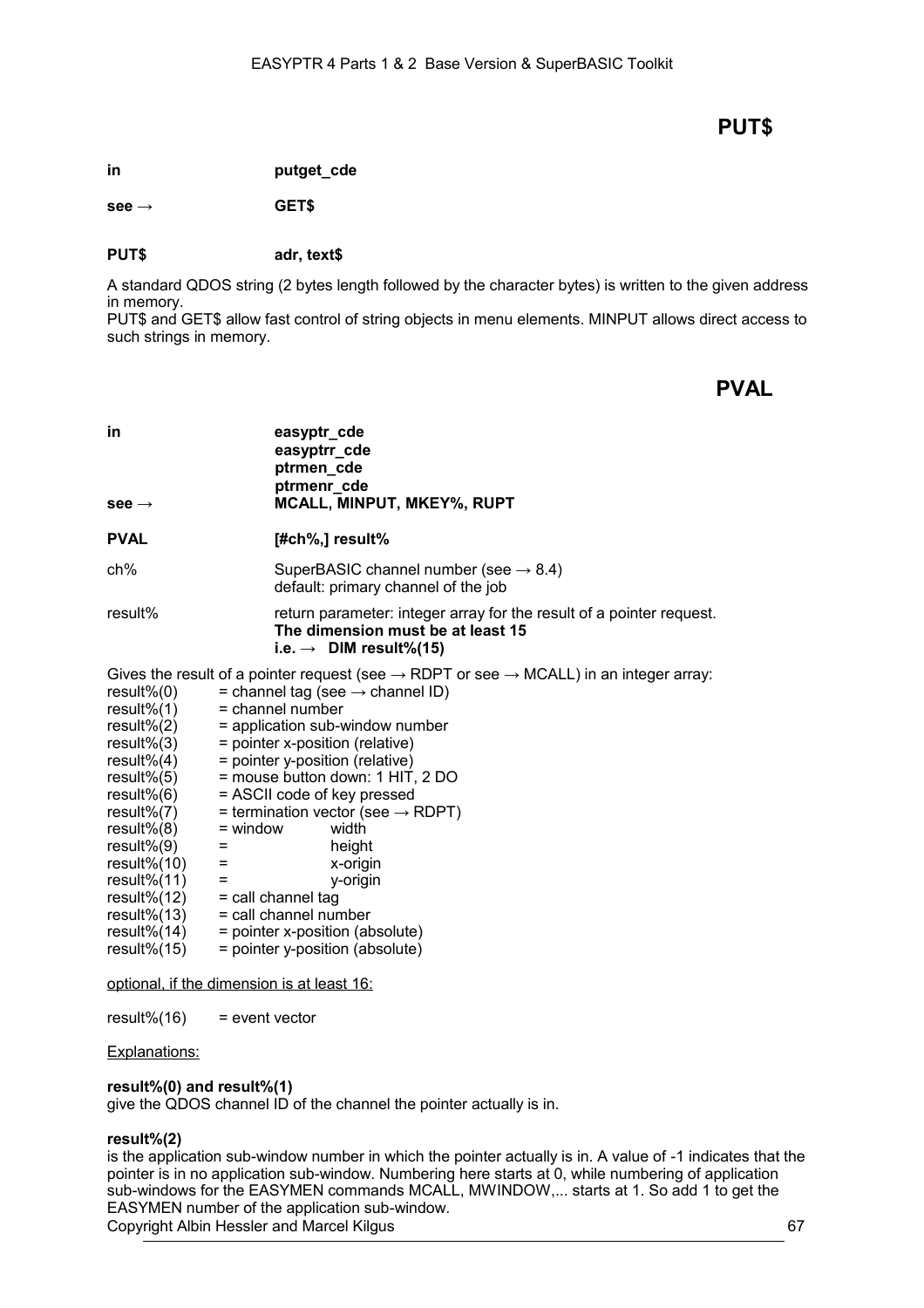## PUT$

| | |
|---|---|
| **in** | **putget_cde** |
| **see →** | **GET$** |
| **PUT$** | **adr, text$** |

A standard QDOS string (2 bytes length followed by the character bytes) is written to the given address in memory.
PUT$ and GET$ allow fast control of string objects in menu elements. MINPUT allows direct access to such strings in memory.

## PVAL

| | |
|---|---|
| **in** | **easyptr_cde**<br>**easyptrr_cde**<br>**ptrmen_cde**<br>**ptrmenr_cde** |
| **see →** | **MCALL, MINPUT, MKEY%, RUPT** |
| **PVAL** | **[#ch%,] result%** |
| ch% | SuperBASIC channel number (see → 8.4)<br>default: primary channel of the job |
| result% | return parameter: integer array for the result of a pointer request.<br>**The dimension must be at least 15**<br>**i.e. → DIM result%(15)** |

Gives the result of a pointer request (see → RDPT or see → MCALL) in an integer array:

| | | |
|---|---|---|
| result%(0) | = channel tag (see → channel ID) | |
| result%(1) | = channel number | |
| result%(2) | = application sub-window number | |
| result%(3) | = pointer x-position (relative) | |
| result%(4) | = pointer y-position (relative) | |
| result%(5) | = mouse button down: 1 HIT, 2 DO | |
| result%(6) | = ASCII code of key pressed | |
| result%(7) | = termination vector (see → RDPT) | |
| result%(8) | = window | width |
| result%(9) | = | height |
| result%(10) | = | x-origin |
| result%(11) | = | y-origin |
| result%(12) | = call channel tag | |
| result%(13) | = call channel number | |
| result%(14) | = pointer x-position (absolute) | |
| result%(15) | = pointer y-position (absolute) | |

<u>optional, if the dimension is at least 16:</u>

result%(16) = event vector

<u>Explanations:</u>

**result%(0) and result%(1)**
give the QDOS channel ID of the channel the pointer actually is in.

**result%(2)**
is the application sub-window number in which the pointer actually is in. A value of -1 indicates that the pointer is in no application sub-window. Numbering here starts at 0, while numbering of application sub-windows for the EASYMEN commands MCALL, MWINDOW,... starts at 1. So add 1 to get the EASYMEN number of the application sub-window.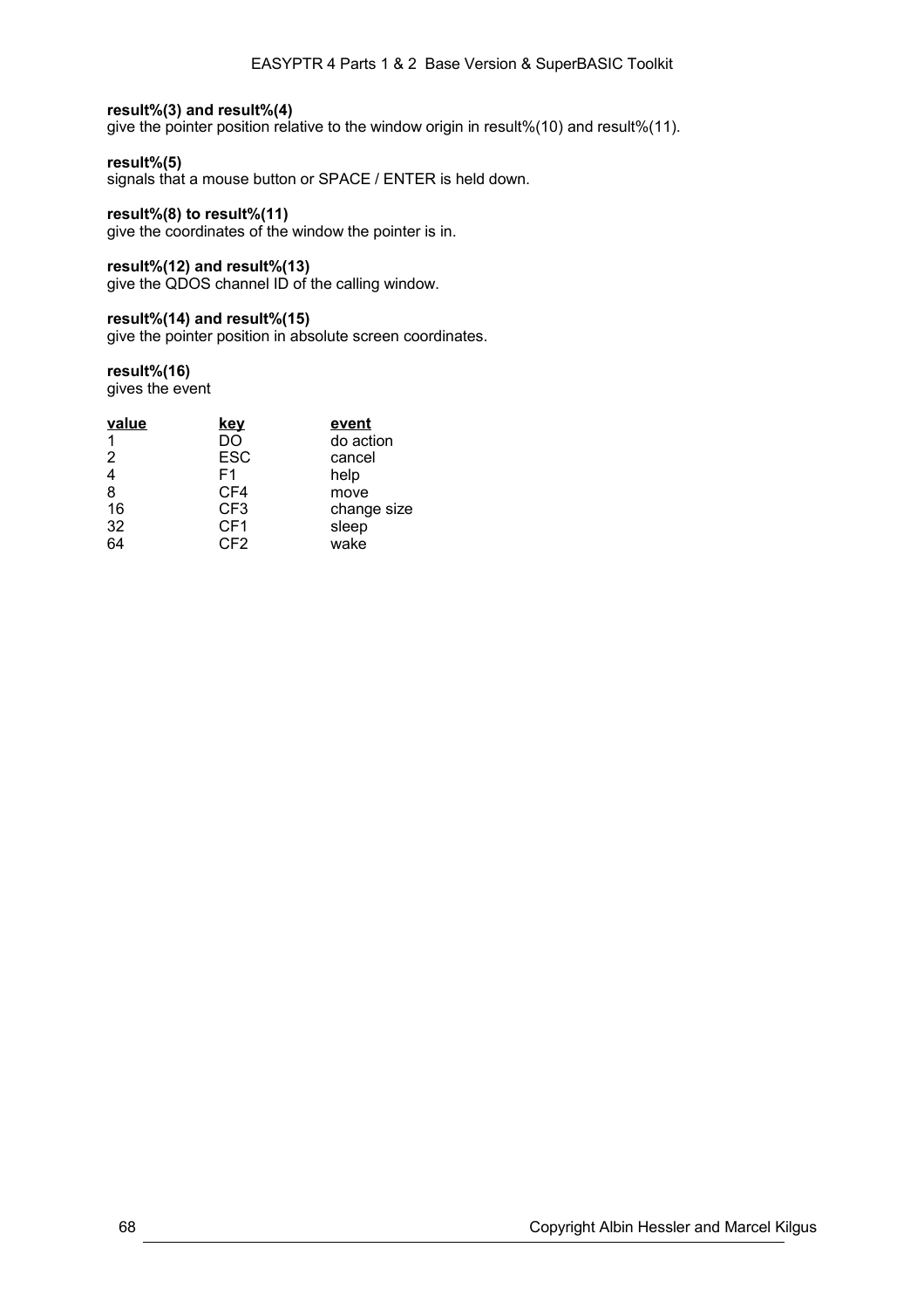**result%(3) and result%(4)**
give the pointer position relative to the window origin in result%(10) and result%(11).

**result%(5)**
signals that a mouse button or SPACE / ENTER is held down.

**result%(8) to result%(11)**
give the coordinates of the window the pointer is in.

**result%(12) and result%(13)**
give the QDOS channel ID of the calling window.

**result%(14) and result%(15)**
give the pointer position in absolute screen coordinates.

**result%(16)**
gives the event

| value | key | event |
|---|---|---|
| 1 | DO | do action |
| 2 | ESC | cancel |
| 4 | F1 | help |
| 8 | CF4 | move |
| 16 | CF3 | change size |
| 32 | CF1 | sleep |
| 64 | CF2 | wake |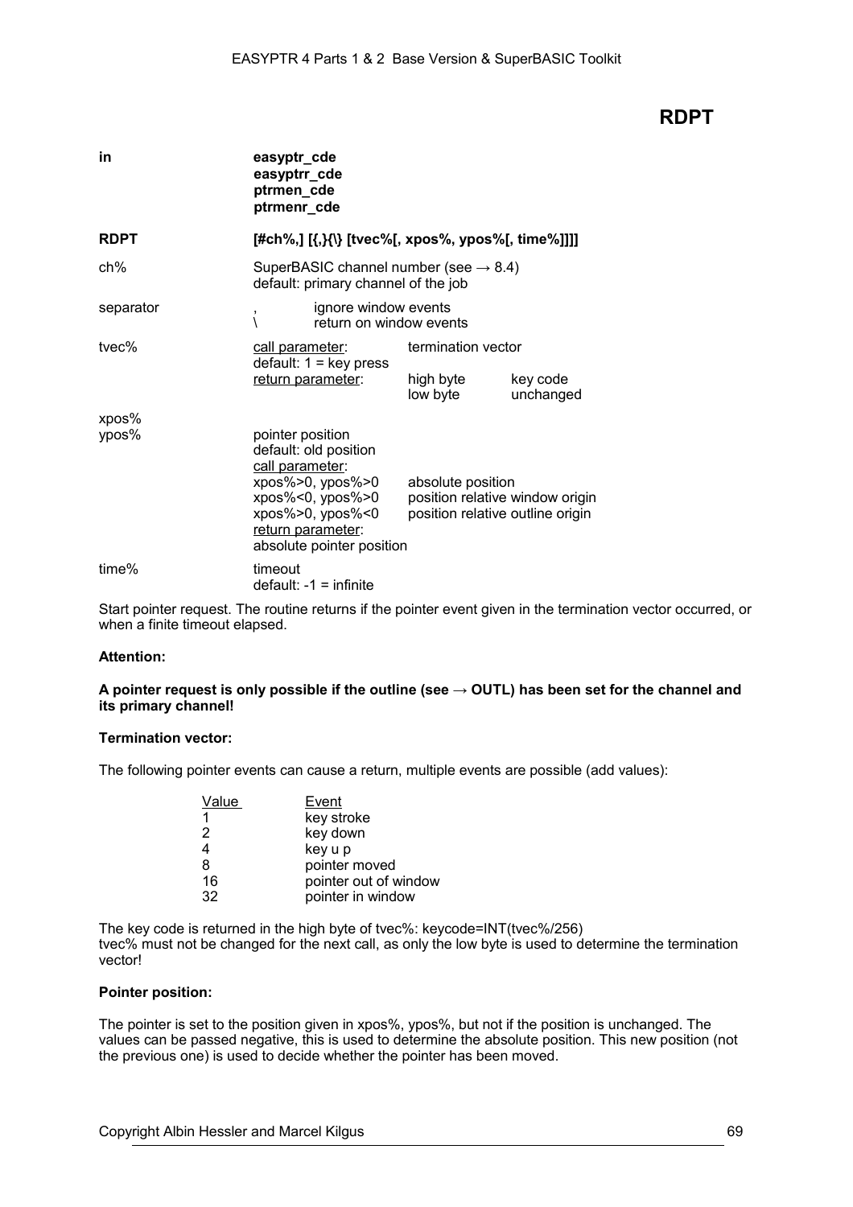# RDPT

| | |
|---|---|
| **in** | **easyptr_cde**<br>**easyptrr_cde**<br>**ptrmen_cde**<br>**ptrmenr_cde** |
| **RDPT** | **[#ch%,] [{,}{\} [tvec%[, xpos%, ypos%[, time%]]]]** |
| ch% | SuperBASIC channel number (see → 8.4)<br>default: primary channel of the job |
| separator | , ignore window events<br>\ return on window events |
| tvec% | call parameter: termination vector<br>default: 1 = key press<br>return parameter: high byte key code; low byte unchanged |
| xpos%<br>ypos% | pointer position<br>default: old position<br>call parameter:<br>xpos%>0, ypos%>0 absolute position<br>xpos%<0, ypos%>0 position relative window origin<br>xpos%>0, ypos%<0 position relative outline origin<br>return parameter:<br>absolute pointer position |
| time% | timeout<br>default: -1 = infinite |

Start pointer request. The routine returns if the pointer event given in the termination vector occurred, or when a finite timeout elapsed.

**Attention:**

**A pointer request is only possible if the outline (see → OUTL) has been set for the channel and its primary channel!**

**Termination vector:**

The following pointer events can cause a return, multiple events are possible (add values):

| Value | Event |
|---|---|
| 1 | key stroke |
| 2 | key down |
| 4 | key u p |
| 8 | pointer moved |
| 16 | pointer out of window |
| 32 | pointer in window |

The key code is returned in the high byte of tvec%: keycode=INT(tvec%/256)
tvec% must not be changed for the next call, as only the low byte is used to determine the termination vector!

**Pointer position:**

The pointer is set to the position given in xpos%, ypos%, but not if the position is unchanged. The values can be passed negative, this is used to determine the absolute position. This new position (not the previous one) is used to decide whether the pointer has been moved.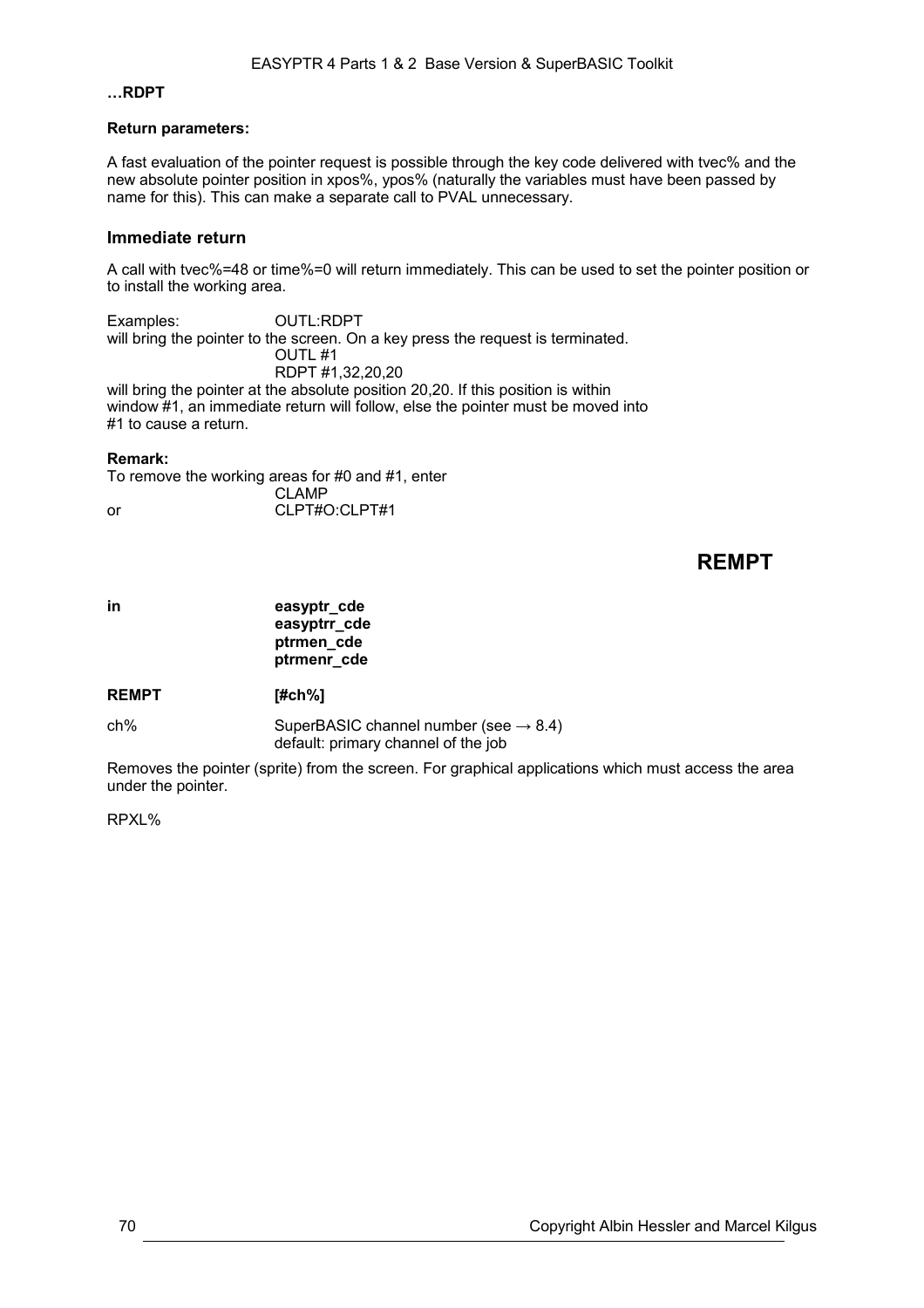**…RDPT**

**Return parameters:**

A fast evaluation of the pointer request is possible through the key code delivered with tvec% and the new absolute pointer position in xpos%, ypos% (naturally the variables must have been passed by name for this). This can make a separate call to PVAL unnecessary.

### Immediate return

A call with tvec%=48 or time%=0 will return immediately. This can be used to set the pointer position or to install the working area.

Examples: OUTL:RDPT

will bring the pointer to the screen. On a key press the request is terminated.

```
OUTL #1
RDPT #1,32,20,20
```

will bring the pointer at the absolute position 20,20. If this position is within window #1, an immediate return will follow, else the pointer must be moved into #1 to cause a return.

**Remark:**

To remove the working areas for #0 and #1, enter

```
CLAMP
```

or

```
CLPT#O:CLPT#1
```

## REMPT

**in** **easyptr_cde**
**easyptrr_cde**
**ptrmen_cde**
**ptrmenr_cde**

**REMPT** **[#ch%]**

ch% SuperBASIC channel number (see → 8.4)
default: primary channel of the job

Removes the pointer (sprite) from the screen. For graphical applications which must access the area under the pointer.

RPXL%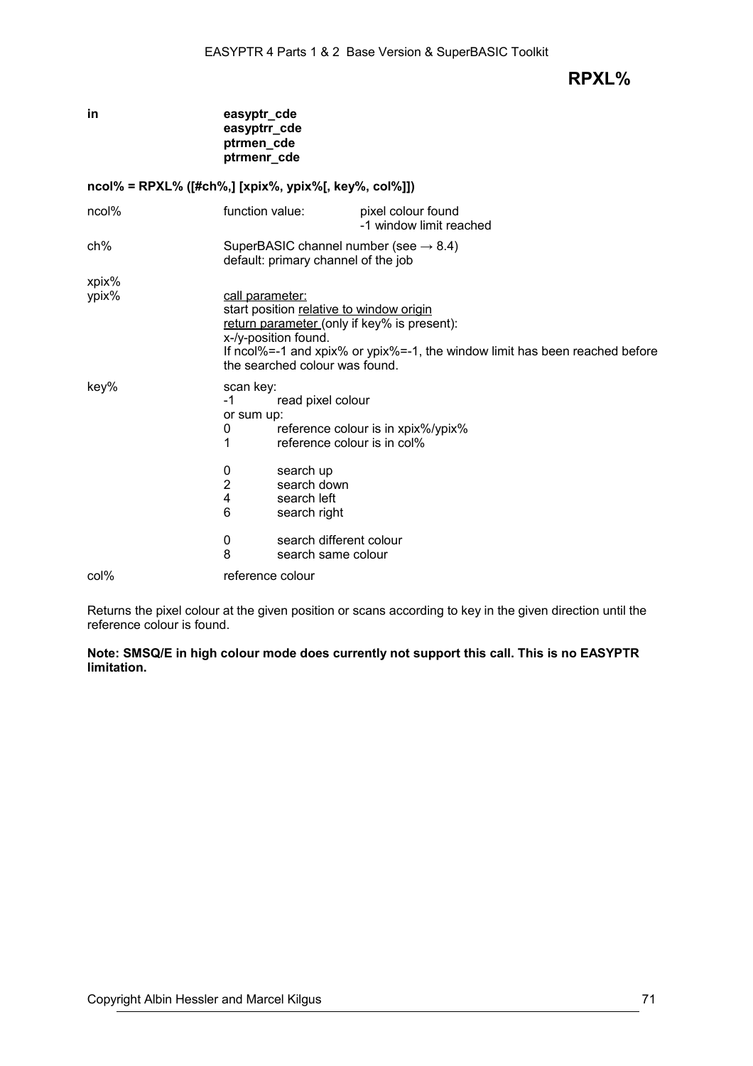# RPXL%

| | |
|---|---|
| **in** | **easyptr_cde**<br>**easyptrr_cde**<br>**ptrmen_cde**<br>**ptrmenr_cde** |

**ncol% = RPXL% ([#ch%,] [xpix%, ypix%[, key%, col%]])**

| | | |
|---|---|---|
| ncol% | function value: | pixel colour found<br>-1 window limit reached |
| ch% | SuperBASIC channel number (see → 8.4)<br>default: primary channel of the job | |
| xpix%<br>ypix% | call parameter:<br>start position relative to window origin<br>return parameter (only if key% is present):<br>x-/y-position found.<br>If ncol%=-1 and xpix% or ypix%=-1, the window limit has been reached before the searched colour was found. | |
| key% | scan key:<br>-1 read pixel colour<br>or sum up:<br>0 reference colour is in xpix%/ypix%<br>1 reference colour is in col%<br><br>0 search up<br>2 search down<br>4 search left<br>6 search right<br><br>0 search different colour<br>8 search same colour | |
| col% | reference colour | |

Returns the pixel colour at the given position or scans according to key in the given direction until the reference colour is found.

**Note: SMSQ/E in high colour mode does currently not support this call. This is no EASYPTR limitation.**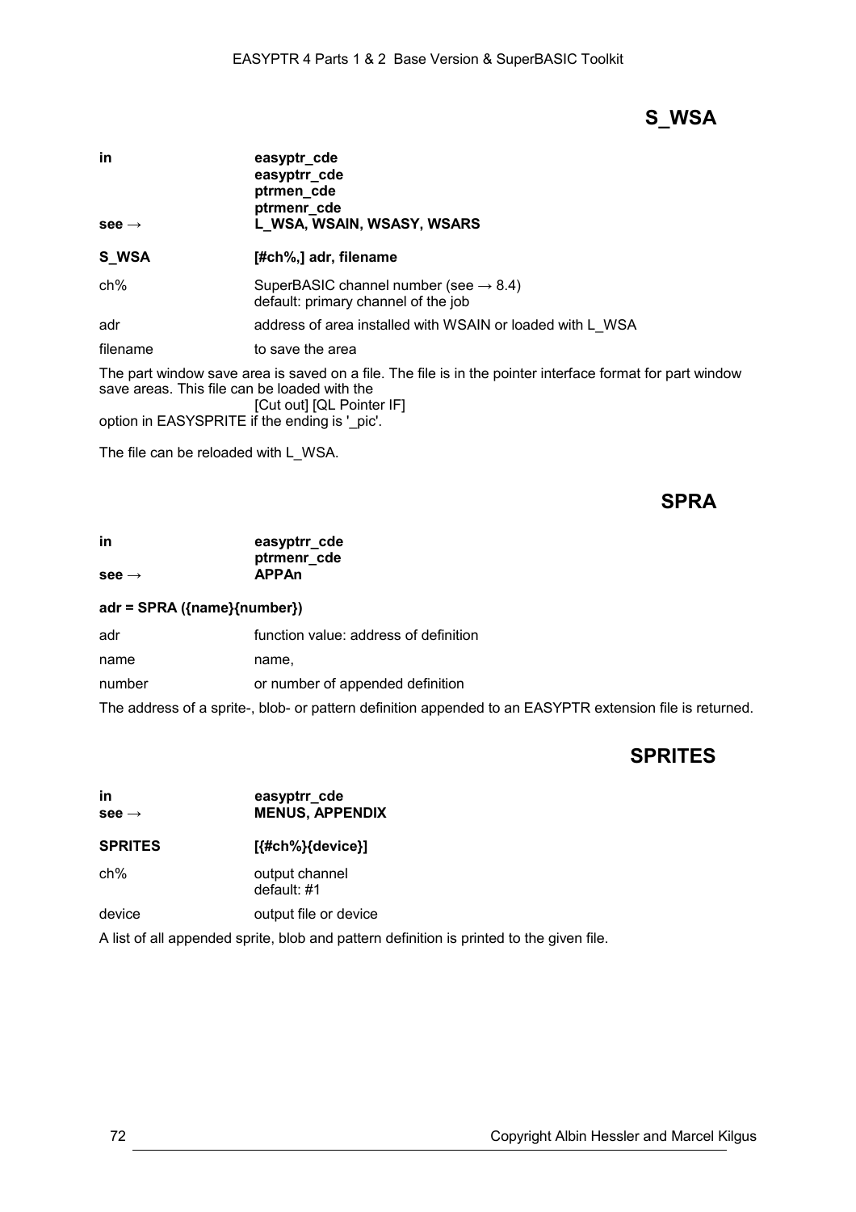## S_WSA

| | |
|---|---|
| **in** | **easyptr_cde** |
| | **easyptrr_cde** |
| | **ptrmen_cde** |
| | **ptrmenr_cde** |
| **see →** | **L_WSA, WSAIN, WSASY, WSARS** |

**S_WSA** **[#ch%,] adr, filename**

| | |
|---|---|
| ch% | SuperBASIC channel number (see → 8.4) default: primary channel of the job |
| adr | address of area installed with WSAIN or loaded with L_WSA |
| filename | to save the area |

The part window save area is saved on a file. The file is in the pointer interface format for part window save areas. This file can be loaded with the [Cut out] [QL Pointer IF] option in EASYSPRITE if the ending is '_pic'.

The file can be reloaded with L_WSA.

## SPRA

| | |
|---|---|
| **in** | **easyptrr_cde** |
| | **ptrmenr_cde** |
| **see →** | **APPAn** |

**adr = SPRA ({name}{number})**

| | |
|---|---|
| adr | function value: address of definition |
| name | name, |
| number | or number of appended definition |

The address of a sprite-, blob- or pattern definition appended to an EASYPTR extension file is returned.

## SPRITES

| | |
|---|---|
| **in** | **easyptrr_cde** |
| **see →** | **MENUS, APPENDIX** |

**SPRITES** **[{#ch%}{device}]**

| | |
|---|---|
| ch% | output channel default: #1 |
| device | output file or device |

A list of all appended sprite, blob and pattern definition is printed to the given file.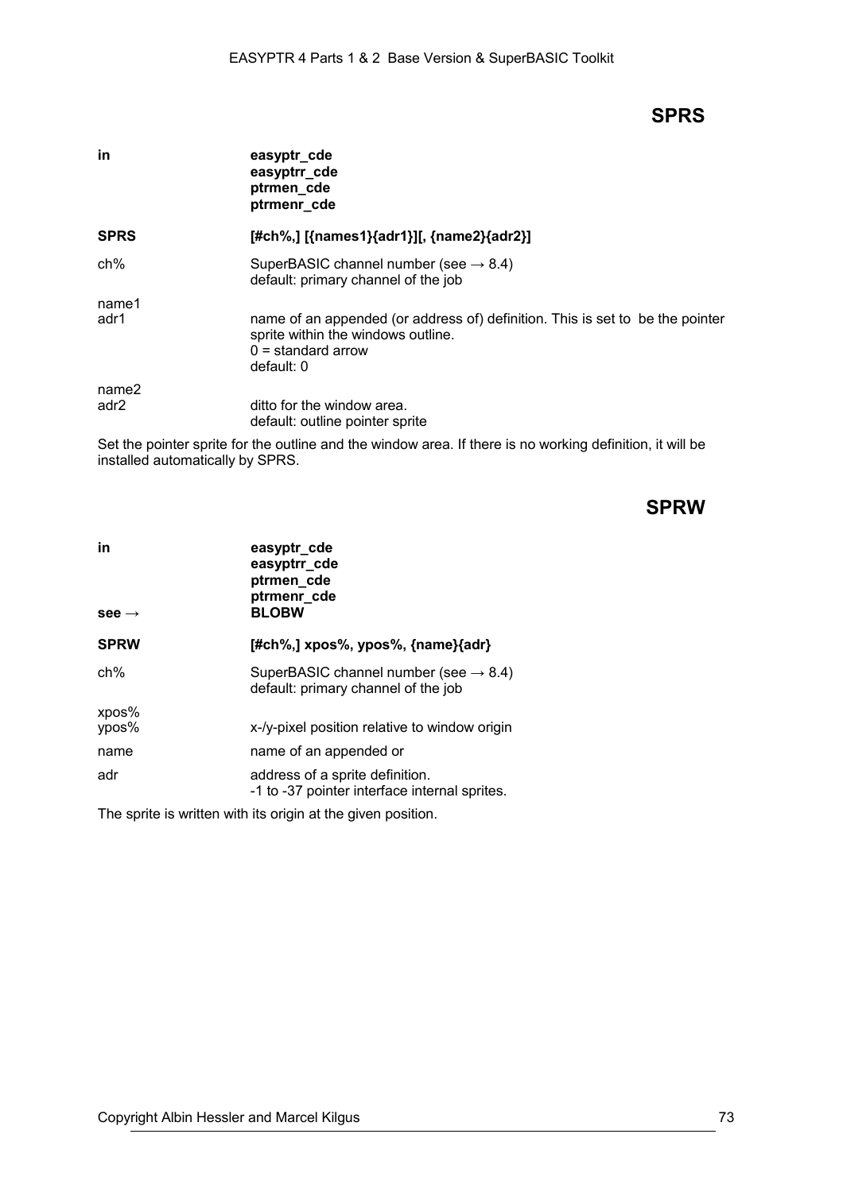## SPRS

| | |
|---|---|
| **in** | **easyptr_cde**<br>**easyptrr_cde**<br>**ptrmen_cde**<br>**ptrmenr_cde** |
| **SPRS** | **[#ch%,] [{names1}{adr1}][, {name2}{adr2}]** |
| ch% | SuperBASIC channel number (see → 8.4)<br>default: primary channel of the job |
| name1<br>adr1 | name of an appended (or address of) definition. This is set to be the pointer sprite within the windows outline.<br>0 = standard arrow<br>default: 0 |
| name2<br>adr2 | ditto for the window area.<br>default: outline pointer sprite |

Set the pointer sprite for the outline and the window area. If there is no working definition, it will be installed automatically by SPRS.

## SPRW

| | |
|---|---|
| **in** | **easyptr_cde**<br>**easyptrr_cde**<br>**ptrmen_cde**<br>**ptrmenr_cde** |
| **see →** | **BLOBW** |
| **SPRW** | **[#ch%,] xpos%, ypos%, {name}{adr}** |
| ch% | SuperBASIC channel number (see → 8.4)<br>default: primary channel of the job |
| xpos%<br>ypos% | x-/y-pixel position relative to window origin |
| name | name of an appended or |
| adr | address of a sprite definition.<br>-1 to -37 pointer interface internal sprites. |

The sprite is written with its origin at the given position.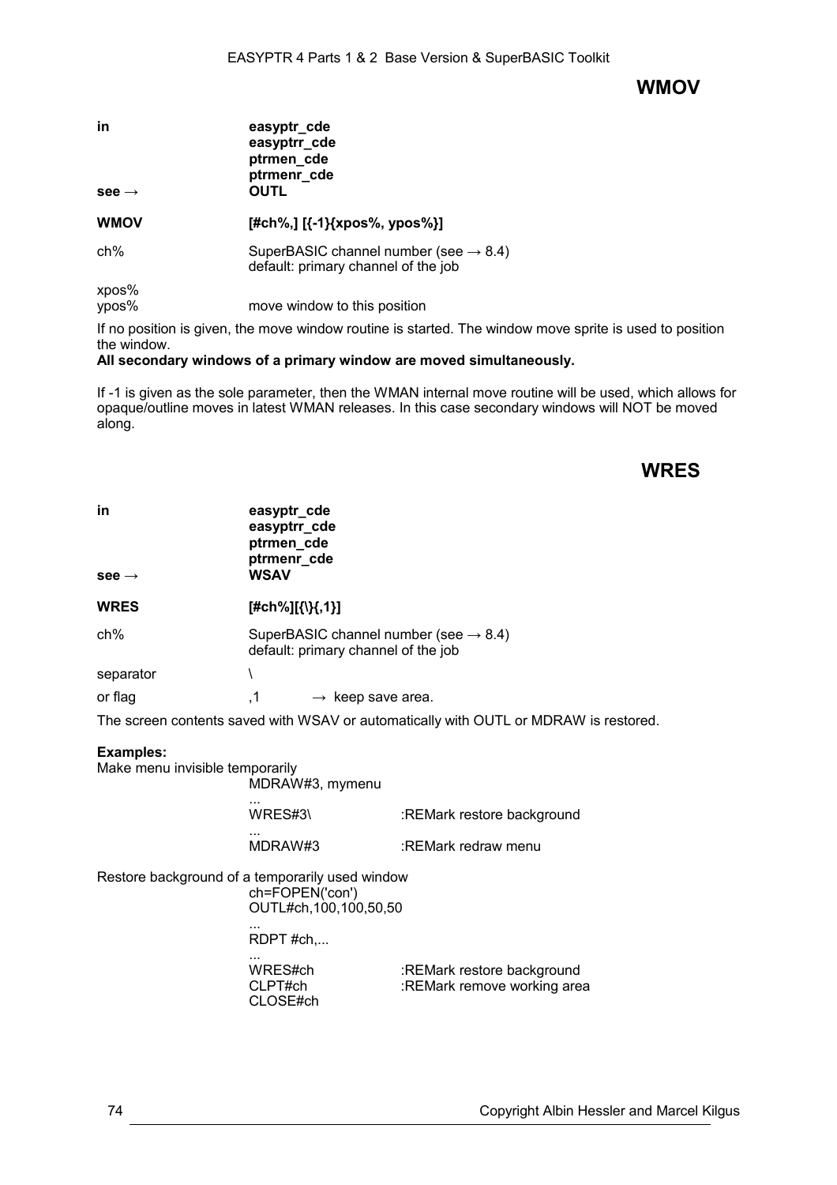## WMOV

| | |
|---|---|
| **in** | **easyptr_cde** |
| | **easyptrr_cde** |
| | **ptrmen_cde** |
| | **ptrmenr_cde** |
| **see →** | **OUTL** |

**WMOV** **[#ch%,] [{-1}{xpos%, ypos%}]**

| | |
|---|---|
| ch% | SuperBASIC channel number (see → 8.4) default: primary channel of the job |
| xpos% ypos% | move window to this position |

If no position is given, the move window routine is started. The window move sprite is used to position the window.
**All secondary windows of a primary window are moved simultaneously.**

If -1 is given as the sole parameter, then the WMAN internal move routine will be used, which allows for opaque/outline moves in latest WMAN releases. In this case secondary windows will NOT be moved along.

## WRES

| | |
|---|---|
| **in** | **easyptr_cde** |
| | **easyptrr_cde** |
| | **ptrmen_cde** |
| | **ptrmenr_cde** |
| **see →** | **WSAV** |

**WRES** **[#ch%][{\}{,1}]**

| | |
|---|---|
| ch% | SuperBASIC channel number (see → 8.4) default: primary channel of the job |
| separator | \ |
| or flag | ,1 → keep save area. |

The screen contents saved with WSAV or automatically with OUTL or MDRAW is restored.

**Examples:**

Make menu invisible temporarily

```
MDRAW#3, mymenu
...
WRES#3\             :REMark restore background
...
MDRAW#3             :REMark redraw menu
```

Restore background of a temporarily used window

```
ch=FOPEN('con')
OUTL#ch,100,100,50,50
...
RDPT #ch,...
...
WRES#ch             :REMark restore background
CLPT#ch             :REMark remove working area
CLOSE#ch
```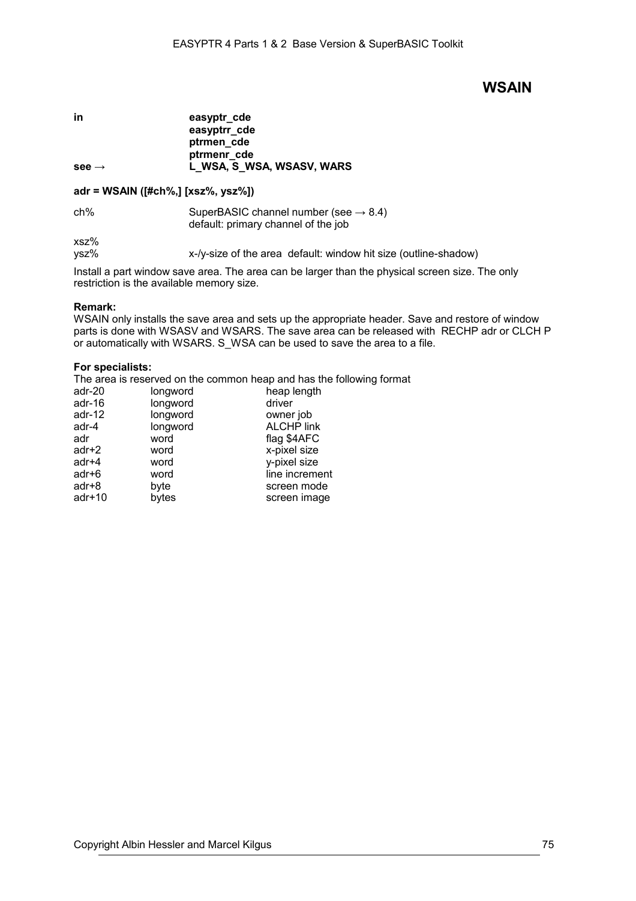# WSAIN

| | |
|---|---|
| **in** | **easyptr_cde** |
| | **easyptrr_cde** |
| | **ptrmen_cde** |
| | **ptrmenr_cde** |
| **see →** | **L_WSA, S_WSA, WSASV, WARS** |

**adr = WSAIN ([#ch%,] [xsz%, ysz%])**

| | |
|---|---|
| ch% | SuperBASIC channel number (see → 8.4) default: primary channel of the job |
| xsz% ysz% | x-/y-size of the area default: window hit size (outline-shadow) |

Install a part window save area. The area can be larger than the physical screen size. The only restriction is the available memory size.

**Remark:**
WSAIN only installs the save area and sets up the appropriate header. Save and restore of window parts is done with WSASV and WSARS. The save area can be released with RECHP adr or CLCH P or automatically with WSARS. S_WSA can be used to save the area to a file.

**For specialists:**
The area is reserved on the common heap and has the following format

| | | |
|---|---|---|
| adr-20 | longword | heap length |
| adr-16 | longword | driver |
| adr-12 | longword | owner job |
| adr-4 | longword | ALCHP link |
| adr | word | flag $4AFC |
| adr+2 | word | x-pixel size |
| adr+4 | word | y-pixel size |
| adr+6 | word | line increment |
| adr+8 | byte | screen mode |
| adr+10 | bytes | screen image |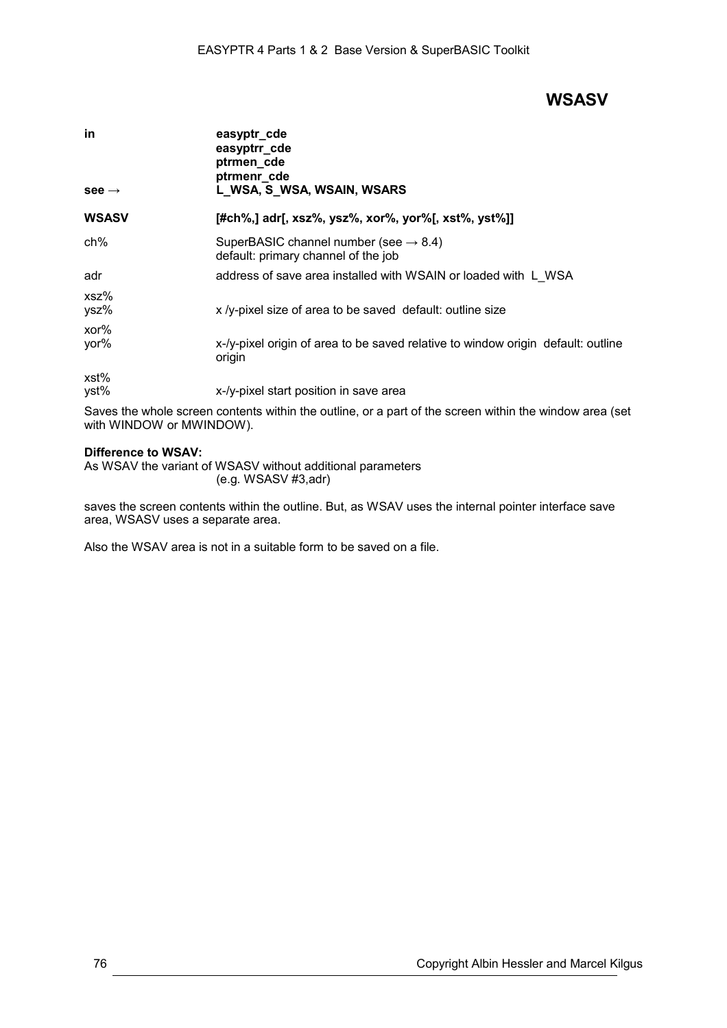# WSASV

| | |
|---|---|
| **in** | **easyptr_cde**<br>**easyptrr_cde**<br>**ptrmen_cde**<br>**ptrmenr_cde** |
| **see →** | **L_WSA, S_WSA, WSAIN, WSARS** |
| **WSASV** | **[#ch%,] adr[, xsz%, ysz%, xor%, yor%[, xst%, yst%]]** |
| ch% | SuperBASIC channel number (see → 8.4)<br>default: primary channel of the job |
| adr | address of save area installed with WSAIN or loaded with L_WSA |
| xsz%<br>ysz% | x /y-pixel size of area to be saved default: outline size |
| xor%<br>yor% | x-/y-pixel origin of area to be saved relative to window origin default: outline origin |
| xst%<br>yst% | x-/y-pixel start position in save area |

Saves the whole screen contents within the outline, or a part of the screen within the window area (set with WINDOW or MWINDOW).

**Difference to WSAV:**

As WSAV the variant of WSASV without additional parameters
(e.g. WSASV #3,adr)

saves the screen contents within the outline. But, as WSAV uses the internal pointer interface save area, WSASV uses a separate area.

Also the WSAV area is not in a suitable form to be saved on a file.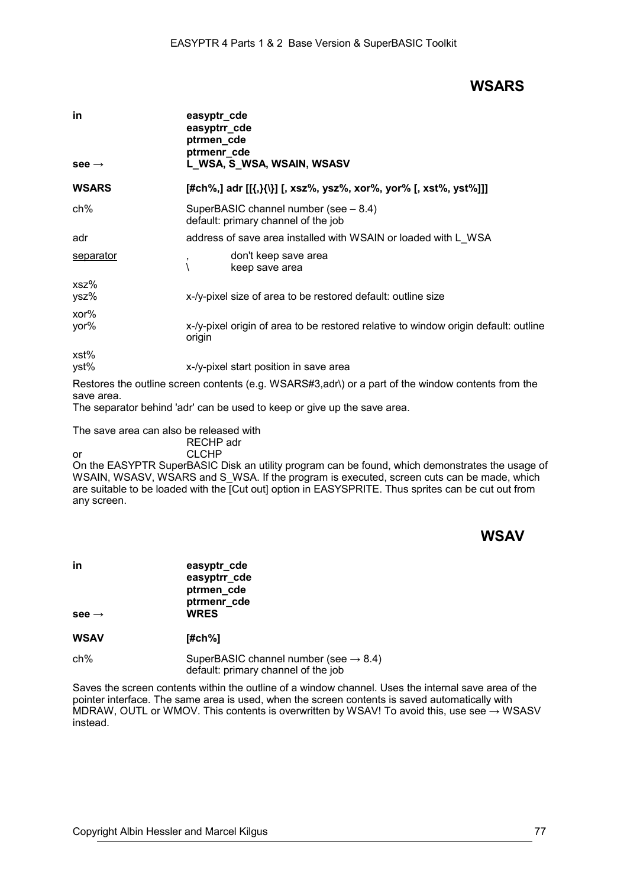## WSARS

| | |
|---|---|
| **in** | **easyptr_cde** |
| | **easyptrr_cde** |
| | **ptrmen_cde** |
| | **ptrmenr_cde** |
| **see →** | **L_WSA, S_WSA, WSAIN, WSASV** |
| **WSARS** | **[#ch%,] adr [[{,}{\}] [, xsz%, ysz%, xor%, yor% [, xst%, yst%]]]** |
| ch% | SuperBASIC channel number (see – 8.4) default: primary channel of the job |
| adr | address of save area installed with WSAIN or loaded with L_WSA |
| separator | , don't keep save area<br>\ keep save area |
| xsz% ysz% | x-/y-pixel size of area to be restored default: outline size |
| xor% yor% | x-/y-pixel origin of area to be restored relative to window origin default: outline origin |
| xst% yst% | x-/y-pixel start position in save area |

Restores the outline screen contents (e.g. WSARS#3,adr\) or a part of the window contents from the save area.
The separator behind 'adr' can be used to keep or give up the save area.

The save area can also be released with
RECHP adr
or CLCHP
On the EASYPTR SuperBASIC Disk an utility program can be found, which demonstrates the usage of WSAIN, WSASV, WSARS and S_WSA. If the program is executed, screen cuts can be made, which are suitable to be loaded with the [Cut out] option in EASYSPRITE. Thus sprites can be cut out from any screen.

## WSAV

| | |
|---|---|
| **in** | **easyptr_cde** |
| | **easyptrr_cde** |
| | **ptrmen_cde** |
| | **ptrmenr_cde** |
| **see →** | **WRES** |
| **WSAV** | **[#ch%]** |
| ch% | SuperBASIC channel number (see → 8.4) default: primary channel of the job |

Saves the screen contents within the outline of a window channel. Uses the internal save area of the pointer interface. The same area is used, when the screen contents is saved automatically with MDRAW, OUTL or WMOV. This contents is overwritten by WSAV! To avoid this, use see → WSASV instead.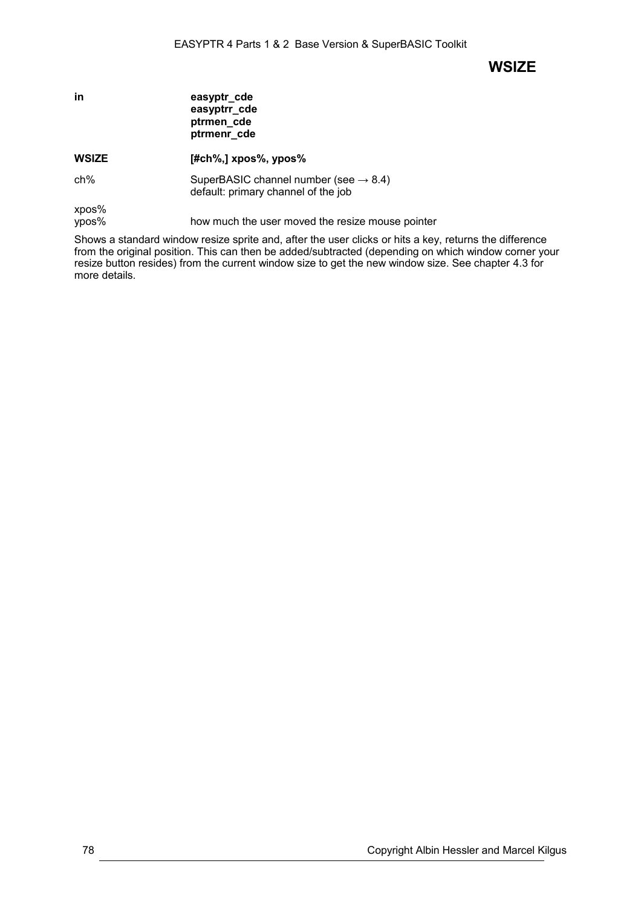# WSIZE

| | |
|---|---|
| **in** | **easyptr_cde**<br>**easyptrr_cde**<br>**ptrmen_cde**<br>**ptrmenr_cde** |
| **WSIZE** | **[#ch%,] xpos%, ypos%** |
| ch% | SuperBASIC channel number (see → 8.4)<br>default: primary channel of the job |
| xpos%<br>ypos% | how much the user moved the resize mouse pointer |

Shows a standard window resize sprite and, after the user clicks or hits a key, returns the difference from the original position. This can then be added/subtracted (depending on which window corner your resize button resides) from the current window size to get the new window size. See chapter 4.3 for more details.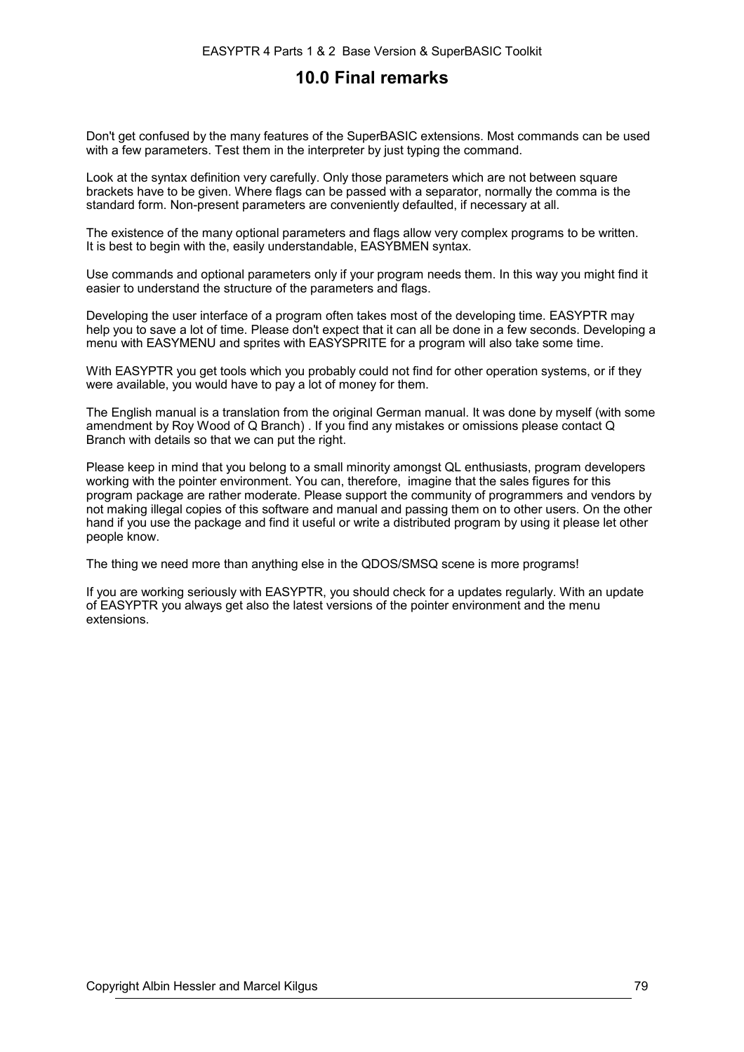# 10.0 Final remarks

Don't get confused by the many features of the SuperBASIC extensions. Most commands can be used with a few parameters. Test them in the interpreter by just typing the command.

Look at the syntax definition very carefully. Only those parameters which are not between square brackets have to be given. Where flags can be passed with a separator, normally the comma is the standard form. Non-present parameters are conveniently defaulted, if necessary at all.

The existence of the many optional parameters and flags allow very complex programs to be written. It is best to begin with the, easily understandable, EASYBMEN syntax.

Use commands and optional parameters only if your program needs them. In this way you might find it easier to understand the structure of the parameters and flags.

Developing the user interface of a program often takes most of the developing time. EASYPTR may help you to save a lot of time. Please don't expect that it can all be done in a few seconds. Developing a menu with EASYMENU and sprites with EASYSPRITE for a program will also take some time.

With EASYPTR you get tools which you probably could not find for other operation systems, or if they were available, you would have to pay a lot of money for them.

The English manual is a translation from the original German manual. It was done by myself (with some amendment by Roy Wood of Q Branch) . If you find any mistakes or omissions please contact Q Branch with details so that we can put the right.

Please keep in mind that you belong to a small minority amongst QL enthusiasts, program developers working with the pointer environment. You can, therefore, imagine that the sales figures for this program package are rather moderate. Please support the community of programmers and vendors by not making illegal copies of this software and manual and passing them on to other users. On the other hand if you use the package and find it useful or write a distributed program by using it please let other people know.

The thing we need more than anything else in the QDOS/SMSQ scene is more programs!

If you are working seriously with EASYPTR, you should check for a updates regularly. With an update of EASYPTR you always get also the latest versions of the pointer environment and the menu extensions.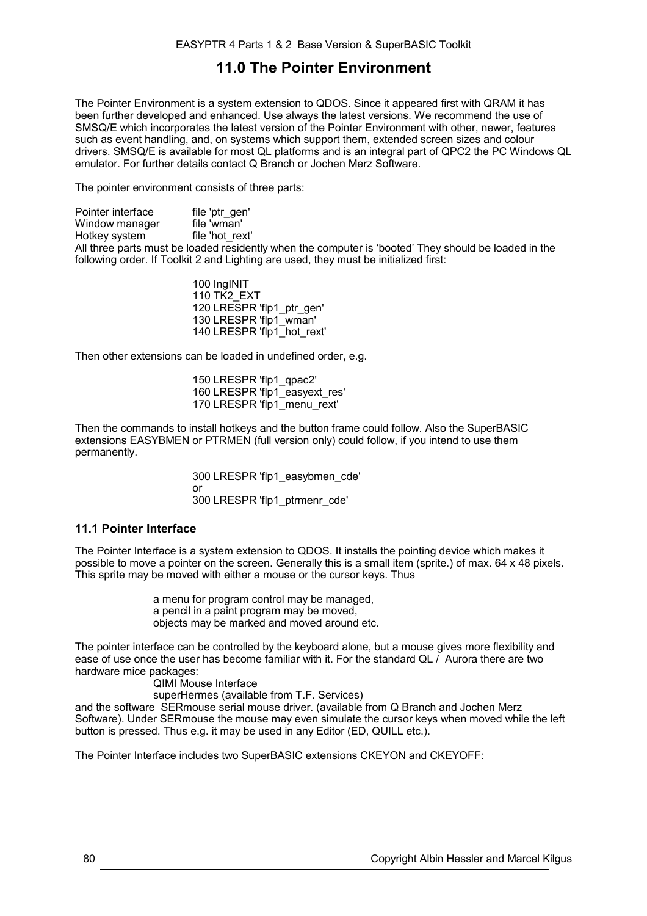# 11.0 The Pointer Environment

The Pointer Environment is a system extension to QDOS. Since it appeared first with QRAM it has been further developed and enhanced. Use always the latest versions. We recommend the use of SMSQ/E which incorporates the latest version of the Pointer Environment with other, newer, features such as event handling, and, on systems which support them, extended screen sizes and colour drivers. SMSQ/E is available for most QL platforms and is an integral part of QPC2 the PC Windows QL emulator. For further details contact Q Branch or Jochen Merz Software.

The pointer environment consists of three parts:

Pointer interface    file 'ptr_gen'
Window manager    file 'wman'
Hotkey system    file 'hot_rext'

All three parts must be loaded residently when the computer is 'booted' They should be loaded in the following order. If Toolkit 2 and Lighting are used, they must be initialized first:

```
100 lngINIT
110 TK2_EXT
120 LRESPR 'flp1_ptr_gen'
130 LRESPR 'flp1_wman'
140 LRESPR 'flp1_hot_rext'
```

Then other extensions can be loaded in undefined order, e.g.

```
150 LRESPR 'flp1_qpac2'
160 LRESPR 'flp1_easyext_res'
170 LRESPR 'flp1_menu_rext'
```

Then the commands to install hotkeys and the button frame could follow. Also the SuperBASIC extensions EASYBMEN or PTRMEN (full version only) could follow, if you intend to use them permanently.

```
300 LRESPR 'flp1_easybmen_cde'
or
300 LRESPR 'flp1_ptrmenr_cde'
```

## 11.1 Pointer Interface

The Pointer Interface is a system extension to QDOS. It installs the pointing device which makes it possible to move a pointer on the screen. Generally this is a small item (sprite.) of max. 64 x 48 pixels. This sprite may be moved with either a mouse or the cursor keys. Thus

a menu for program control may be managed,
a pencil in a paint program may be moved,
objects may be marked and moved around etc.

The pointer interface can be controlled by the keyboard alone, but a mouse gives more flexibility and ease of use once the user has become familiar with it. For the standard QL / Aurora there are two hardware mice packages:

QIMI Mouse Interface
superHermes (available from T.F. Services)

and the software SERmouse serial mouse driver. (available from Q Branch and Jochen Merz Software). Under SERmouse the mouse may even simulate the cursor keys when moved while the left button is pressed. Thus e.g. it may be used in any Editor (ED, QUILL etc.).

The Pointer Interface includes two SuperBASIC extensions CKEYON and CKEYOFF: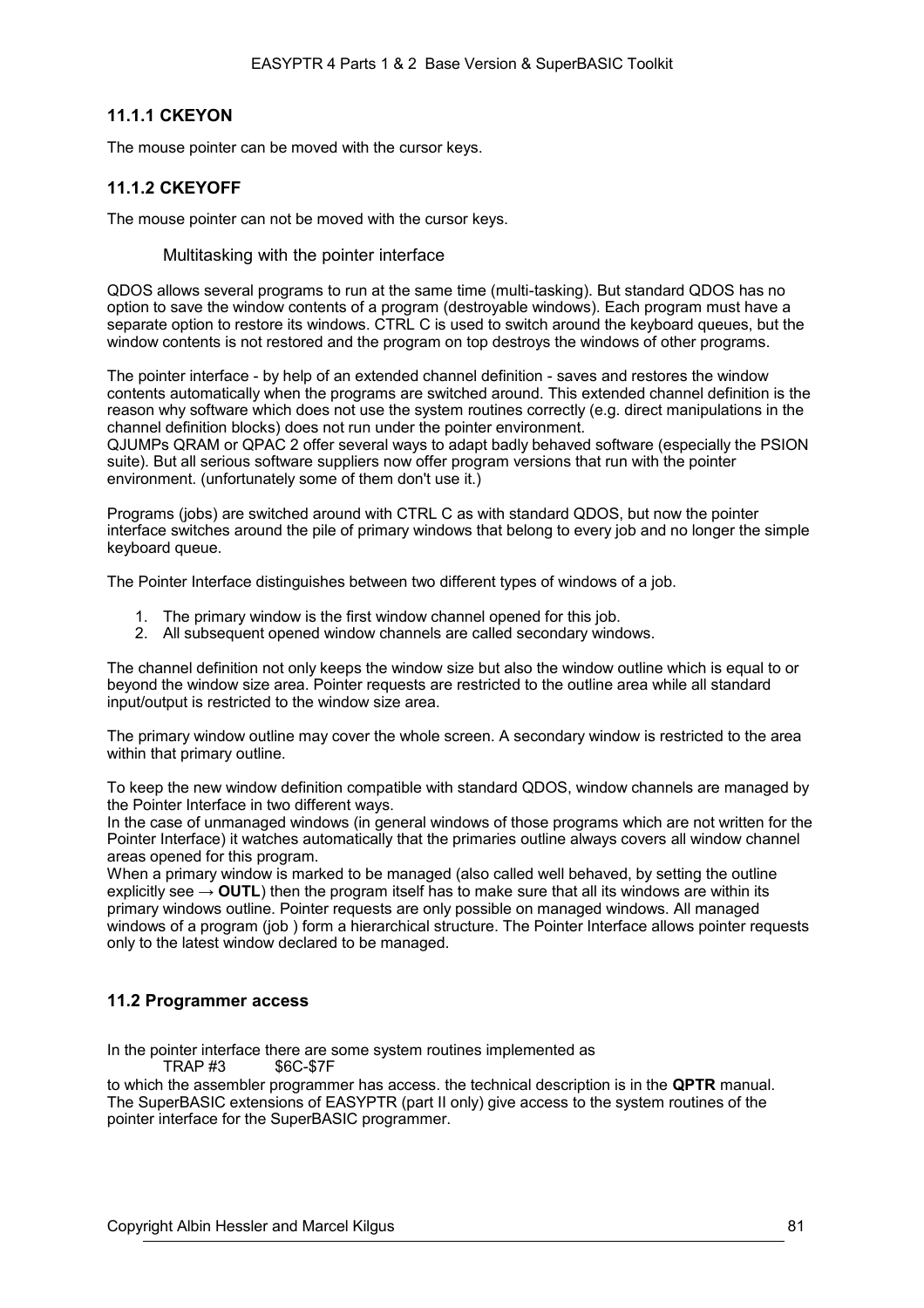### 11.1.1 CKEYON

The mouse pointer can be moved with the cursor keys.

### 11.1.2 CKEYOFF

The mouse pointer can not be moved with the cursor keys.

Multitasking with the pointer interface

QDOS allows several programs to run at the same time (multi-tasking). But standard QDOS has no option to save the window contents of a program (destroyable windows). Each program must have a separate option to restore its windows. CTRL C is used to switch around the keyboard queues, but the window contents is not restored and the program on top destroys the windows of other programs.

The pointer interface - by help of an extended channel definition - saves and restores the window contents automatically when the programs are switched around. This extended channel definition is the reason why software which does not use the system routines correctly (e.g. direct manipulations in the channel definition blocks) does not run under the pointer environment.
QJUMPs QRAM or QPAC 2 offer several ways to adapt badly behaved software (especially the PSION suite). But all serious software suppliers now offer program versions that run with the pointer environment. (unfortunately some of them don't use it.)

Programs (jobs) are switched around with CTRL C as with standard QDOS, but now the pointer interface switches around the pile of primary windows that belong to every job and no longer the simple keyboard queue.

The Pointer Interface distinguishes between two different types of windows of a job.

1. The primary window is the first window channel opened for this job.
2. All subsequent opened window channels are called secondary windows.

The channel definition not only keeps the window size but also the window outline which is equal to or beyond the window size area. Pointer requests are restricted to the outline area while all standard input/output is restricted to the window size area.

The primary window outline may cover the whole screen. A secondary window is restricted to the area within that primary outline.

To keep the new window definition compatible with standard QDOS, window channels are managed by the Pointer Interface in two different ways.
In the case of unmanaged windows (in general windows of those programs which are not written for the Pointer Interface) it watches automatically that the primaries outline always covers all window channel areas opened for this program.
When a primary window is marked to be managed (also called well behaved, by setting the outline explicitly see → **OUTL**) then the program itself has to make sure that all its windows are within its primary windows outline. Pointer requests are only possible on managed windows. All managed windows of a program (job ) form a hierarchical structure. The Pointer Interface allows pointer requests only to the latest window declared to be managed.

## 11.2 Programmer access

In the pointer interface there are some system routines implemented as

```
TRAP #3     $6C-$7F
```

to which the assembler programmer has access. the technical description is in the **QPTR** manual.
The SuperBASIC extensions of EASYPTR (part II only) give access to the system routines of the pointer interface for the SuperBASIC programmer.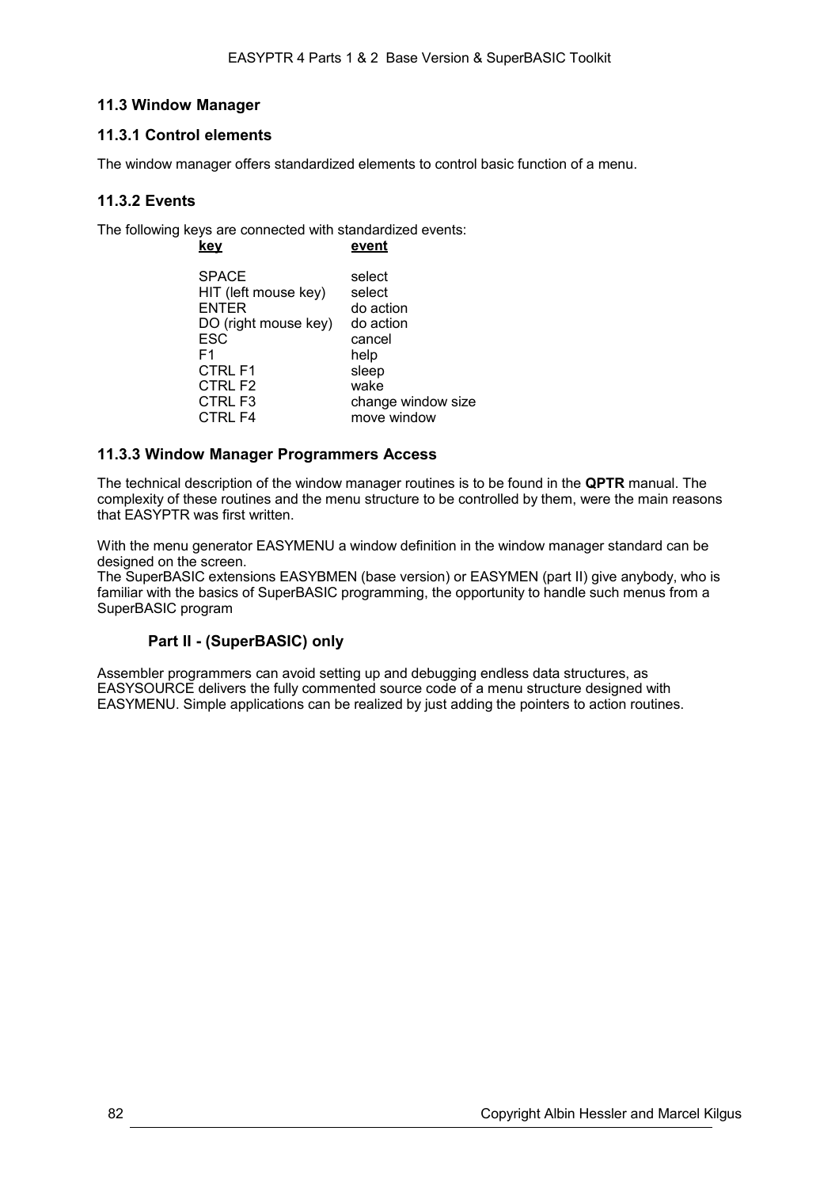## 11.3 Window Manager

### 11.3.1 Control elements

The window manager offers standardized elements to control basic function of a menu.

### 11.3.2 Events

The following keys are connected with standardized events:

| key | event |
|---|---|
| SPACE | select |
| HIT (left mouse key) | select |
| ENTER | do action |
| DO (right mouse key) | do action |
| ESC | cancel |
| F1 | help |
| CTRL F1 | sleep |
| CTRL F2 | wake |
| CTRL F3 | change window size |
| CTRL F4 | move window |

### 11.3.3 Window Manager Programmers Access

The technical description of the window manager routines is to be found in the **QPTR** manual. The complexity of these routines and the menu structure to be controlled by them, were the main reasons that EASYPTR was first written.

With the menu generator EASYMENU a window definition in the window manager standard can be designed on the screen.
The SuperBASIC extensions EASYBMEN (base version) or EASYMEN (part II) give anybody, who is familiar with the basics of SuperBASIC programming, the opportunity to handle such menus from a SuperBASIC program

#### Part II - (SuperBASIC) only

Assembler programmers can avoid setting up and debugging endless data structures, as EASYSOURCE delivers the fully commented source code of a menu structure designed with EASYMENU. Simple applications can be realized by just adding the pointers to action routines.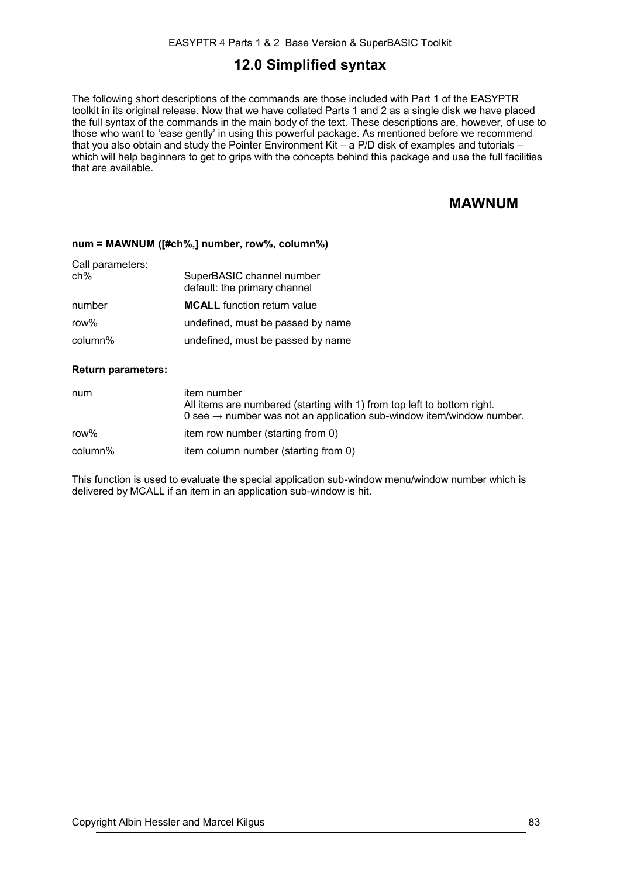# 12.0 Simplified syntax

The following short descriptions of the commands are those included with Part 1 of the EASYPTR toolkit in its original release. Now that we have collated Parts 1 and 2 as a single disk we have placed the full syntax of the commands in the main body of the text. These descriptions are, however, of use to those who want to 'ease gently' in using this powerful package. As mentioned before we recommend that you also obtain and study the Pointer Environment Kit – a P/D disk of examples and tutorials – which will help beginners to get to grips with the concepts behind this package and use the full facilities that are available.

## MAWNUM

**num = MAWNUM ([#ch%,] number, row%, column%)**

Call parameters:

| | |
|---|---|
| ch% | SuperBASIC channel number<br>default: the primary channel |
| number | **MCALL** function return value |
| row% | undefined, must be passed by name |
| column% | undefined, must be passed by name |

**Return parameters:**

| | |
|---|---|
| num | item number<br>All items are numbered (starting with 1) from top left to bottom right.<br>0 see → number was not an application sub-window item/window number. |
| row% | item row number (starting from 0) |
| column% | item column number (starting from 0) |

This function is used to evaluate the special application sub-window menu/window number which is delivered by MCALL if an item in an application sub-window is hit.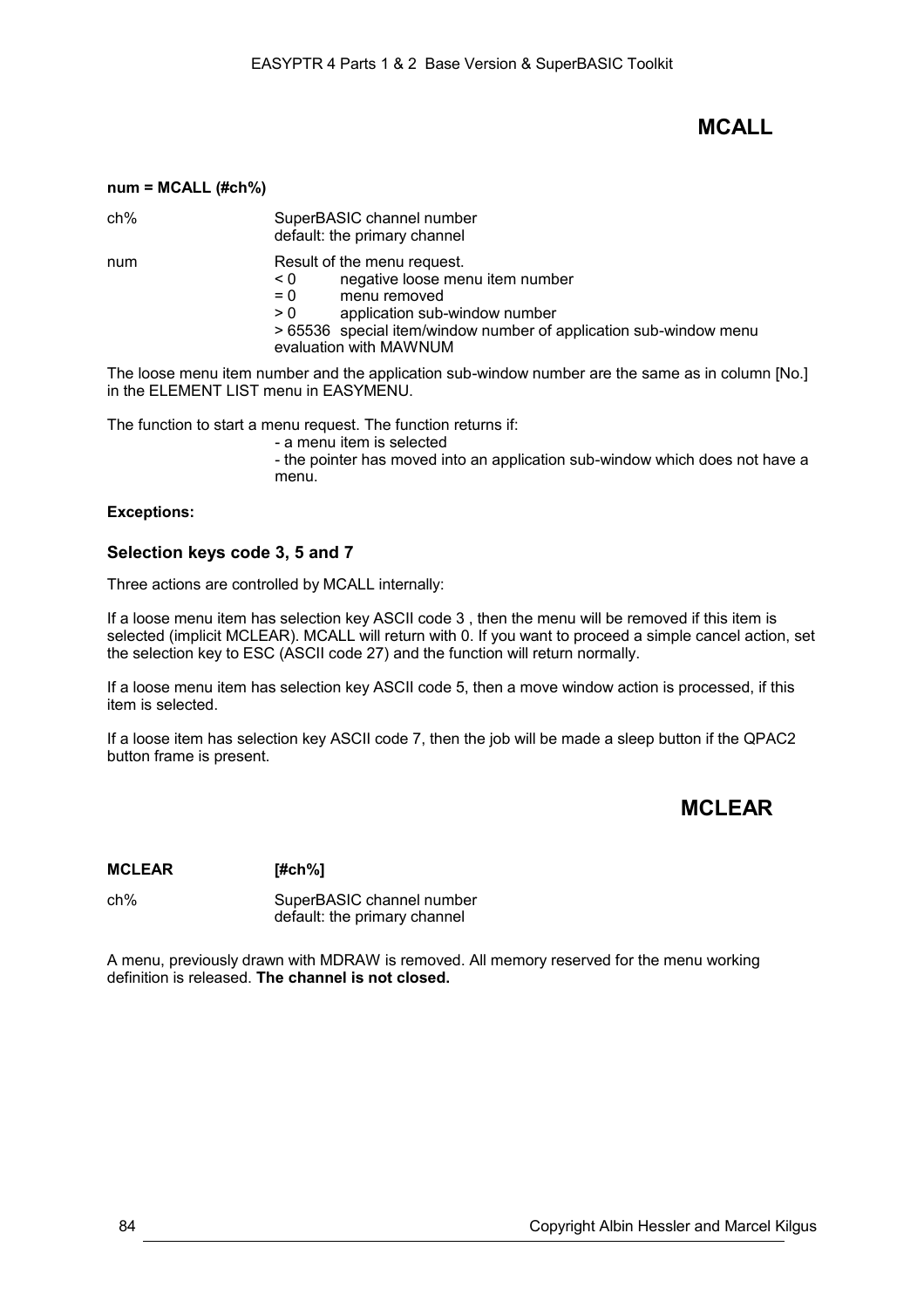## MCALL

**num = MCALL (#ch%)**

| | |
|---|---|
| ch% | SuperBASIC channel number<br>default: the primary channel |
| num | Result of the menu request.<br>< 0 negative loose menu item number<br>= 0 menu removed<br>> 0 application sub-window number<br>> 65536 special item/window number of application sub-window menu evaluation with MAWNUM |

The loose menu item number and the application sub-window number are the same as in column [No.] in the ELEMENT LIST menu in EASYMENU.

The function to start a menu request. The function returns if:

- a menu item is selected
- the pointer has moved into an application sub-window which does not have a menu.

**Exceptions:**

### Selection keys code 3, 5 and 7

Three actions are controlled by MCALL internally:

If a loose menu item has selection key ASCII code 3 , then the menu will be removed if this item is selected (implicit MCLEAR). MCALL will return with 0. If you want to proceed a simple cancel action, set the selection key to ESC (ASCII code 27) and the function will return normally.

If a loose menu item has selection key ASCII code 5, then a move window action is processed, if this item is selected.

If a loose item has selection key ASCII code 7, then the job will be made a sleep button if the QPAC2 button frame is present.

## MCLEAR

**MCLEAR [#ch%]**

| | |
|---|---|
| ch% | SuperBASIC channel number<br>default: the primary channel |

A menu, previously drawn with MDRAW is removed. All memory reserved for the menu working definition is released. **The channel is not closed.**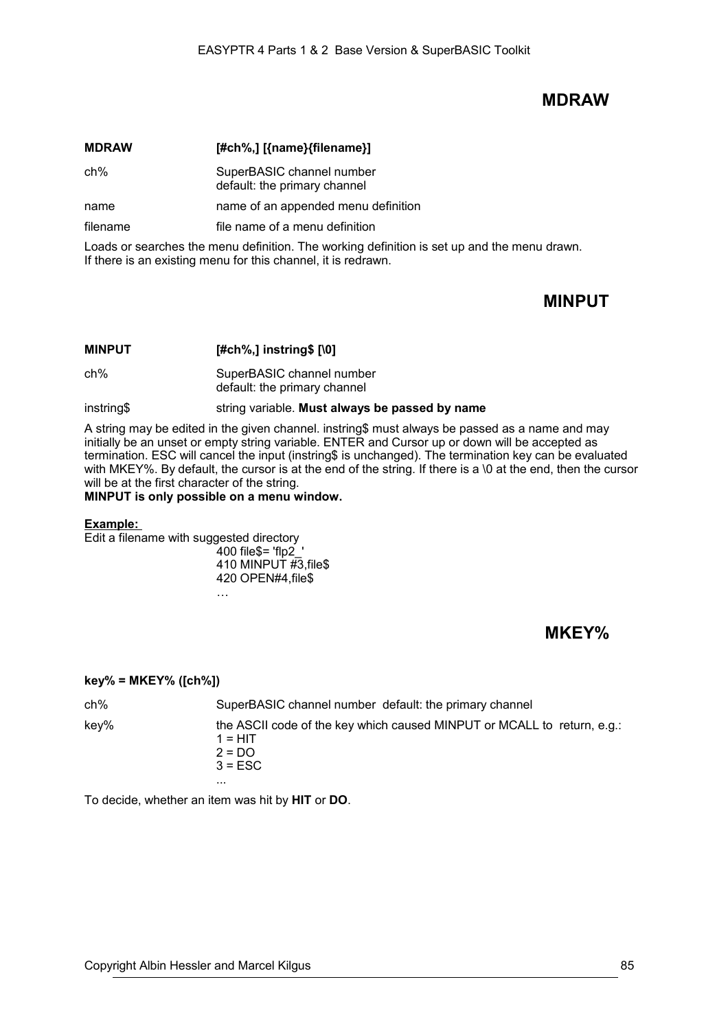## MDRAW

**MDRAW** **[#ch%,] [{name}{filename}]**

| | |
|---|---|
| ch% | SuperBASIC channel number<br>default: the primary channel |
| name | name of an appended menu definition |
| filename | file name of a menu definition |

Loads or searches the menu definition. The working definition is set up and the menu drawn. If there is an existing menu for this channel, it is redrawn.

## MINPUT

**MINPUT** **[#ch%,] instring$ [\0]**

| | |
|---|---|
| ch% | SuperBASIC channel number<br>default: the primary channel |
| instring$ | string variable. **Must always be passed by name** |

A string may be edited in the given channel. instring$ must always be passed as a name and may initially be an unset or empty string variable. ENTER and Cursor up or down will be accepted as termination. ESC will cancel the input (instring$ is unchanged). The termination key can be evaluated with MKEY%. By default, the cursor is at the end of the string. If there is a \0 at the end, then the cursor will be at the first character of the string.
**MINPUT is only possible on a menu window.**

**Example:**
Edit a filename with suggested directory

```
400 file$= 'flp2_'
410 MINPUT #3,file$
420 OPEN#4,file$
…
```

## MKEY%

**key% = MKEY% ([ch%])**

| | |
|---|---|
| ch% | SuperBASIC channel number default: the primary channel |
| key% | the ASCII code of the key which caused MINPUT or MCALL to return, e.g.:<br>1 = HIT<br>2 = DO<br>3 = ESC<br>... |

To decide, whether an item was hit by **HIT** or **DO**.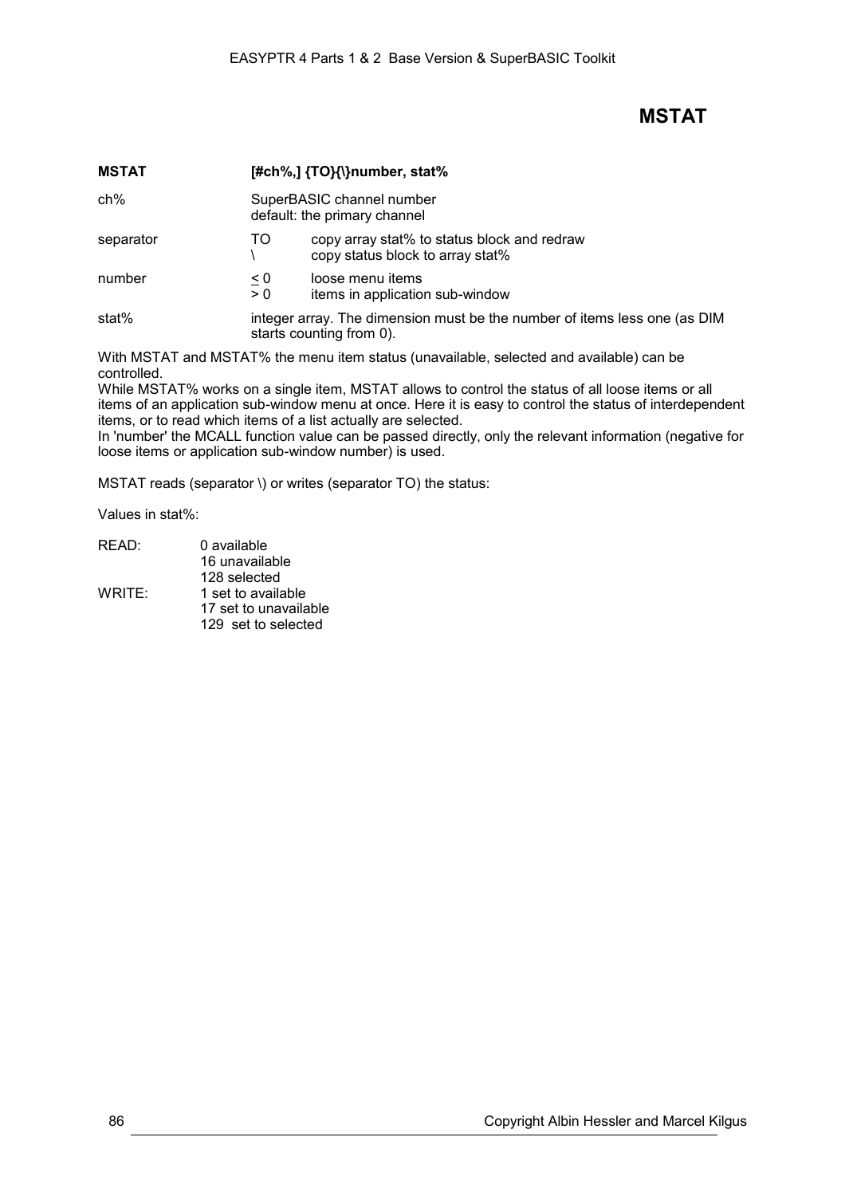# MSTAT

| **MSTAT** | **[#ch%,] {TO}{\}number, stat%** | |
|---|---|---|
| ch% | SuperBASIC channel number<br>default: the primary channel | |
| separator | TO<br>\ | copy array stat% to status block and redraw<br>copy status block to array stat% |
| number | $\leq 0$<br>$> 0$ | loose menu items<br>items in application sub-window |
| stat% | integer array. The dimension must be the number of items less one (as DIM starts counting from 0). | |

With MSTAT and MSTAT% the menu item status (unavailable, selected and available) can be controlled.
While MSTAT% works on a single item, MSTAT allows to control the status of all loose items or all items of an application sub-window menu at once. Here it is easy to control the status of interdependent items, or to read which items of a list actually are selected.
In 'number' the MCALL function value can be passed directly, only the relevant information (negative for loose items or application sub-window number) is used.

MSTAT reads (separator \) or writes (separator TO) the status:

Values in stat%:

| | |
|---|---|
| READ: | 0 available<br>16 unavailable<br>128 selected |
| WRITE: | 1 set to available<br>17 set to unavailable<br>129 set to selected |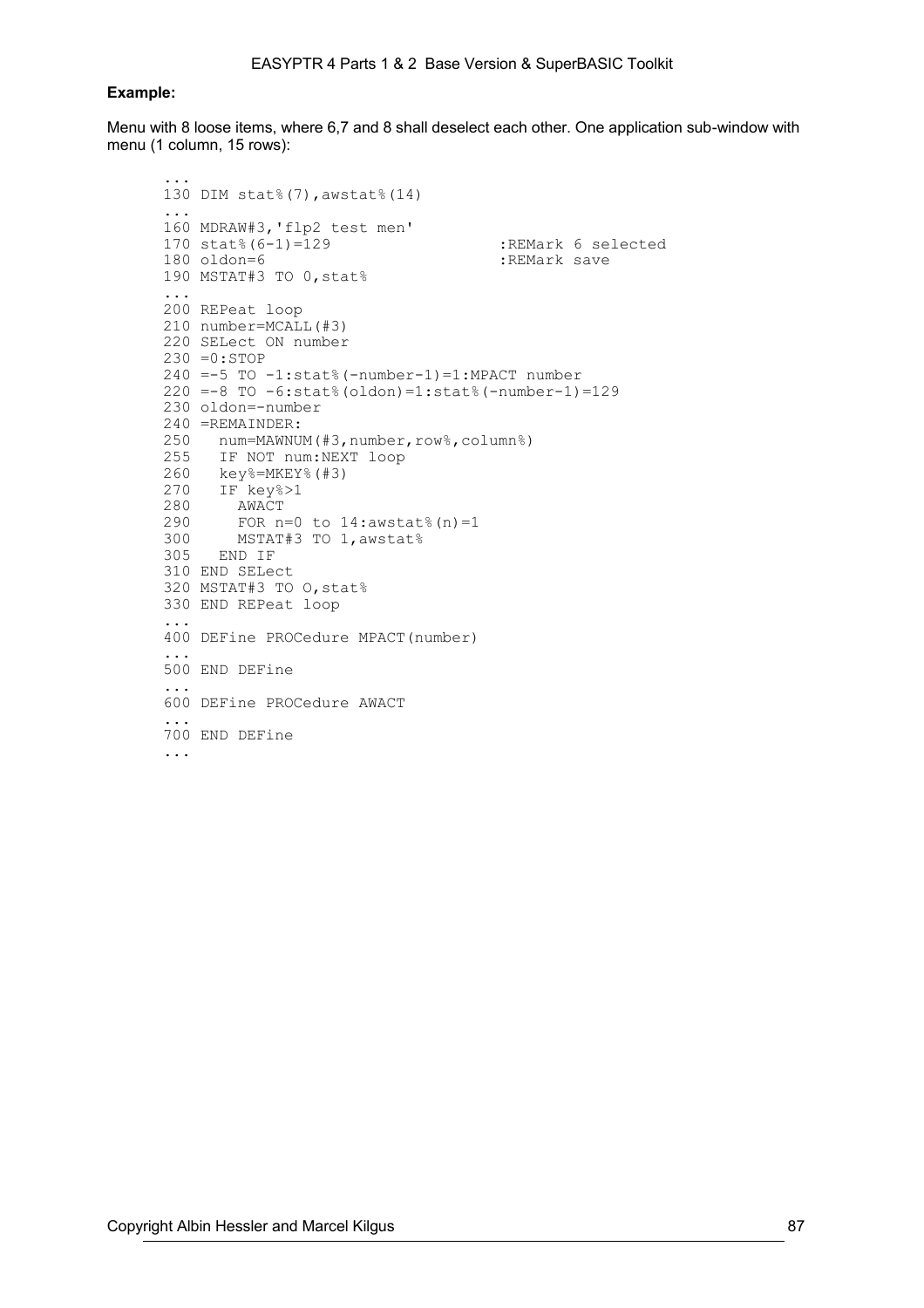**Example:**

Menu with 8 loose items, where 6,7 and 8 shall deselect each other. One application sub-window with menu (1 column, 15 rows):

```
...
130 DIM stat%(7),awstat%(14)
...
160 MDRAW#3,'flp2 test men'
170 stat%(6-1)=129                 :REMark 6 selected
180 oldon=6                        :REMark save
190 MSTAT#3 TO 0,stat%
...
200 REPeat loop
210 number=MCALL(#3)
220 SELect ON number
230 =0:STOP
240 =-5 TO -1:stat%(-number-1)=1:MPACT number
220 =-8 TO -6:stat%(oldon)=1:stat%(-number-1)=129
230 oldon=-number
240 =REMAINDER:
250   num=MAWNUM(#3,number,row%,column%)
255   IF NOT num:NEXT loop
260   key%=MKEY%(#3)
270   IF key%>1
280     AWACT
290     FOR n=0 to 14:awstat%(n)=1
300     MSTAT#3 TO 1,awstat%
305   END IF
310 END SELect
320 MSTAT#3 TO O,stat%
330 END REPeat loop
...
400 DEFine PROCedure MPACT(number)
...
500 END DEFine
...
600 DEFine PROCedure AWACT
...
700 END DEFine
...
```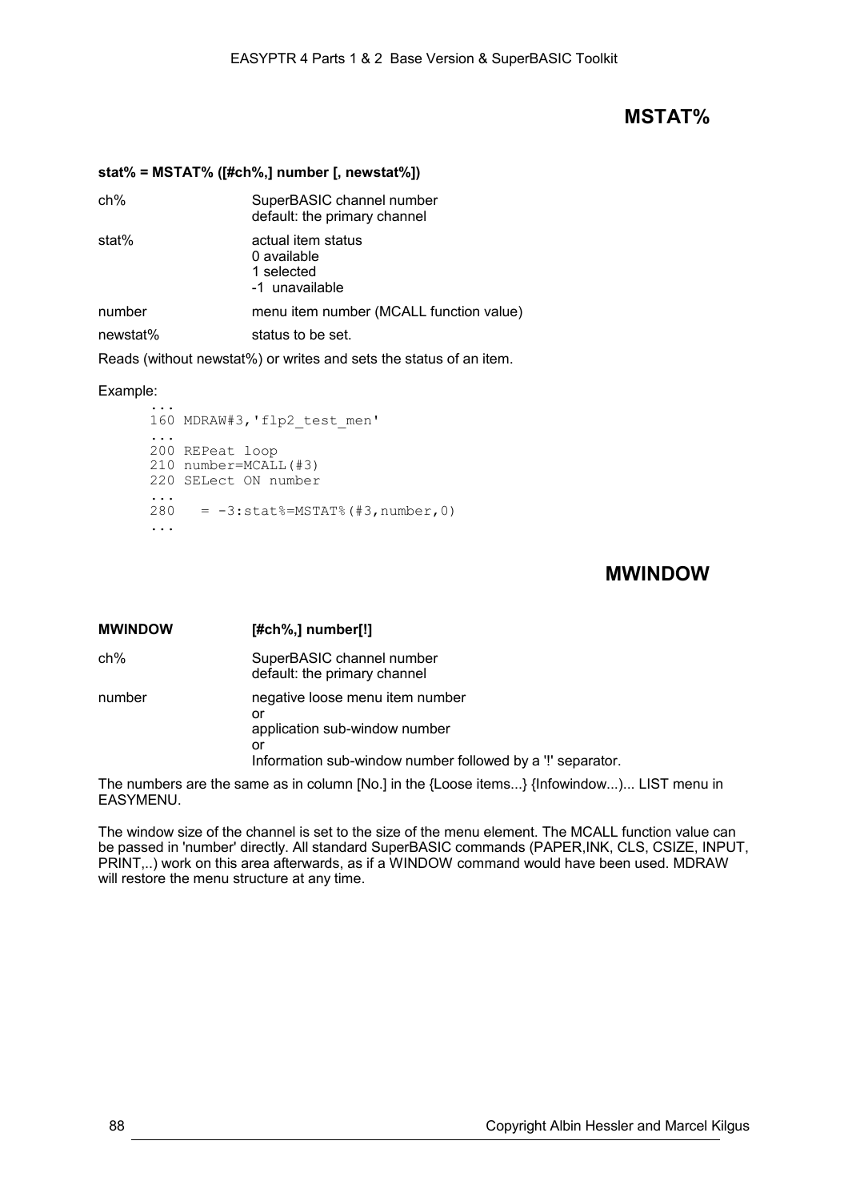## MSTAT%

**stat% = MSTAT% ([#ch%,] number [, newstat%])**

| | |
|---|---|
| ch% | SuperBASIC channel number<br>default: the primary channel |
| stat% | actual item status<br>0 available<br>1 selected<br>-1 unavailable |
| number | menu item number (MCALL function value) |
| newstat% | status to be set. |

Reads (without newstat%) or writes and sets the status of an item.

Example:

```
...
160 MDRAW#3,'flp2_test_men'
...
200 REPeat loop
210 number=MCALL(#3)
220 SELect ON number
...
280   = -3:stat%=MSTAT%(#3,number,0)
...
```

## MWINDOW

| | |
|---|---|
| **MWINDOW** | **[#ch%,] number[!]** |
| ch% | SuperBASIC channel number<br>default: the primary channel |
| number | negative loose menu item number<br>or<br>application sub-window number<br>or<br>Information sub-window number followed by a '!' separator. |

The numbers are the same as in column [No.] in the {Loose items...} {Infowindow...)... LIST menu in EASYMENU.

The window size of the channel is set to the size of the menu element. The MCALL function value can be passed in 'number' directly. All standard SuperBASIC commands (PAPER,INK, CLS, CSIZE, INPUT, PRINT,..) work on this area afterwards, as if a WINDOW command would have been used. MDRAW will restore the menu structure at any time.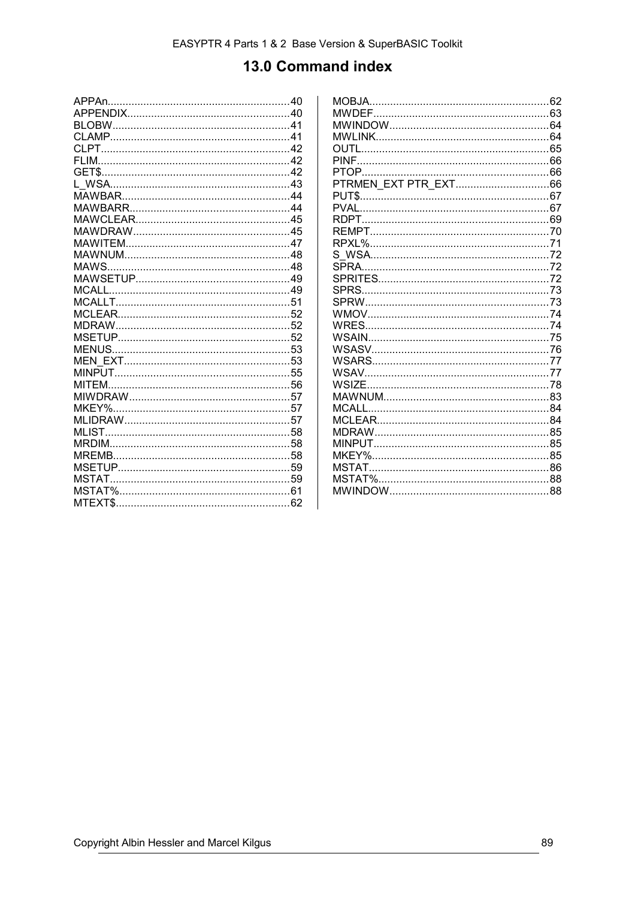# 13.0 Command index

APPAn.............................................................40
APPENDIX......................................................40
BLOBW...........................................................41
CLAMP............................................................41
CLPT...............................................................42
FLIM................................................................42
GET$...............................................................42
L_WSA............................................................43
MAWBAR........................................................44
MAWBARR.....................................................44
MAWCLEAR...................................................45
MAWDRAW....................................................45
MAWITEM.......................................................47
MAWNUM.......................................................48
MAWS.............................................................48
MAWSETUP...................................................49
MCALL............................................................49
MCALLT..........................................................51
MCLEAR.........................................................52
MDRAW..........................................................52
MSETUP.........................................................52
MENUS...........................................................53
MEN_EXT.......................................................53
MINPUT..........................................................55
MITEM.............................................................56
MIWDRAW......................................................57
MKEY%...........................................................57
MLIDRAW.......................................................57
MLIST..............................................................58
MRDIM............................................................58
MREMB...........................................................58
MSETUP.........................................................59
MSTAT............................................................59
MSTAT%.........................................................61
MTEXT$..........................................................62
MOBJA............................................................62
MWDEF...........................................................63
MWINDOW.....................................................64
MWLINK..........................................................64
OUTL...............................................................65
PINF................................................................66
PTOP...............................................................66
PTRMEN_EXT PTR_EXT...............................66
PUT$...............................................................67
PVAL...............................................................67
RDPT..............................................................69
REMPT............................................................70
RPXL%............................................................71
S_WSA............................................................72
SPRA...............................................................72
SPRITES.........................................................72
SPRS...............................................................73
SPRW..............................................................73
WMOV.............................................................74
WRES.............................................................74
WSAIN............................................................75
WSASV...........................................................76
WSARS...........................................................77
WSAV..............................................................77
WSIZE.............................................................78
MAWNUM.......................................................83
MCALL............................................................84
MCLEAR.........................................................84
MDRAW..........................................................85
MINPUT..........................................................85
MKEY%...........................................................85
MSTAT............................................................86
MSTAT%.........................................................88
MWINDOW.....................................................88